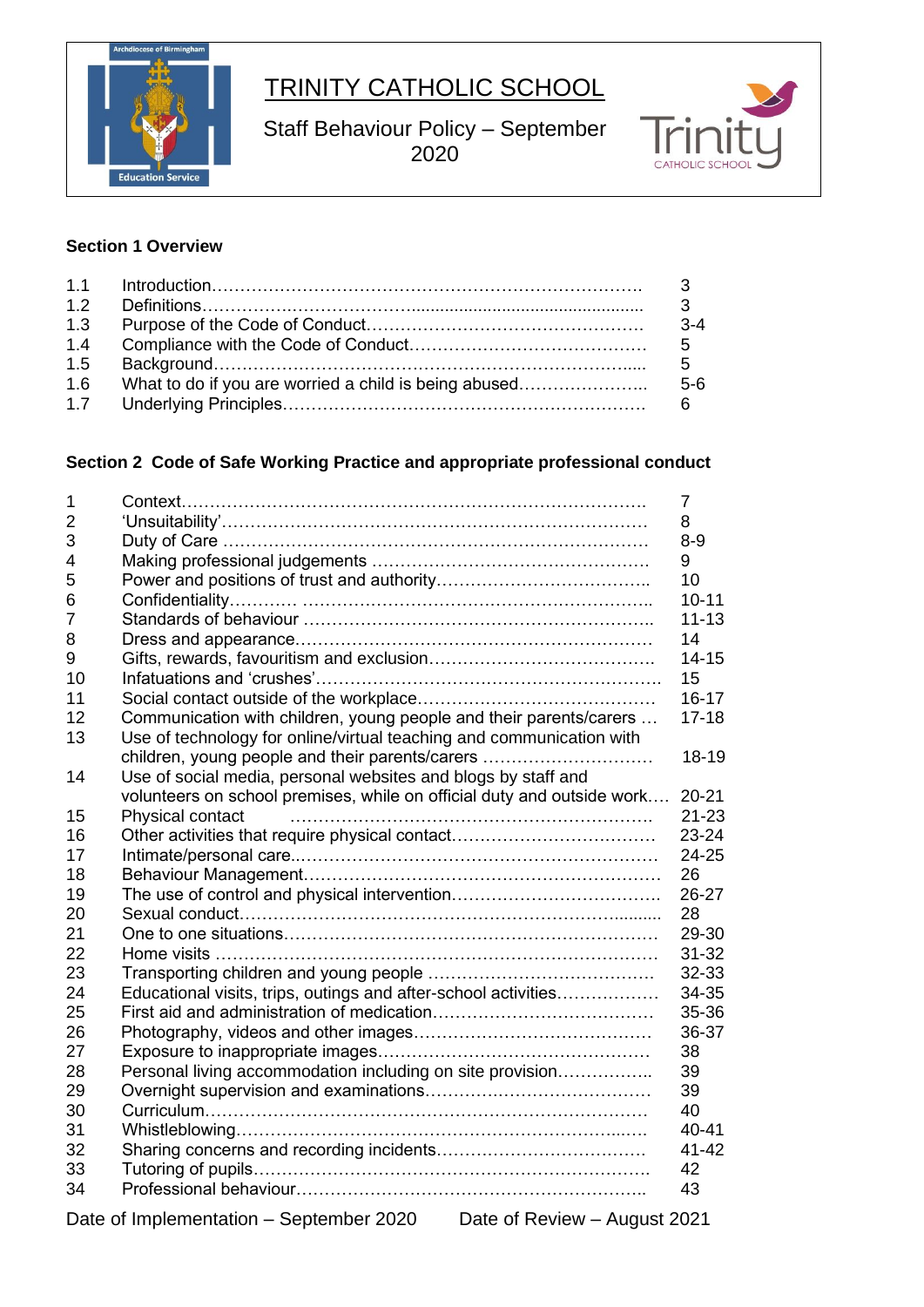# TRINITY CATHOLIC SCHOOL

Staff Behaviour Policy – September 2020

**Section 1 Overview**

| | | |
|---|---|---|
| 1.1 | Introduction | 3 |
| 1.2 | Definitions | 3 |
| 1.3 | Purpose of the Code of Conduct | 3-4 |
| 1.4 | Compliance with the Code of Conduct | 5 |
| 1.5 | Background | 5 |
| 1.6 | What to do if you are worried a child is being abused | 5-6 |
| 1.7 | Underlying Principles | 6 |

**Section 2 Code of Safe Working Practice and appropriate professional conduct**

| | | |
|---|---|---|
| 1 | Context | 7 |
| 2 | 'Unsuitability' | 8 |
| 3 | Duty of Care | 8-9 |
| 4 | Making professional judgements | 9 |
| 5 | Power and positions of trust and authority | 10 |
| 6 | Confidentiality | 10-11 |
| 7 | Standards of behaviour | 11-13 |
| 8 | Dress and appearance | 14 |
| 9 | Gifts, rewards, favouritism and exclusion | 14-15 |
| 10 | Infatuations and 'crushes' | 15 |
| 11 | Social contact outside of the workplace | 16-17 |
| 12 | Communication with children, young people and their parents/carers | 17-18 |
| 13 | Use of technology for online/virtual teaching and communication with children, young people and their parents/carers | 18-19 |
| 14 | Use of social media, personal websites and blogs by staff and volunteers on school premises, while on official duty and outside work | 20-21 |
| 15 | Physical contact | 21-23 |
| 16 | Other activities that require physical contact | 23-24 |
| 17 | Intimate/personal care | 24-25 |
| 18 | Behaviour Management | 26 |
| 19 | The use of control and physical intervention | 26-27 |
| 20 | Sexual conduct | 28 |
| 21 | One to one situations | 29-30 |
| 22 | Home visits | 31-32 |
| 23 | Transporting children and young people | 32-33 |
| 24 | Educational visits, trips, outings and after-school activities | 34-35 |
| 25 | First aid and administration of medication | 35-36 |
| 26 | Photography, videos and other images | 36-37 |
| 27 | Exposure to inappropriate images | 38 |
| 28 | Personal living accommodation including on site provision | 39 |
| 29 | Overnight supervision and examinations | 39 |
| 30 | Curriculum | 40 |
| 31 | Whistleblowing | 40-41 |
| 32 | Sharing concerns and recording incidents | 41-42 |
| 33 | Tutoring of pupils | 42 |
| 34 | Professional behaviour | 43 |

Date of Implementation – September 2020 Date of Review – August 2021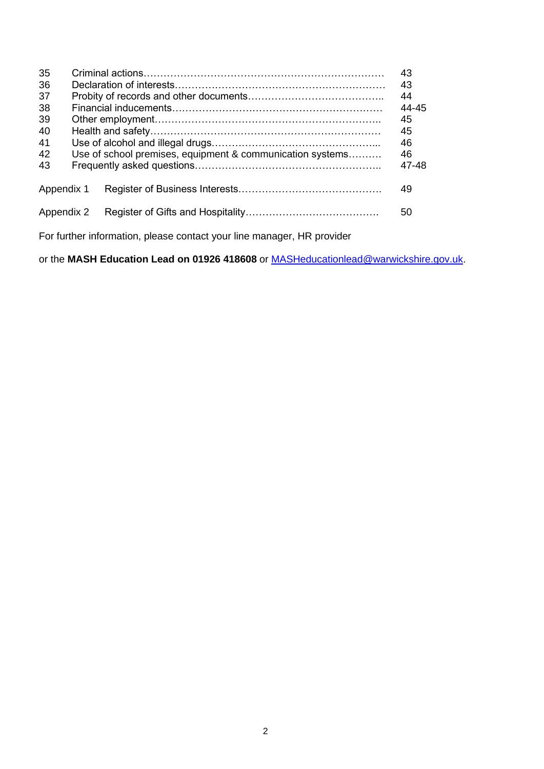| | | |
|---|---|---|
| 35 | Criminal actions | 43 |
| 36 | Declaration of interests | 43 |
| 37 | Probity of records and other documents | 44 |
| 38 | Financial inducements | 44-45 |
| 39 | Other employment | 45 |
| 40 | Health and safety | 45 |
| 41 | Use of alcohol and illegal drugs | 46 |
| 42 | Use of school premises, equipment & communication systems | 46 |
| 43 | Frequently asked questions | 47-48 |
| Appendix 1 | Register of Business Interests | 49 |
| Appendix 2 | Register of Gifts and Hospitality | 50 |

For further information, please contact your line manager, HR provider

or the **MASH Education Lead on 01926 418608** or [MASHeducationlead@warwickshire.gov.uk](mailto:MASHeducationlead@warwickshire.gov.uk).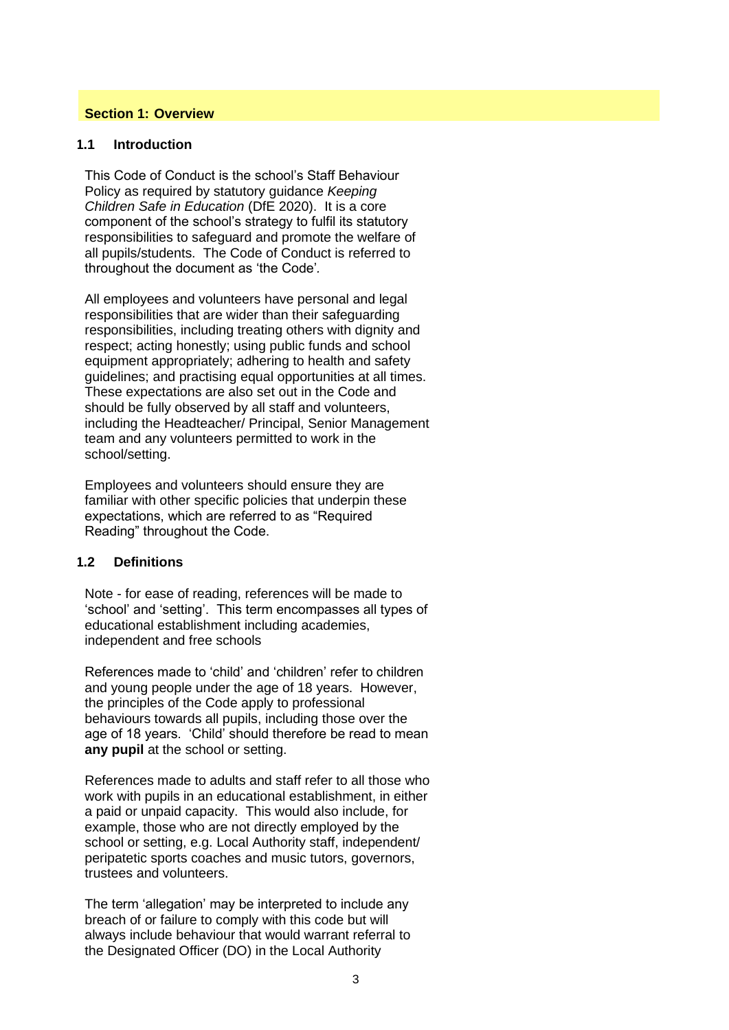## Section 1: Overview

### 1.1 Introduction

This Code of Conduct is the school's Staff Behaviour Policy as required by statutory guidance *Keeping Children Safe in Education* (DfE 2020). It is a core component of the school's strategy to fulfil its statutory responsibilities to safeguard and promote the welfare of all pupils/students. The Code of Conduct is referred to throughout the document as 'the Code'.

All employees and volunteers have personal and legal responsibilities that are wider than their safeguarding responsibilities, including treating others with dignity and respect; acting honestly; using public funds and school equipment appropriately; adhering to health and safety guidelines; and practising equal opportunities at all times. These expectations are also set out in the Code and should be fully observed by all staff and volunteers, including the Headteacher/ Principal, Senior Management team and any volunteers permitted to work in the school/setting.

Employees and volunteers should ensure they are familiar with other specific policies that underpin these expectations, which are referred to as "Required Reading" throughout the Code.

### 1.2 Definitions

Note - for ease of reading, references will be made to 'school' and 'setting'. This term encompasses all types of educational establishment including academies, independent and free schools

References made to 'child' and 'children' refer to children and young people under the age of 18 years. However, the principles of the Code apply to professional behaviours towards all pupils, including those over the age of 18 years. 'Child' should therefore be read to mean **any pupil** at the school or setting.

References made to adults and staff refer to all those who work with pupils in an educational establishment, in either a paid or unpaid capacity. This would also include, for example, those who are not directly employed by the school or setting, e.g. Local Authority staff, independent/ peripatetic sports coaches and music tutors, governors, trustees and volunteers.

The term 'allegation' may be interpreted to include any breach of or failure to comply with this code but will always include behaviour that would warrant referral to the Designated Officer (DO) in the Local Authority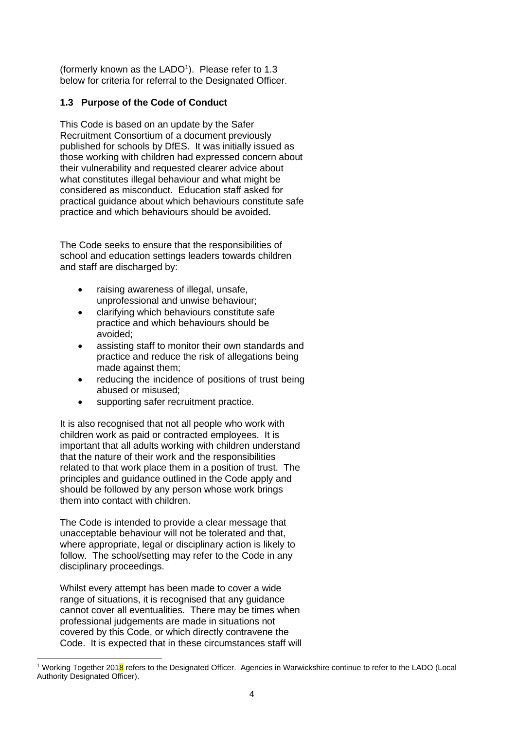(formerly known as the LADO[1]). Please refer to 1.3 below for criteria for referral to the Designated Officer.

### 1.3 Purpose of the Code of Conduct

This Code is based on an update by the Safer Recruitment Consortium of a document previously published for schools by DfES. It was initially issued as those working with children had expressed concern about their vulnerability and requested clearer advice about what constitutes illegal behaviour and what might be considered as misconduct. Education staff asked for practical guidance about which behaviours constitute safe practice and which behaviours should be avoided.

The Code seeks to ensure that the responsibilities of school and education settings leaders towards children and staff are discharged by:

- raising awareness of illegal, unsafe, unprofessional and unwise behaviour;
- clarifying which behaviours constitute safe practice and which behaviours should be avoided;
- assisting staff to monitor their own standards and practice and reduce the risk of allegations being made against them;
- reducing the incidence of positions of trust being abused or misused;
- supporting safer recruitment practice.

It is also recognised that not all people who work with children work as paid or contracted employees. It is important that all adults working with children understand that the nature of their work and the responsibilities related to that work place them in a position of trust. The principles and guidance outlined in the Code apply and should be followed by any person whose work brings them into contact with children.

The Code is intended to provide a clear message that unacceptable behaviour will not be tolerated and that, where appropriate, legal or disciplinary action is likely to follow. The school/setting may refer to the Code in any disciplinary proceedings.

Whilst every attempt has been made to cover a wide range of situations, it is recognised that any guidance cannot cover all eventualities. There may be times when professional judgements are made in situations not covered by this Code, or which directly contravene the Code. It is expected that in these circumstances staff will

---

[1] Working Together 2018 refers to the Designated Officer. Agencies in Warwickshire continue to refer to the LADO (Local Authority Designated Officer).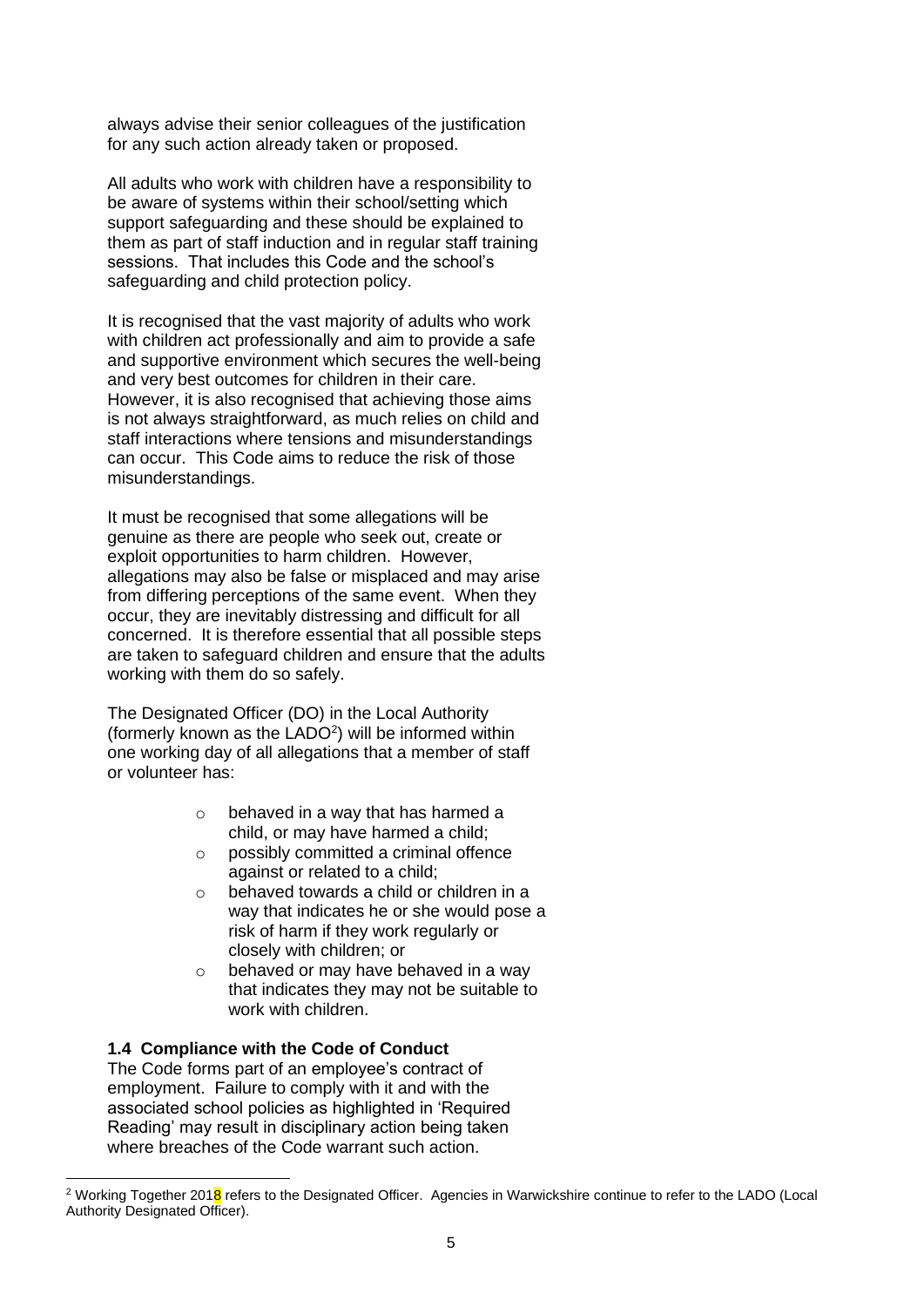always advise their senior colleagues of the justification for any such action already taken or proposed.

All adults who work with children have a responsibility to be aware of systems within their school/setting which support safeguarding and these should be explained to them as part of staff induction and in regular staff training sessions. That includes this Code and the school's safeguarding and child protection policy.

It is recognised that the vast majority of adults who work with children act professionally and aim to provide a safe and supportive environment which secures the well-being and very best outcomes for children in their care. However, it is also recognised that achieving those aims is not always straightforward, as much relies on child and staff interactions where tensions and misunderstandings can occur. This Code aims to reduce the risk of those misunderstandings.

It must be recognised that some allegations will be genuine as there are people who seek out, create or exploit opportunities to harm children. However, allegations may also be false or misplaced and may arise from differing perceptions of the same event. When they occur, they are inevitably distressing and difficult for all concerned. It is therefore essential that all possible steps are taken to safeguard children and ensure that the adults working with them do so safely.

The Designated Officer (DO) in the Local Authority (formerly known as the LADO[2]) will be informed within one working day of all allegations that a member of staff or volunteer has:

- behaved in a way that has harmed a child, or may have harmed a child;
- possibly committed a criminal offence against or related to a child;
- behaved towards a child or children in a way that indicates he or she would pose a risk of harm if they work regularly or closely with children; or
- behaved or may have behaved in a way that indicates they may not be suitable to work with children.

**1.4 Compliance with the Code of Conduct**

The Code forms part of an employee's contract of employment. Failure to comply with it and with the associated school policies as highlighted in 'Required Reading' may result in disciplinary action being taken where breaches of the Code warrant such action.

[2] Working Together 2018 refers to the Designated Officer. Agencies in Warwickshire continue to refer to the LADO (Local Authority Designated Officer).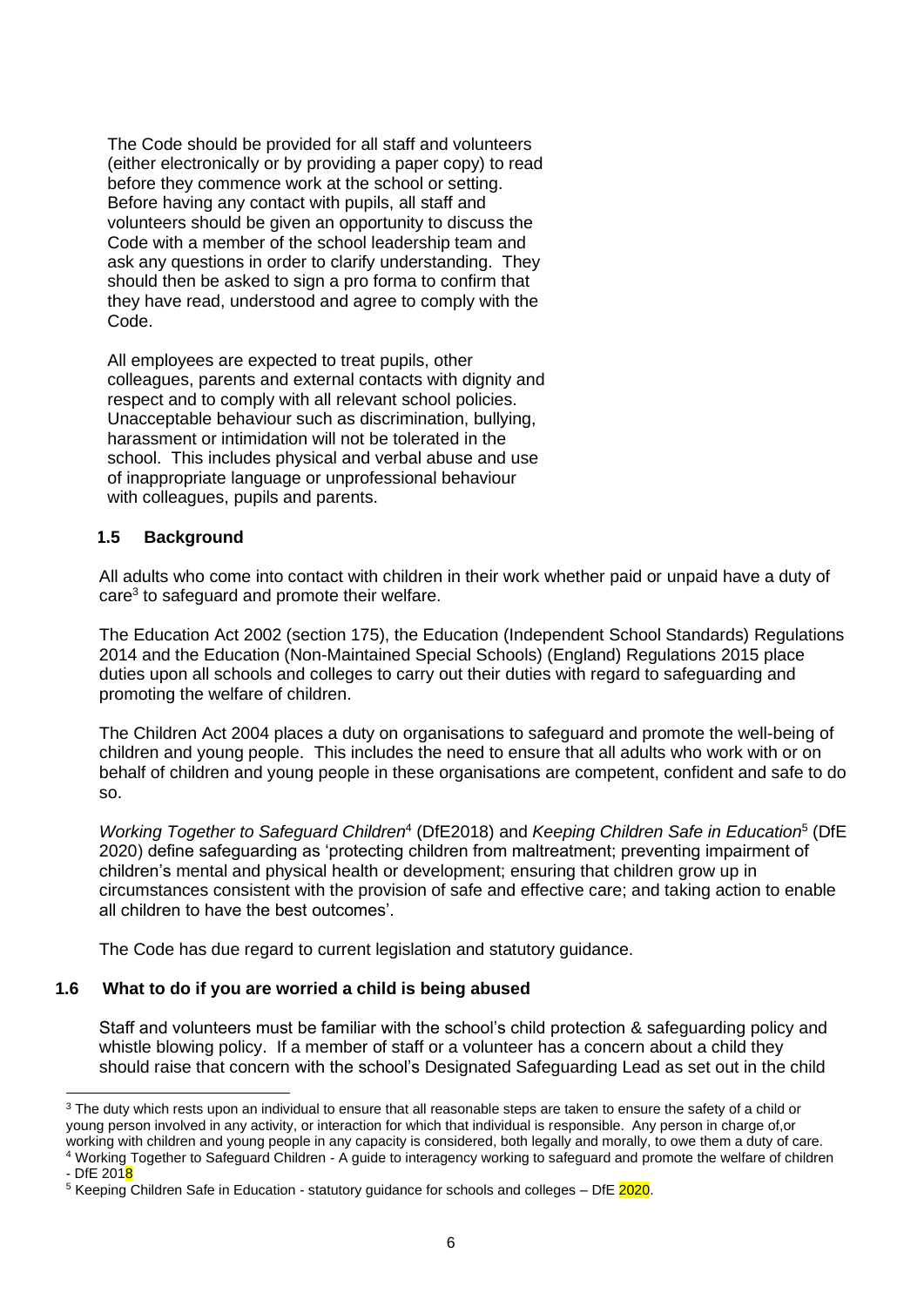The Code should be provided for all staff and volunteers (either electronically or by providing a paper copy) to read before they commence work at the school or setting. Before having any contact with pupils, all staff and volunteers should be given an opportunity to discuss the Code with a member of the school leadership team and ask any questions in order to clarify understanding. They should then be asked to sign a pro forma to confirm that they have read, understood and agree to comply with the Code.

All employees are expected to treat pupils, other colleagues, parents and external contacts with dignity and respect and to comply with all relevant school policies. Unacceptable behaviour such as discrimination, bullying, harassment or intimidation will not be tolerated in the school. This includes physical and verbal abuse and use of inappropriate language or unprofessional behaviour with colleagues, pupils and parents.

### 1.5 Background

All adults who come into contact with children in their work whether paid or unpaid have a duty of care[3] to safeguard and promote their welfare.

The Education Act 2002 (section 175), the Education (Independent School Standards) Regulations 2014 and the Education (Non-Maintained Special Schools) (England) Regulations 2015 place duties upon all schools and colleges to carry out their duties with regard to safeguarding and promoting the welfare of children.

The Children Act 2004 places a duty on organisations to safeguard and promote the well-being of children and young people. This includes the need to ensure that all adults who work with or on behalf of children and young people in these organisations are competent, confident and safe to do so.

*Working Together to Safeguard Children*[4] (DfE2018) and *Keeping Children Safe in Education*[5] (DfE 2020) define safeguarding as 'protecting children from maltreatment; preventing impairment of children's mental and physical health or development; ensuring that children grow up in circumstances consistent with the provision of safe and effective care; and taking action to enable all children to have the best outcomes'.

The Code has due regard to current legislation and statutory guidance.

### 1.6 What to do if you are worried a child is being abused

Staff and volunteers must be familiar with the school's child protection & safeguarding policy and whistle blowing policy. If a member of staff or a volunteer has a concern about a child they should raise that concern with the school's Designated Safeguarding Lead as set out in the child

---

[3] The duty which rests upon an individual to ensure that all reasonable steps are taken to ensure the safety of a child or young person involved in any activity, or interaction for which that individual is responsible. Any person in charge of,or working with children and young people in any capacity is considered, both legally and morally, to owe them a duty of care.

[4] Working Together to Safeguard Children - A guide to interagency working to safeguard and promote the welfare of children - DfE 2018

[5] Keeping Children Safe in Education - statutory guidance for schools and colleges – DfE 2020.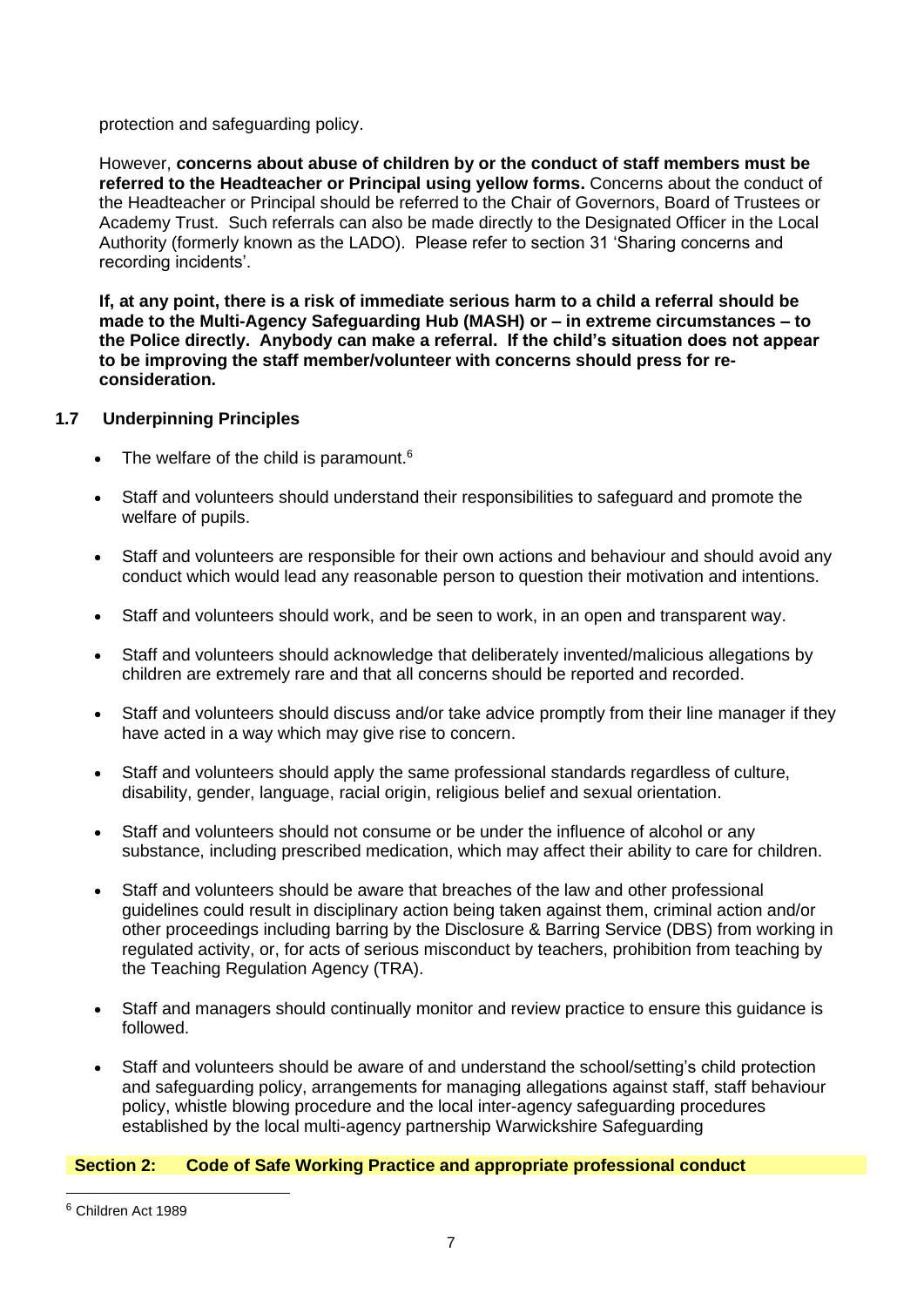protection and safeguarding policy.

However, **concerns about abuse of children by or the conduct of staff members must be referred to the Headteacher or Principal using yellow forms.** Concerns about the conduct of the Headteacher or Principal should be referred to the Chair of Governors, Board of Trustees or Academy Trust. Such referrals can also be made directly to the Designated Officer in the Local Authority (formerly known as the LADO). Please refer to section 31 'Sharing concerns and recording incidents'.

**If, at any point, there is a risk of immediate serious harm to a child a referral should be made to the Multi-Agency Safeguarding Hub (MASH) or – in extreme circumstances – to the Police directly. Anybody can make a referral. If the child's situation does not appear to be improving the staff member/volunteer with concerns should press for re-consideration.**

### 1.7 Underpinning Principles

- The welfare of the child is paramount.[6]
- Staff and volunteers should understand their responsibilities to safeguard and promote the welfare of pupils.
- Staff and volunteers are responsible for their own actions and behaviour and should avoid any conduct which would lead any reasonable person to question their motivation and intentions.
- Staff and volunteers should work, and be seen to work, in an open and transparent way.
- Staff and volunteers should acknowledge that deliberately invented/malicious allegations by children are extremely rare and that all concerns should be reported and recorded.
- Staff and volunteers should discuss and/or take advice promptly from their line manager if they have acted in a way which may give rise to concern.
- Staff and volunteers should apply the same professional standards regardless of culture, disability, gender, language, racial origin, religious belief and sexual orientation.
- Staff and volunteers should not consume or be under the influence of alcohol or any substance, including prescribed medication, which may affect their ability to care for children.
- Staff and volunteers should be aware that breaches of the law and other professional guidelines could result in disciplinary action being taken against them, criminal action and/or other proceedings including barring by the Disclosure & Barring Service (DBS) from working in regulated activity, or, for acts of serious misconduct by teachers, prohibition from teaching by the Teaching Regulation Agency (TRA).
- Staff and managers should continually monitor and review practice to ensure this guidance is followed.
- Staff and volunteers should be aware of and understand the school/setting's child protection and safeguarding policy, arrangements for managing allegations against staff, staff behaviour policy, whistle blowing procedure and the local inter-agency safeguarding procedures established by the local multi-agency partnership Warwickshire Safeguarding

## Section 2: Code of Safe Working Practice and appropriate professional conduct

[6] Children Act 1989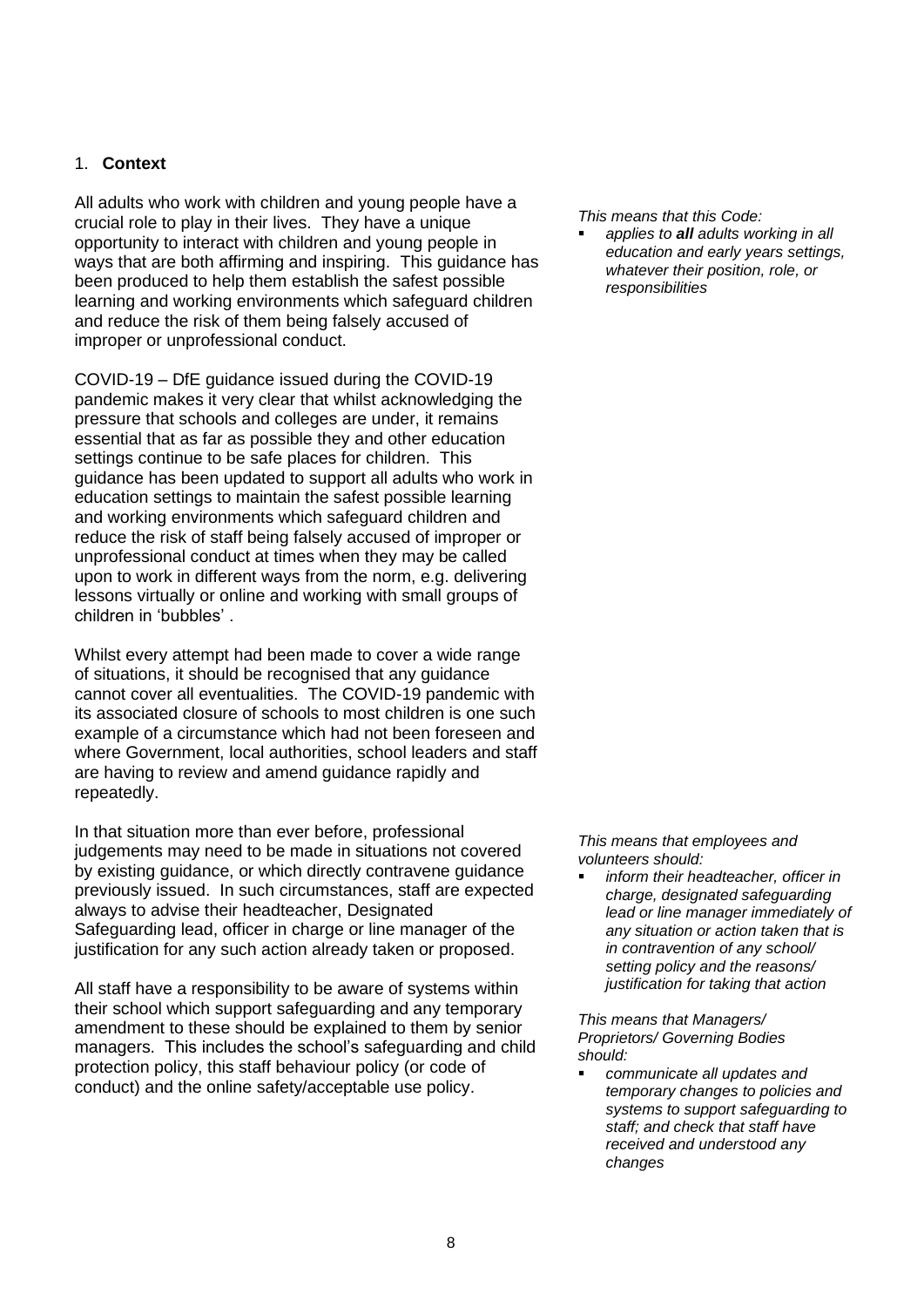## 1. **Context**

All adults who work with children and young people have a crucial role to play in their lives. They have a unique opportunity to interact with children and young people in ways that are both affirming and inspiring. This guidance has been produced to help them establish the safest possible learning and working environments which safeguard children and reduce the risk of them being falsely accused of improper or unprofessional conduct.

*This means that this Code:*

- *applies to **all** adults working in all education and early years settings, whatever their position, role, or responsibilities*

COVID-19 – DfE guidance issued during the COVID-19 pandemic makes it very clear that whilst acknowledging the pressure that schools and colleges are under, it remains essential that as far as possible they and other education settings continue to be safe places for children. This guidance has been updated to support all adults who work in education settings to maintain the safest possible learning and working environments which safeguard children and reduce the risk of staff being falsely accused of improper or unprofessional conduct at times when they may be called upon to work in different ways from the norm, e.g. delivering lessons virtually or online and working with small groups of children in 'bubbles' .

Whilst every attempt had been made to cover a wide range of situations, it should be recognised that any guidance cannot cover all eventualities. The COVID-19 pandemic with its associated closure of schools to most children is one such example of a circumstance which had not been foreseen and where Government, local authorities, school leaders and staff are having to review and amend guidance rapidly and repeatedly.

In that situation more than ever before, professional judgements may need to be made in situations not covered by existing guidance, or which directly contravene guidance previously issued. In such circumstances, staff are expected always to advise their headteacher, Designated Safeguarding lead, officer in charge or line manager of the justification for any such action already taken or proposed.

*This means that employees and volunteers should:*

- *inform their headteacher, officer in charge, designated safeguarding lead or line manager immediately of any situation or action taken that is in contravention of any school/ setting policy and the reasons/ justification for taking that action*

All staff have a responsibility to be aware of systems within their school which support safeguarding and any temporary amendment to these should be explained to them by senior managers. This includes the school's safeguarding and child protection policy, this staff behaviour policy (or code of conduct) and the online safety/acceptable use policy.

*This means that Managers/ Proprietors/ Governing Bodies should:*

- *communicate all updates and temporary changes to policies and systems to support safeguarding to staff; and check that staff have received and understood any changes*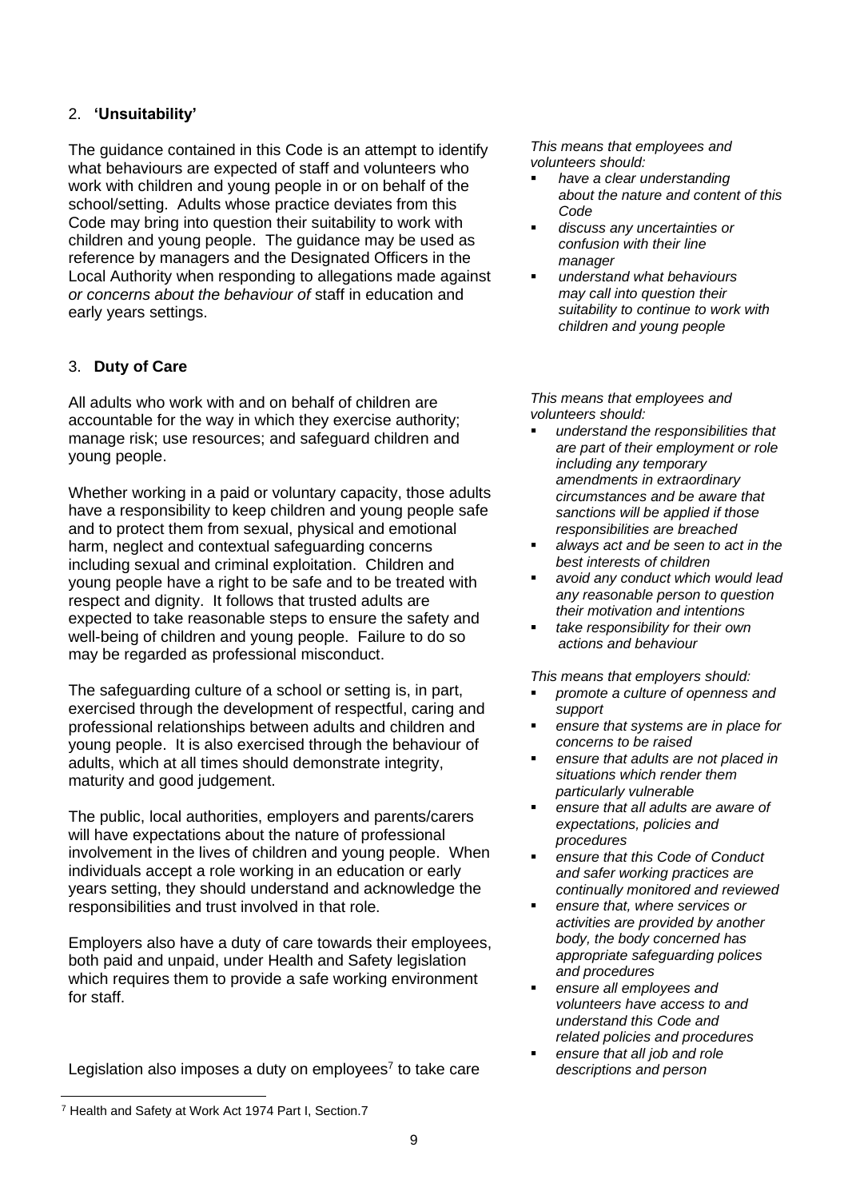## 2. 'Unsuitability'

The guidance contained in this Code is an attempt to identify what behaviours are expected of staff and volunteers who work with children and young people in or on behalf of the school/setting. Adults whose practice deviates from this Code may bring into question their suitability to work with children and young people. The guidance may be used as reference by managers and the Designated Officers in the Local Authority when responding to allegations made against *or concerns about the behaviour of* staff in education and early years settings.

*This means that employees and volunteers should:*

- *have a clear understanding about the nature and content of this Code*
- *discuss any uncertainties or confusion with their line manager*
- *understand what behaviours may call into question their suitability to continue to work with children and young people*

## 3. Duty of Care

All adults who work with and on behalf of children are accountable for the way in which they exercise authority; manage risk; use resources; and safeguard children and young people.

Whether working in a paid or voluntary capacity, those adults have a responsibility to keep children and young people safe and to protect them from sexual, physical and emotional harm, neglect and contextual safeguarding concerns including sexual and criminal exploitation. Children and young people have a right to be safe and to be treated with respect and dignity. It follows that trusted adults are expected to take reasonable steps to ensure the safety and well-being of children and young people. Failure to do so may be regarded as professional misconduct.

The safeguarding culture of a school or setting is, in part, exercised through the development of respectful, caring and professional relationships between adults and children and young people. It is also exercised through the behaviour of adults, which at all times should demonstrate integrity, maturity and good judgement.

The public, local authorities, employers and parents/carers will have expectations about the nature of professional involvement in the lives of children and young people. When individuals accept a role working in an education or early years setting, they should understand and acknowledge the responsibilities and trust involved in that role.

Employers also have a duty of care towards their employees, both paid and unpaid, under Health and Safety legislation which requires them to provide a safe working environment for staff.

Legislation also imposes a duty on employees[7] to take care

*This means that employees and volunteers should:*

- *understand the responsibilities that are part of their employment or role including any temporary amendments in extraordinary circumstances and be aware that sanctions will be applied if those responsibilities are breached*
- *always act and be seen to act in the best interests of children*
- *avoid any conduct which would lead any reasonable person to question their motivation and intentions*
- *take responsibility for their own actions and behaviour*

*This means that employers should:*

- *promote a culture of openness and support*
- *ensure that systems are in place for concerns to be raised*
- *ensure that adults are not placed in situations which render them particularly vulnerable*
- *ensure that all adults are aware of expectations, policies and procedures*
- *ensure that this Code of Conduct and safer working practices are continually monitored and reviewed*
- *ensure that, where services or activities are provided by another body, the body concerned has appropriate safeguarding polices and procedures*
- *ensure all employees and volunteers have access to and understand this Code and related policies and procedures*
- *ensure that all job and role descriptions and person*

---

[7] Health and Safety at Work Act 1974 Part I, Section.7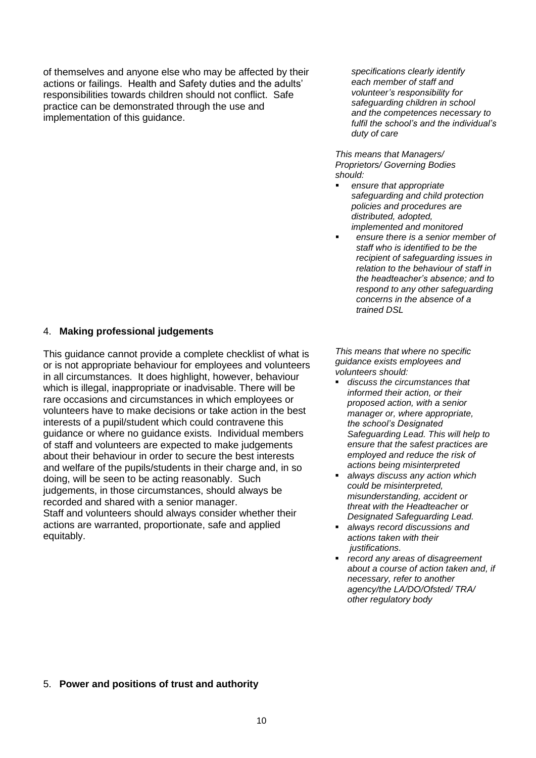of themselves and anyone else who may be affected by their actions or failings. Health and Safety duties and the adults' responsibilities towards children should not conflict. Safe practice can be demonstrated through the use and implementation of this guidance.

*specifications clearly identify each member of staff and volunteer's responsibility for safeguarding children in school and the competences necessary to fulfil the school's and the individual's duty of care*

*This means that Managers/ Proprietors/ Governing Bodies should:*

- *ensure that appropriate safeguarding and child protection policies and procedures are distributed, adopted, implemented and monitored*
- *ensure there is a senior member of staff who is identified to be the recipient of safeguarding issues in relation to the behaviour of staff in the headteacher's absence; and to respond to any other safeguarding concerns in the absence of a trained DSL*

## 4. **Making professional judgements**

This guidance cannot provide a complete checklist of what is or is not appropriate behaviour for employees and volunteers in all circumstances. It does highlight, however, behaviour which is illegal, inappropriate or inadvisable. There will be rare occasions and circumstances in which employees or volunteers have to make decisions or take action in the best interests of a pupil/student which could contravene this guidance or where no guidance exists. Individual members of staff and volunteers are expected to make judgements about their behaviour in order to secure the best interests and welfare of the pupils/students in their charge and, in so doing, will be seen to be acting reasonably. Such judgements, in those circumstances, should always be recorded and shared with a senior manager.

Staff and volunteers should always consider whether their actions are warranted, proportionate, safe and applied equitably.

*This means that where no specific guidance exists employees and volunteers should:*

- *discuss the circumstances that informed their action, or their proposed action, with a senior manager or, where appropriate, the school's Designated Safeguarding Lead. This will help to ensure that the safest practices are employed and reduce the risk of actions being misinterpreted*
- *always discuss any action which could be misinterpreted, misunderstanding, accident or threat with the Headteacher or Designated Safeguarding Lead.*
- *always record discussions and actions taken with their justifications.*
- *record any areas of disagreement about a course of action taken and, if necessary, refer to another agency/the LA/DO/Ofsted/ TRA/ other regulatory body*

## 5. **Power and positions of trust and authority**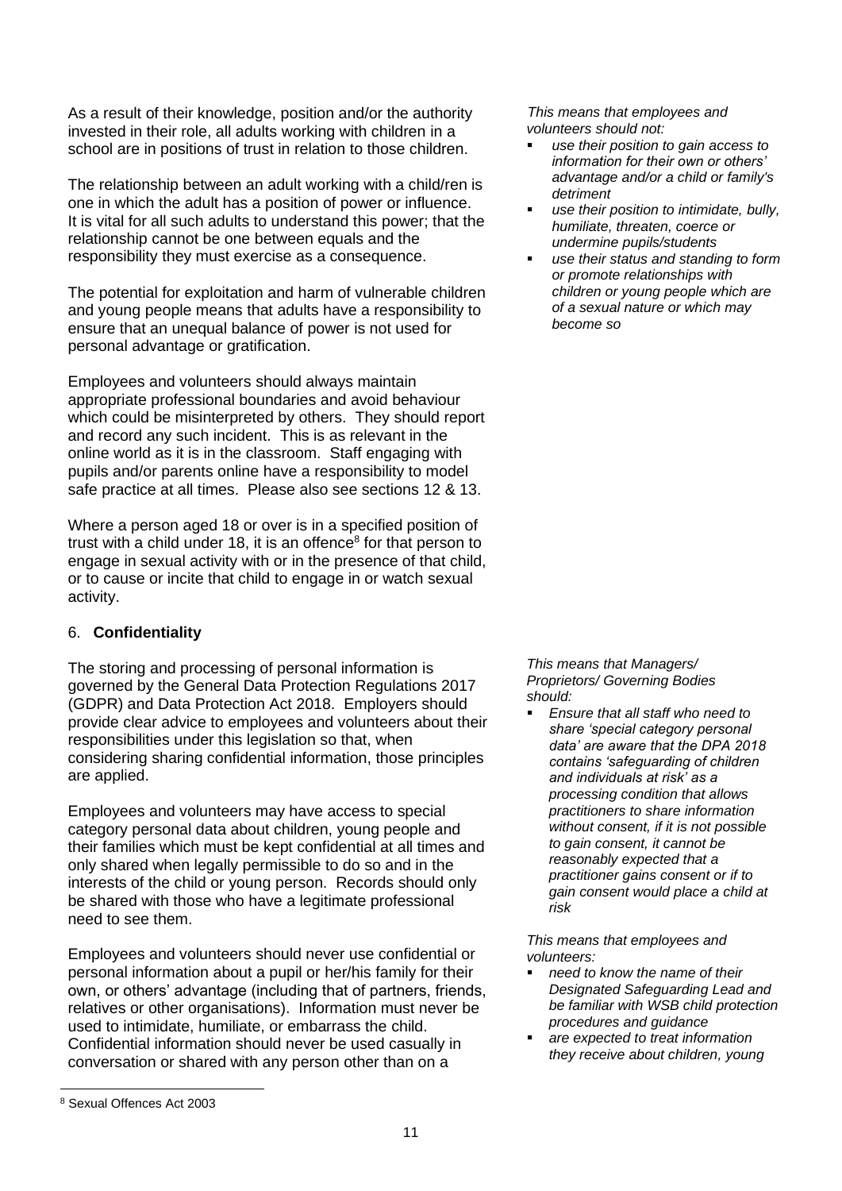As a result of their knowledge, position and/or the authority invested in their role, all adults working with children in a school are in positions of trust in relation to those children.

The relationship between an adult working with a child/ren is one in which the adult has a position of power or influence. It is vital for all such adults to understand this power; that the relationship cannot be one between equals and the responsibility they must exercise as a consequence.

The potential for exploitation and harm of vulnerable children and young people means that adults have a responsibility to ensure that an unequal balance of power is not used for personal advantage or gratification.

Employees and volunteers should always maintain appropriate professional boundaries and avoid behaviour which could be misinterpreted by others. They should report and record any such incident. This is as relevant in the online world as it is in the classroom. Staff engaging with pupils and/or parents online have a responsibility to model safe practice at all times. Please also see sections 12 & 13.

Where a person aged 18 or over is in a specified position of trust with a child under 18, it is an offence[8] for that person to engage in sexual activity with or in the presence of that child, or to cause or incite that child to engage in or watch sexual activity.

*This means that employees and volunteers should not:*

- *use their position to gain access to information for their own or others' advantage and/or a child or family's detriment*
- *use their position to intimidate, bully, humiliate, threaten, coerce or undermine pupils/students*
- *use their status and standing to form or promote relationships with children or young people which are of a sexual nature or which may become so*

## 6. **Confidentiality**

The storing and processing of personal information is governed by the General Data Protection Regulations 2017 (GDPR) and Data Protection Act 2018. Employers should provide clear advice to employees and volunteers about their responsibilities under this legislation so that, when considering sharing confidential information, those principles are applied.

Employees and volunteers may have access to special category personal data about children, young people and their families which must be kept confidential at all times and only shared when legally permissible to do so and in the interests of the child or young person. Records should only be shared with those who have a legitimate professional need to see them.

Employees and volunteers should never use confidential or personal information about a pupil or her/his family for their own, or others' advantage (including that of partners, friends, relatives or other organisations). Information must never be used to intimidate, humiliate, or embarrass the child. Confidential information should never be used casually in conversation or shared with any person other than on a

*This means that Managers/ Proprietors/ Governing Bodies should:*

- *Ensure that all staff who need to share 'special category personal data' are aware that the DPA 2018 contains 'safeguarding of children and individuals at risk' as a processing condition that allows practitioners to share information without consent, if it is not possible to gain consent, it cannot be reasonably expected that a practitioner gains consent or if to gain consent would place a child at risk*

*This means that employees and volunteers:*

- *need to know the name of their Designated Safeguarding Lead and be familiar with WSB child protection procedures and guidance*
- *are expected to treat information they receive about children, young*

---

[8] Sexual Offences Act 2003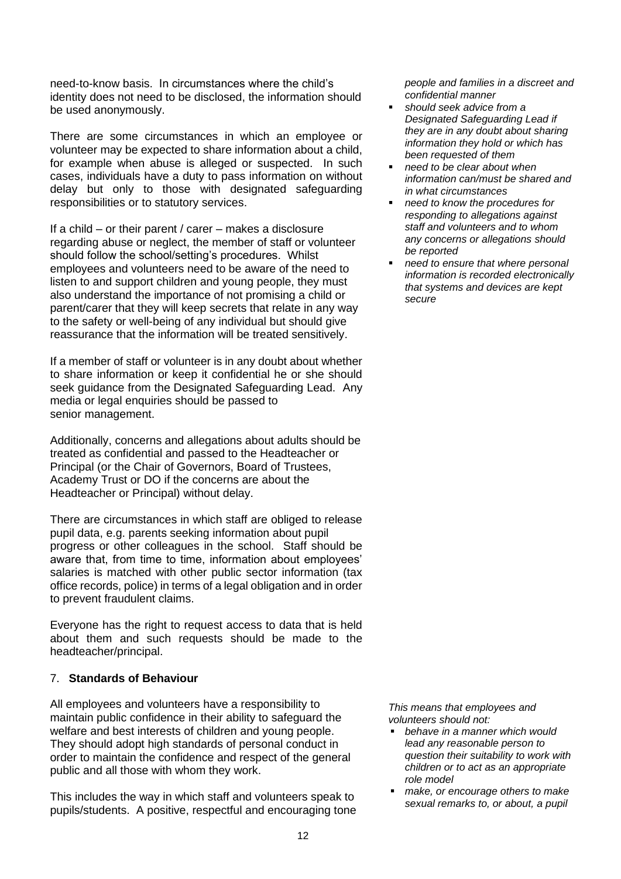need-to-know basis. In circumstances where the child's identity does not need to be disclosed, the information should be used anonymously.

There are some circumstances in which an employee or volunteer may be expected to share information about a child, for example when abuse is alleged or suspected. In such cases, individuals have a duty to pass information on without delay but only to those with designated safeguarding responsibilities or to statutory services.

If a child – or their parent / carer – makes a disclosure regarding abuse or neglect, the member of staff or volunteer should follow the school/setting's procedures. Whilst employees and volunteers need to be aware of the need to listen to and support children and young people, they must also understand the importance of not promising a child or parent/carer that they will keep secrets that relate in any way to the safety or well-being of any individual but should give reassurance that the information will be treated sensitively.

If a member of staff or volunteer is in any doubt about whether to share information or keep it confidential he or she should seek guidance from the Designated Safeguarding Lead. Any media or legal enquiries should be passed to senior management.

Additionally, concerns and allegations about adults should be treated as confidential and passed to the Headteacher or Principal (or the Chair of Governors, Board of Trustees, Academy Trust or DO if the concerns are about the Headteacher or Principal) without delay.

There are circumstances in which staff are obliged to release pupil data, e.g. parents seeking information about pupil progress or other colleagues in the school. Staff should be aware that, from time to time, information about employees' salaries is matched with other public sector information (tax office records, police) in terms of a legal obligation and in order to prevent fraudulent claims.

Everyone has the right to request access to data that is held about them and such requests should be made to the headteacher/principal.

*people and families in a discreet and confidential manner*

- *should seek advice from a Designated Safeguarding Lead if they are in any doubt about sharing information they hold or which has been requested of them*
- *need to be clear about when information can/must be shared and in what circumstances*
- *need to know the procedures for responding to allegations against staff and volunteers and to whom any concerns or allegations should be reported*
- *need to ensure that where personal information is recorded electronically that systems and devices are kept secure*

## 7. **Standards of Behaviour**

All employees and volunteers have a responsibility to maintain public confidence in their ability to safeguard the welfare and best interests of children and young people. They should adopt high standards of personal conduct in order to maintain the confidence and respect of the general public and all those with whom they work.

This includes the way in which staff and volunteers speak to pupils/students. A positive, respectful and encouraging tone

*This means that employees and volunteers should not:*

- *behave in a manner which would lead any reasonable person to question their suitability to work with children or to act as an appropriate role model*
- *make, or encourage others to make sexual remarks to, or about, a pupil*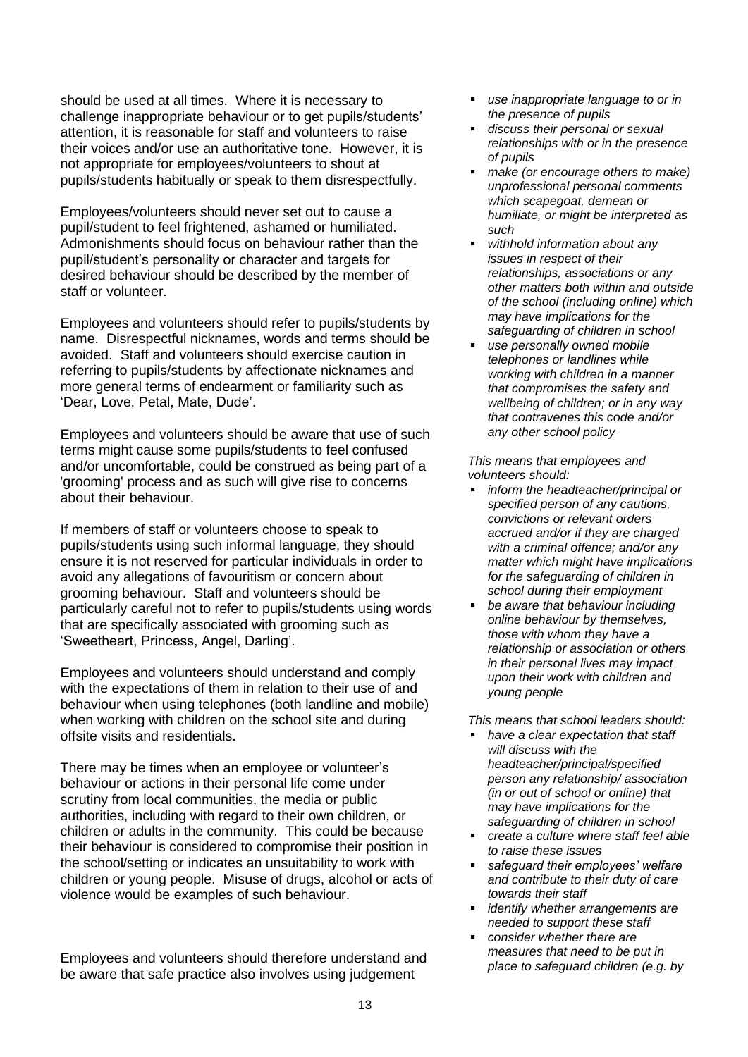should be used at all times. Where it is necessary to challenge inappropriate behaviour or to get pupils/students' attention, it is reasonable for staff and volunteers to raise their voices and/or use an authoritative tone. However, it is not appropriate for employees/volunteers to shout at pupils/students habitually or speak to them disrespectfully.

Employees/volunteers should never set out to cause a pupil/student to feel frightened, ashamed or humiliated. Admonishments should focus on behaviour rather than the pupil/student's personality or character and targets for desired behaviour should be described by the member of staff or volunteer.

Employees and volunteers should refer to pupils/students by name. Disrespectful nicknames, words and terms should be avoided. Staff and volunteers should exercise caution in referring to pupils/students by affectionate nicknames and more general terms of endearment or familiarity such as 'Dear, Love, Petal, Mate, Dude'.

Employees and volunteers should be aware that use of such terms might cause some pupils/students to feel confused and/or uncomfortable, could be construed as being part of a 'grooming' process and as such will give rise to concerns about their behaviour.

If members of staff or volunteers choose to speak to pupils/students using such informal language, they should ensure it is not reserved for particular individuals in order to avoid any allegations of favouritism or concern about grooming behaviour. Staff and volunteers should be particularly careful not to refer to pupils/students using words that are specifically associated with grooming such as 'Sweetheart, Princess, Angel, Darling'.

Employees and volunteers should understand and comply with the expectations of them in relation to their use of and behaviour when using telephones (both landline and mobile) when working with children on the school site and during offsite visits and residentials.

There may be times when an employee or volunteer's behaviour or actions in their personal life come under scrutiny from local communities, the media or public authorities, including with regard to their own children, or children or adults in the community. This could be because their behaviour is considered to compromise their position in the school/setting or indicates an unsuitability to work with children or young people. Misuse of drugs, alcohol or acts of violence would be examples of such behaviour.

Employees and volunteers should therefore understand and be aware that safe practice also involves using judgement

- *use inappropriate language to or in the presence of pupils*
- *discuss their personal or sexual relationships with or in the presence of pupils*
- *make (or encourage others to make) unprofessional personal comments which scapegoat, demean or humiliate, or might be interpreted as such*
- *withhold information about any issues in respect of their relationships, associations or any other matters both within and outside of the school (including online) which may have implications for the safeguarding of children in school*
- *use personally owned mobile telephones or landlines while working with children in a manner that compromises the safety and wellbeing of children; or in any way that contravenes this code and/or any other school policy*

*This means that employees and volunteers should:*

- *inform the headteacher/principal or specified person of any cautions, convictions or relevant orders accrued and/or if they are charged with a criminal offence; and/or any matter which might have implications for the safeguarding of children in school during their employment*
- *be aware that behaviour including online behaviour by themselves, those with whom they have a relationship or association or others in their personal lives may impact upon their work with children and young people*

*This means that school leaders should:*

- *have a clear expectation that staff will discuss with the headteacher/principal/specified person any relationship/ association (in or out of school or online) that may have implications for the safeguarding of children in school*
- *create a culture where staff feel able to raise these issues*
- *safeguard their employees' welfare and contribute to their duty of care towards their staff*
- *identify whether arrangements are needed to support these staff*
- *consider whether there are measures that need to be put in place to safeguard children (e.g. by*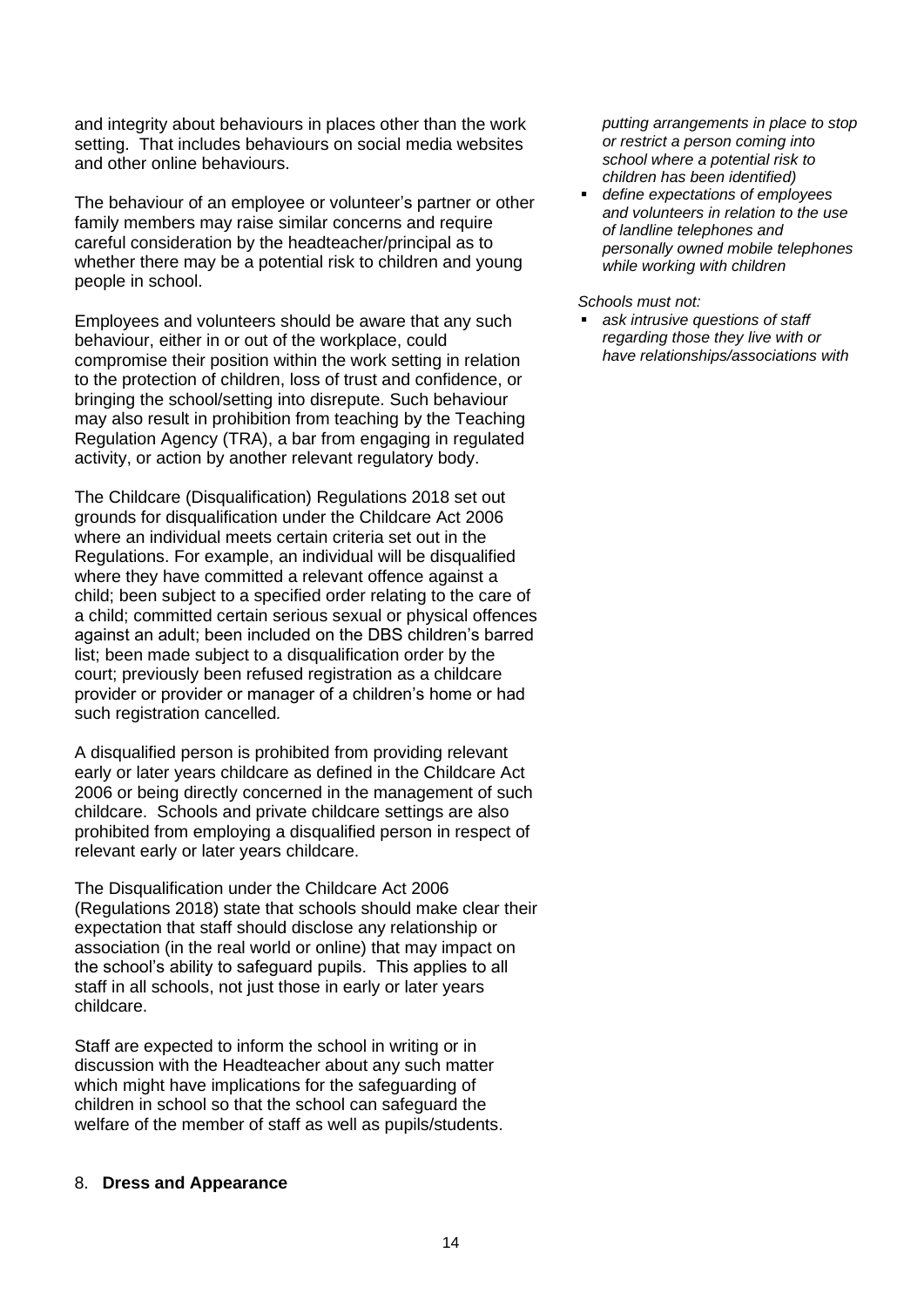and integrity about behaviours in places other than the work setting. That includes behaviours on social media websites and other online behaviours.

The behaviour of an employee or volunteer's partner or other family members may raise similar concerns and require careful consideration by the headteacher/principal as to whether there may be a potential risk to children and young people in school.

Employees and volunteers should be aware that any such behaviour, either in or out of the workplace, could compromise their position within the work setting in relation to the protection of children, loss of trust and confidence, or bringing the school/setting into disrepute. Such behaviour may also result in prohibition from teaching by the Teaching Regulation Agency (TRA), a bar from engaging in regulated activity, or action by another relevant regulatory body.

The Childcare (Disqualification) Regulations 2018 set out grounds for disqualification under the Childcare Act 2006 where an individual meets certain criteria set out in the Regulations. For example, an individual will be disqualified where they have committed a relevant offence against a child; been subject to a specified order relating to the care of a child; committed certain serious sexual or physical offences against an adult; been included on the DBS children's barred list; been made subject to a disqualification order by the court; previously been refused registration as a childcare provider or provider or manager of a children's home or had such registration cancelled.

A disqualified person is prohibited from providing relevant early or later years childcare as defined in the Childcare Act 2006 or being directly concerned in the management of such childcare. Schools and private childcare settings are also prohibited from employing a disqualified person in respect of relevant early or later years childcare.

The Disqualification under the Childcare Act 2006 (Regulations 2018) state that schools should make clear their expectation that staff should disclose any relationship or association (in the real world or online) that may impact on the school's ability to safeguard pupils. This applies to all staff in all schools, not just those in early or later years childcare.

Staff are expected to inform the school in writing or in discussion with the Headteacher about any such matter which might have implications for the safeguarding of children in school so that the school can safeguard the welfare of the member of staff as well as pupils/students.

*putting arrangements in place to stop or restrict a person coming into school where a potential risk to children has been identified)*

- *define expectations of employees and volunteers in relation to the use of landline telephones and personally owned mobile telephones while working with children*

*Schools must not:*

- *ask intrusive questions of staff regarding those they live with or have relationships/associations with*

## 8. **Dress and Appearance**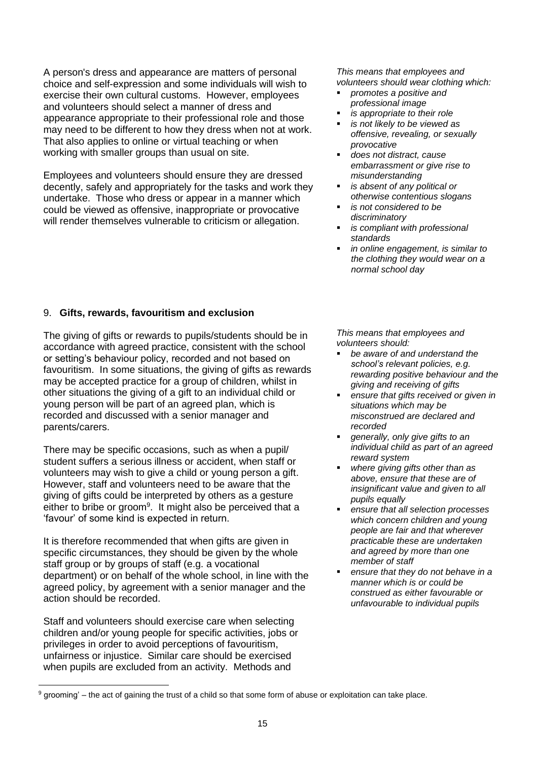A person's dress and appearance are matters of personal choice and self-expression and some individuals will wish to exercise their own cultural customs. However, employees and volunteers should select a manner of dress and appearance appropriate to their professional role and those may need to be different to how they dress when not at work. That also applies to online or virtual teaching or when working with smaller groups than usual on site.

Employees and volunteers should ensure they are dressed decently, safely and appropriately for the tasks and work they undertake. Those who dress or appear in a manner which could be viewed as offensive, inappropriate or provocative will render themselves vulnerable to criticism or allegation.

*This means that employees and volunteers should wear clothing which:*

- *promotes a positive and professional image*
- *is appropriate to their role*
- *is not likely to be viewed as offensive, revealing, or sexually provocative*
- *does not distract, cause embarrassment or give rise to misunderstanding*
- *is absent of any political or otherwise contentious slogans*
- *is not considered to be discriminatory*
- *is compliant with professional standards*
- *in online engagement, is similar to the clothing they would wear on a normal school day*

## 9. **Gifts, rewards, favouritism and exclusion**

The giving of gifts or rewards to pupils/students should be in accordance with agreed practice, consistent with the school or setting's behaviour policy, recorded and not based on favouritism. In some situations, the giving of gifts as rewards may be accepted practice for a group of children, whilst in other situations the giving of a gift to an individual child or young person will be part of an agreed plan, which is recorded and discussed with a senior manager and parents/carers.

There may be specific occasions, such as when a pupil/ student suffers a serious illness or accident, when staff or volunteers may wish to give a child or young person a gift. However, staff and volunteers need to be aware that the giving of gifts could be interpreted by others as a gesture either to bribe or groom[9]. It might also be perceived that a 'favour' of some kind is expected in return.

It is therefore recommended that when gifts are given in specific circumstances, they should be given by the whole staff group or by groups of staff (e.g. a vocational department) or on behalf of the whole school, in line with the agreed policy, by agreement with a senior manager and the action should be recorded.

Staff and volunteers should exercise care when selecting children and/or young people for specific activities, jobs or privileges in order to avoid perceptions of favouritism, unfairness or injustice. Similar care should be exercised when pupils are excluded from an activity. Methods and

*This means that employees and volunteers should:*

- *be aware of and understand the school's relevant policies, e.g. rewarding positive behaviour and the giving and receiving of gifts*
- *ensure that gifts received or given in situations which may be misconstrued are declared and recorded*
- *generally, only give gifts to an individual child as part of an agreed reward system*
- *where giving gifts other than as above, ensure that these are of insignificant value and given to all pupils equally*
- *ensure that all selection processes which concern children and young people are fair and that wherever practicable these are undertaken and agreed by more than one member of staff*
- *ensure that they do not behave in a manner which is or could be construed as either favourable or unfavourable to individual pupils*

[9] grooming' – the act of gaining the trust of a child so that some form of abuse or exploitation can take place.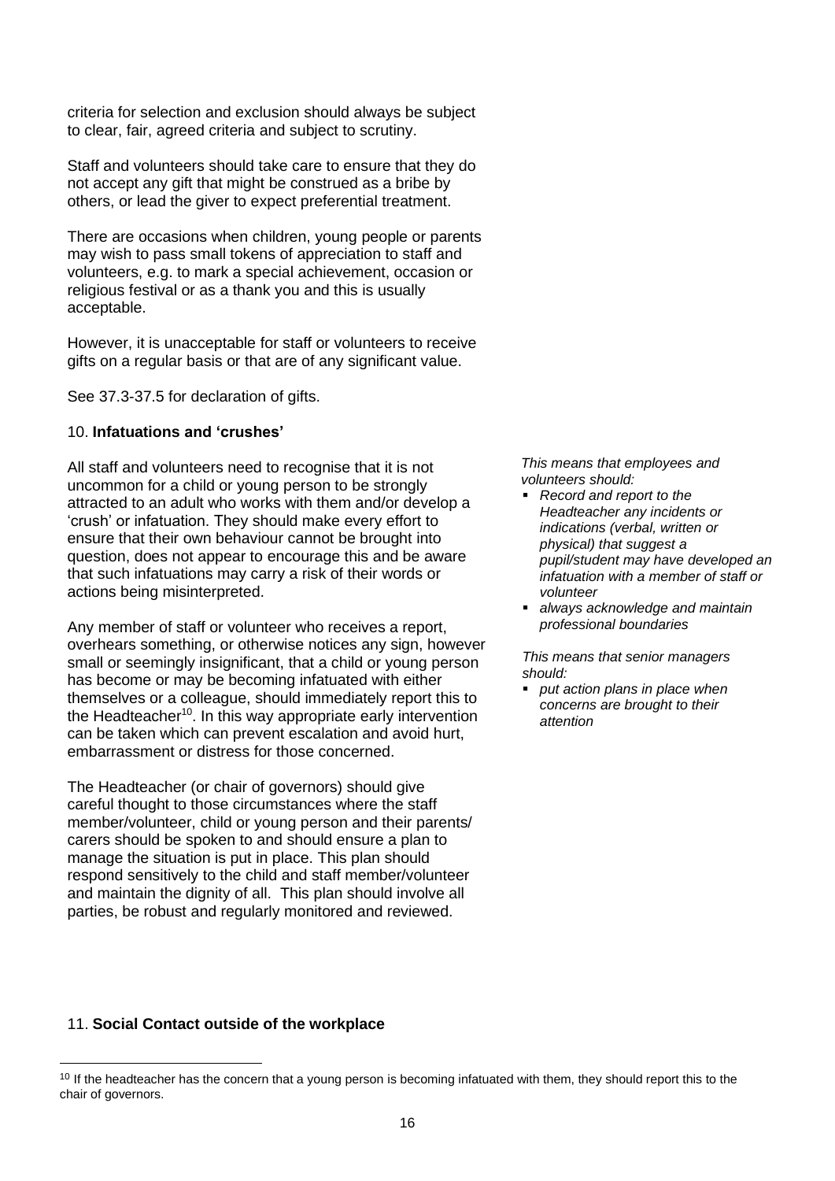criteria for selection and exclusion should always be subject to clear, fair, agreed criteria and subject to scrutiny.

Staff and volunteers should take care to ensure that they do not accept any gift that might be construed as a bribe by others, or lead the giver to expect preferential treatment.

There are occasions when children, young people or parents may wish to pass small tokens of appreciation to staff and volunteers, e.g. to mark a special achievement, occasion or religious festival or as a thank you and this is usually acceptable.

However, it is unacceptable for staff or volunteers to receive gifts on a regular basis or that are of any significant value.

See 37.3-37.5 for declaration of gifts.

## 10. **Infatuations and 'crushes'**

All staff and volunteers need to recognise that it is not uncommon for a child or young person to be strongly attracted to an adult who works with them and/or develop a 'crush' or infatuation. They should make every effort to ensure that their own behaviour cannot be brought into question, does not appear to encourage this and be aware that such infatuations may carry a risk of their words or actions being misinterpreted.

Any member of staff or volunteer who receives a report, overhears something, or otherwise notices any sign, however small or seemingly insignificant, that a child or young person has become or may be becoming infatuated with either themselves or a colleague, should immediately report this to the Headteacher[10]. In this way appropriate early intervention can be taken which can prevent escalation and avoid hurt, embarrassment or distress for those concerned.

The Headteacher (or chair of governors) should give careful thought to those circumstances where the staff member/volunteer, child or young person and their parents/ carers should be spoken to and should ensure a plan to manage the situation is put in place. This plan should respond sensitively to the child and staff member/volunteer and maintain the dignity of all. This plan should involve all parties, be robust and regularly monitored and reviewed.

*This means that employees and volunteers should:*

- *Record and report to the Headteacher any incidents or indications (verbal, written or physical) that suggest a pupil/student may have developed an infatuation with a member of staff or volunteer*
- *always acknowledge and maintain professional boundaries*

*This means that senior managers should:*

- *put action plans in place when concerns are brought to their attention*

## 11. **Social Contact outside of the workplace**

[10] If the headteacher has the concern that a young person is becoming infatuated with them, they should report this to the chair of governors.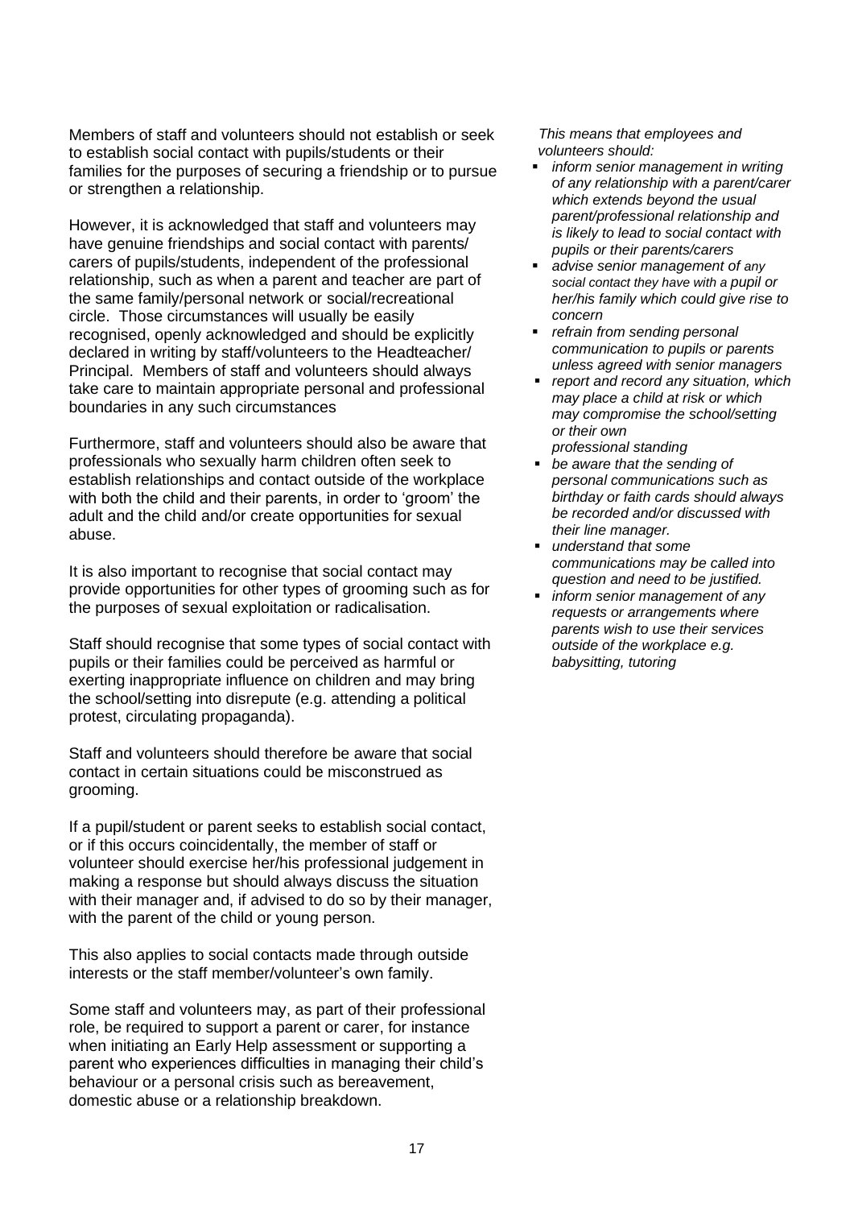Members of staff and volunteers should not establish or seek to establish social contact with pupils/students or their families for the purposes of securing a friendship or to pursue or strengthen a relationship.

However, it is acknowledged that staff and volunteers may have genuine friendships and social contact with parents/ carers of pupils/students, independent of the professional relationship, such as when a parent and teacher are part of the same family/personal network or social/recreational circle. Those circumstances will usually be easily recognised, openly acknowledged and should be explicitly declared in writing by staff/volunteers to the Headteacher/ Principal. Members of staff and volunteers should always take care to maintain appropriate personal and professional boundaries in any such circumstances

Furthermore, staff and volunteers should also be aware that professionals who sexually harm children often seek to establish relationships and contact outside of the workplace with both the child and their parents, in order to 'groom' the adult and the child and/or create opportunities for sexual abuse.

It is also important to recognise that social contact may provide opportunities for other types of grooming such as for the purposes of sexual exploitation or radicalisation.

Staff should recognise that some types of social contact with pupils or their families could be perceived as harmful or exerting inappropriate influence on children and may bring the school/setting into disrepute (e.g. attending a political protest, circulating propaganda).

Staff and volunteers should therefore be aware that social contact in certain situations could be misconstrued as grooming.

If a pupil/student or parent seeks to establish social contact, or if this occurs coincidentally, the member of staff or volunteer should exercise her/his professional judgement in making a response but should always discuss the situation with their manager and, if advised to do so by their manager, with the parent of the child or young person.

This also applies to social contacts made through outside interests or the staff member/volunteer's own family.

Some staff and volunteers may, as part of their professional role, be required to support a parent or carer, for instance when initiating an Early Help assessment or supporting a parent who experiences difficulties in managing their child's behaviour or a personal crisis such as bereavement, domestic abuse or a relationship breakdown.

*This means that employees and volunteers should:*

- *inform senior management in writing of any relationship with a parent/carer which extends beyond the usual parent/professional relationship and is likely to lead to social contact with pupils or their parents/carers*
- *advise senior management of any social contact they have with a pupil or her/his family which could give rise to concern*
- *refrain from sending personal communication to pupils or parents unless agreed with senior managers*
- *report and record any situation, which may place a child at risk or which may compromise the school/setting or their own professional standing*
- *be aware that the sending of personal communications such as birthday or faith cards should always be recorded and/or discussed with their line manager.*
- *understand that some communications may be called into question and need to be justified.*
- *inform senior management of any requests or arrangements where parents wish to use their services outside of the workplace e.g. babysitting, tutoring*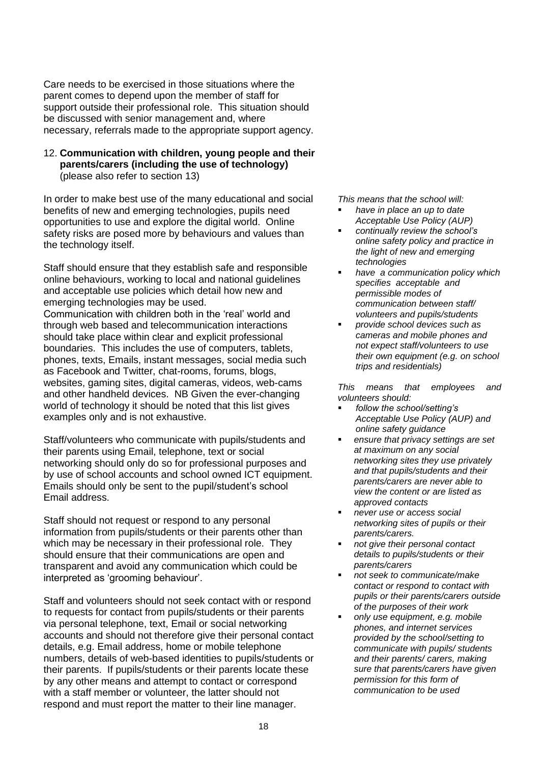Care needs to be exercised in those situations where the parent comes to depend upon the member of staff for support outside their professional role. This situation should be discussed with senior management and, where necessary, referrals made to the appropriate support agency.

## 12. Communication with children, young people and their parents/carers (including the use of technology)

(please also refer to section 13)

In order to make best use of the many educational and social benefits of new and emerging technologies, pupils need opportunities to use and explore the digital world. Online safety risks are posed more by behaviours and values than the technology itself.

Staff should ensure that they establish safe and responsible online behaviours, working to local and national guidelines and acceptable use policies which detail how new and emerging technologies may be used.

Communication with children both in the 'real' world and through web based and telecommunication interactions should take place within clear and explicit professional boundaries. This includes the use of computers, tablets, phones, texts, Emails, instant messages, social media such as Facebook and Twitter, chat-rooms, forums, blogs, websites, gaming sites, digital cameras, videos, web-cams and other handheld devices. NB Given the ever-changing world of technology it should be noted that this list gives examples only and is not exhaustive.

Staff/volunteers who communicate with pupils/students and their parents using Email, telephone, text or social networking should only do so for professional purposes and by use of school accounts and school owned ICT equipment. Emails should only be sent to the pupil/student's school Email address.

Staff should not request or respond to any personal information from pupils/students or their parents other than which may be necessary in their professional role. They should ensure that their communications are open and transparent and avoid any communication which could be interpreted as 'grooming behaviour'.

Staff and volunteers should not seek contact with or respond to requests for contact from pupils/students or their parents via personal telephone, text, Email or social networking accounts and should not therefore give their personal contact details, e.g. Email address, home or mobile telephone numbers, details of web-based identities to pupils/students or their parents. If pupils/students or their parents locate these by any other means and attempt to contact or correspond with a staff member or volunteer, the latter should not respond and must report the matter to their line manager.

*This means that the school will:*

- *have in place an up to date Acceptable Use Policy (AUP)*
- *continually review the school's online safety policy and practice in the light of new and emerging technologies*
- *have a communication policy which specifies acceptable and permissible modes of communication between staff/ volunteers and pupils/students*
- *provide school devices such as cameras and mobile phones and not expect staff/volunteers to use their own equipment (e.g. on school trips and residentials)*

*This means that employees and volunteers should:*

- *follow the school/setting's Acceptable Use Policy (AUP) and online safety guidance*
- *ensure that privacy settings are set at maximum on any social networking sites they use privately and that pupils/students and their parents/carers are never able to view the content or are listed as approved contacts*
- *never use or access social networking sites of pupils or their parents/carers.*
- *not give their personal contact details to pupils/students or their parents/carers*
- *not seek to communicate/make contact or respond to contact with pupils or their parents/carers outside of the purposes of their work*
- *only use equipment, e.g. mobile phones, and internet services provided by the school/setting to communicate with pupils/ students and their parents/ carers, making sure that parents/carers have given permission for this form of communication to be used*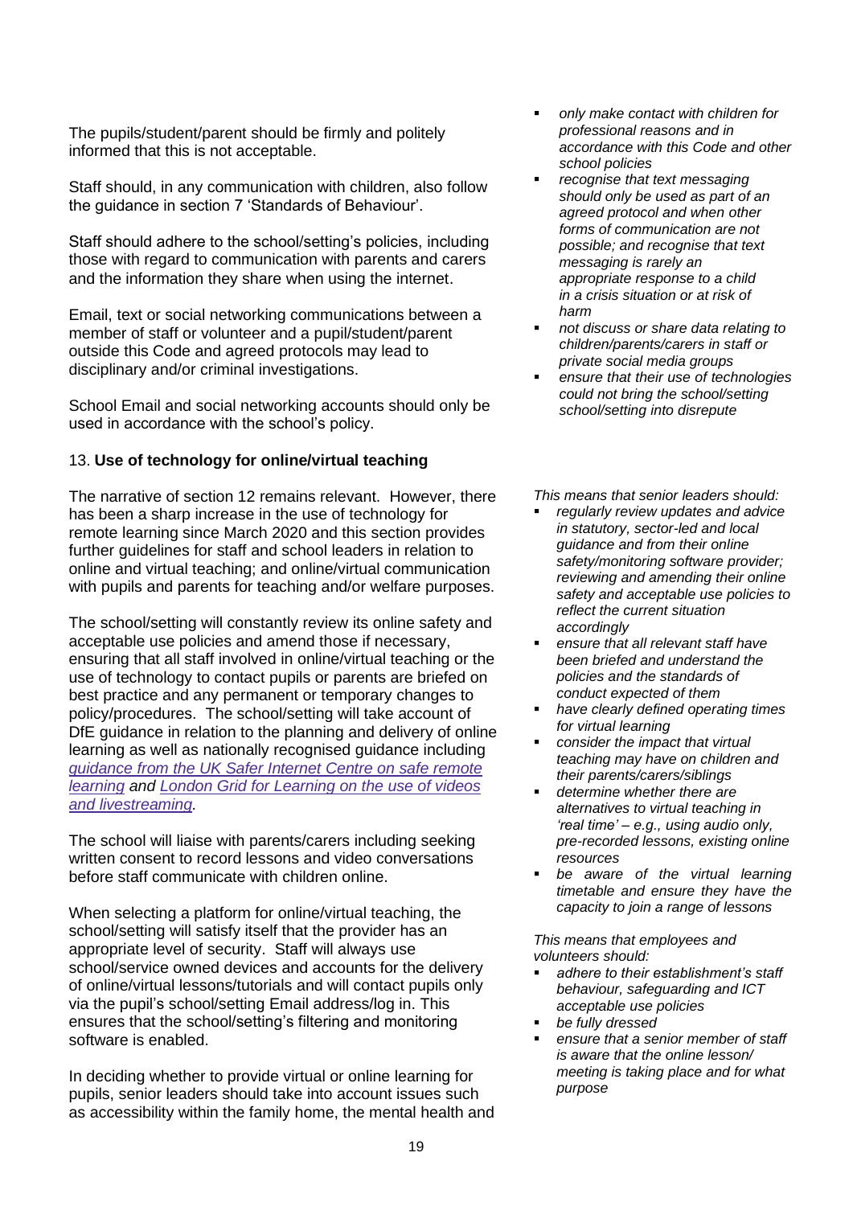The pupils/student/parent should be firmly and politely informed that this is not acceptable.

Staff should, in any communication with children, also follow the guidance in section 7 'Standards of Behaviour'.

Staff should adhere to the school/setting's policies, including those with regard to communication with parents and carers and the information they share when using the internet.

Email, text or social networking communications between a member of staff or volunteer and a pupil/student/parent outside this Code and agreed protocols may lead to disciplinary and/or criminal investigations.

School Email and social networking accounts should only be used in accordance with the school's policy.

## 13. **Use of technology for online/virtual teaching**

The narrative of section 12 remains relevant. However, there has been a sharp increase in the use of technology for remote learning since March 2020 and this section provides further guidelines for staff and school leaders in relation to online and virtual teaching; and online/virtual communication with pupils and parents for teaching and/or welfare purposes.

The school/setting will constantly review its online safety and acceptable use policies and amend those if necessary, ensuring that all staff involved in online/virtual teaching or the use of technology to contact pupils or parents are briefed on best practice and any permanent or temporary changes to policy/procedures. The school/setting will take account of DfE guidance in relation to the planning and delivery of online learning as well as nationally recognised guidance including *guidance from the UK Safer Internet Centre on safe remote learning* and *London Grid for Learning on the use of videos and livestreaming.*

The school will liaise with parents/carers including seeking written consent to record lessons and video conversations before staff communicate with children online.

When selecting a platform for online/virtual teaching, the school/setting will satisfy itself that the provider has an appropriate level of security. Staff will always use school/service owned devices and accounts for the delivery of online/virtual lessons/tutorials and will contact pupils only via the pupil's school/setting Email address/log in. This ensures that the school/setting's filtering and monitoring software is enabled.

In deciding whether to provide virtual or online learning for pupils, senior leaders should take into account issues such as accessibility within the family home, the mental health and

- *only make contact with children for professional reasons and in accordance with this Code and other school policies*
- *recognise that text messaging should only be used as part of an agreed protocol and when other forms of communication are not possible; and recognise that text messaging is rarely an appropriate response to a child in a crisis situation or at risk of harm*
- *not discuss or share data relating to children/parents/carers in staff or private social media groups*
- *ensure that their use of technologies could not bring the school/setting school/setting into disrepute*

*This means that senior leaders should:*

- *regularly review updates and advice in statutory, sector-led and local guidance and from their online safety/monitoring software provider; reviewing and amending their online safety and acceptable use policies to reflect the current situation accordingly*
- *ensure that all relevant staff have been briefed and understand the policies and the standards of conduct expected of them*
- *have clearly defined operating times for virtual learning*
- *consider the impact that virtual teaching may have on children and their parents/carers/siblings*
- *determine whether there are alternatives to virtual teaching in 'real time' – e.g., using audio only, pre-recorded lessons, existing online resources*
- *be aware of the virtual learning timetable and ensure they have the capacity to join a range of lessons*

*This means that employees and volunteers should:*

- *adhere to their establishment's staff behaviour, safeguarding and ICT acceptable use policies*
- *be fully dressed*
- *ensure that a senior member of staff is aware that the online lesson/ meeting is taking place and for what purpose*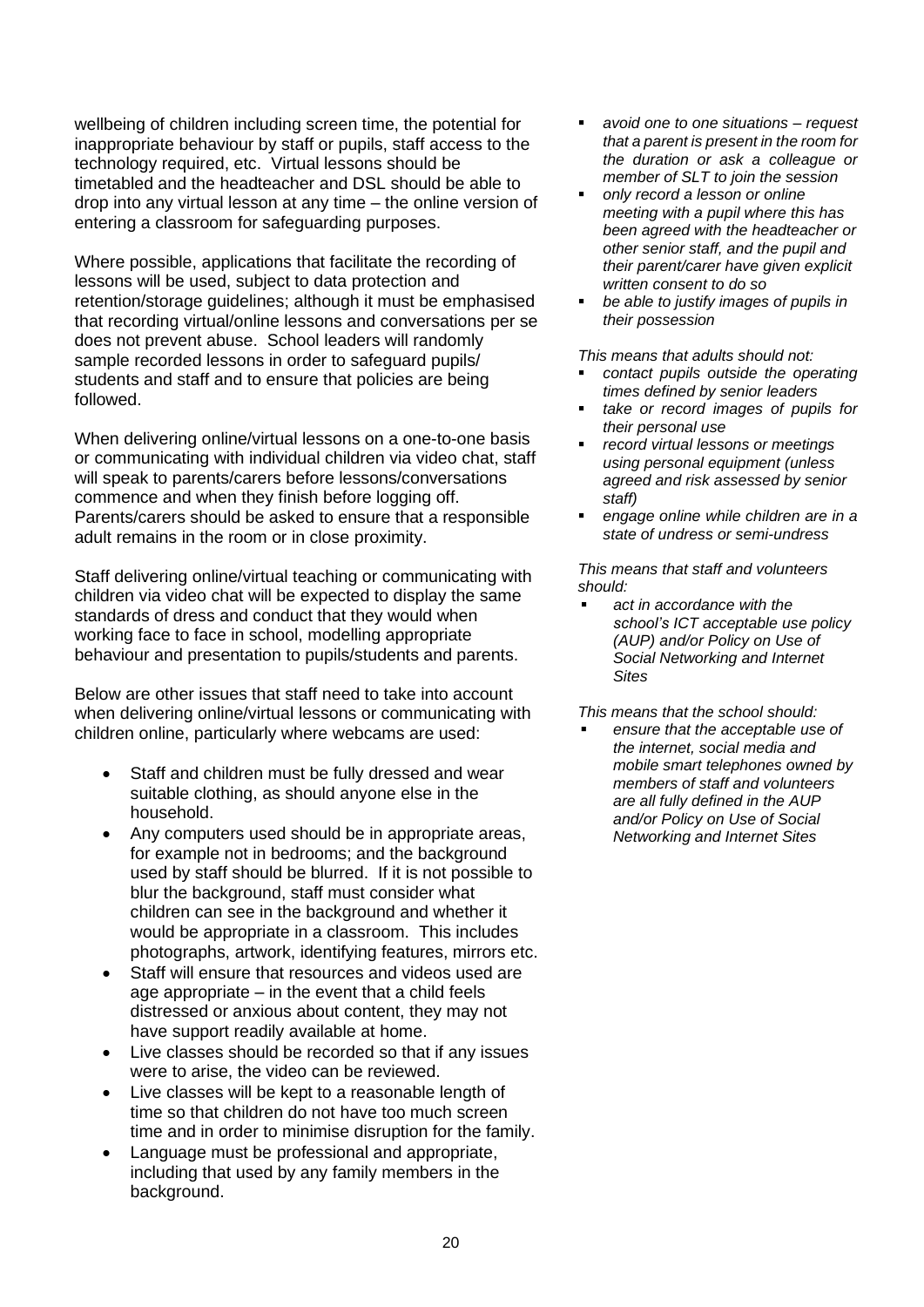wellbeing of children including screen time, the potential for inappropriate behaviour by staff or pupils, staff access to the technology required, etc. Virtual lessons should be timetabled and the headteacher and DSL should be able to drop into any virtual lesson at any time – the online version of entering a classroom for safeguarding purposes.

Where possible, applications that facilitate the recording of lessons will be used, subject to data protection and retention/storage guidelines; although it must be emphasised that recording virtual/online lessons and conversations per se does not prevent abuse. School leaders will randomly sample recorded lessons in order to safeguard pupils/ students and staff and to ensure that policies are being followed.

When delivering online/virtual lessons on a one-to-one basis or communicating with individual children via video chat, staff will speak to parents/carers before lessons/conversations commence and when they finish before logging off. Parents/carers should be asked to ensure that a responsible adult remains in the room or in close proximity.

Staff delivering online/virtual teaching or communicating with children via video chat will be expected to display the same standards of dress and conduct that they would when working face to face in school, modelling appropriate behaviour and presentation to pupils/students and parents.

Below are other issues that staff need to take into account when delivering online/virtual lessons or communicating with children online, particularly where webcams are used:

- Staff and children must be fully dressed and wear suitable clothing, as should anyone else in the household.
- Any computers used should be in appropriate areas, for example not in bedrooms; and the background used by staff should be blurred. If it is not possible to blur the background, staff must consider what children can see in the background and whether it would be appropriate in a classroom. This includes photographs, artwork, identifying features, mirrors etc.
- Staff will ensure that resources and videos used are age appropriate – in the event that a child feels distressed or anxious about content, they may not have support readily available at home.
- Live classes should be recorded so that if any issues were to arise, the video can be reviewed.
- Live classes will be kept to a reasonable length of time so that children do not have too much screen time and in order to minimise disruption for the family.
- Language must be professional and appropriate, including that used by any family members in the background.

- *avoid one to one situations – request that a parent is present in the room for the duration or ask a colleague or member of SLT to join the session*
- *only record a lesson or online meeting with a pupil where this has been agreed with the headteacher or other senior staff, and the pupil and their parent/carer have given explicit written consent to do so*
- *be able to justify images of pupils in their possession*

*This means that adults should not:*

- *contact pupils outside the operating times defined by senior leaders*
- *take or record images of pupils for their personal use*
- *record virtual lessons or meetings using personal equipment (unless agreed and risk assessed by senior staff)*
- *engage online while children are in a state of undress or semi-undress*

*This means that staff and volunteers should:*

- *act in accordance with the school's ICT acceptable use policy (AUP) and/or Policy on Use of Social Networking and Internet Sites*

*This means that the school should:*

- *ensure that the acceptable use of the internet, social media and mobile smart telephones owned by members of staff and volunteers are all fully defined in the AUP and/or Policy on Use of Social Networking and Internet Sites*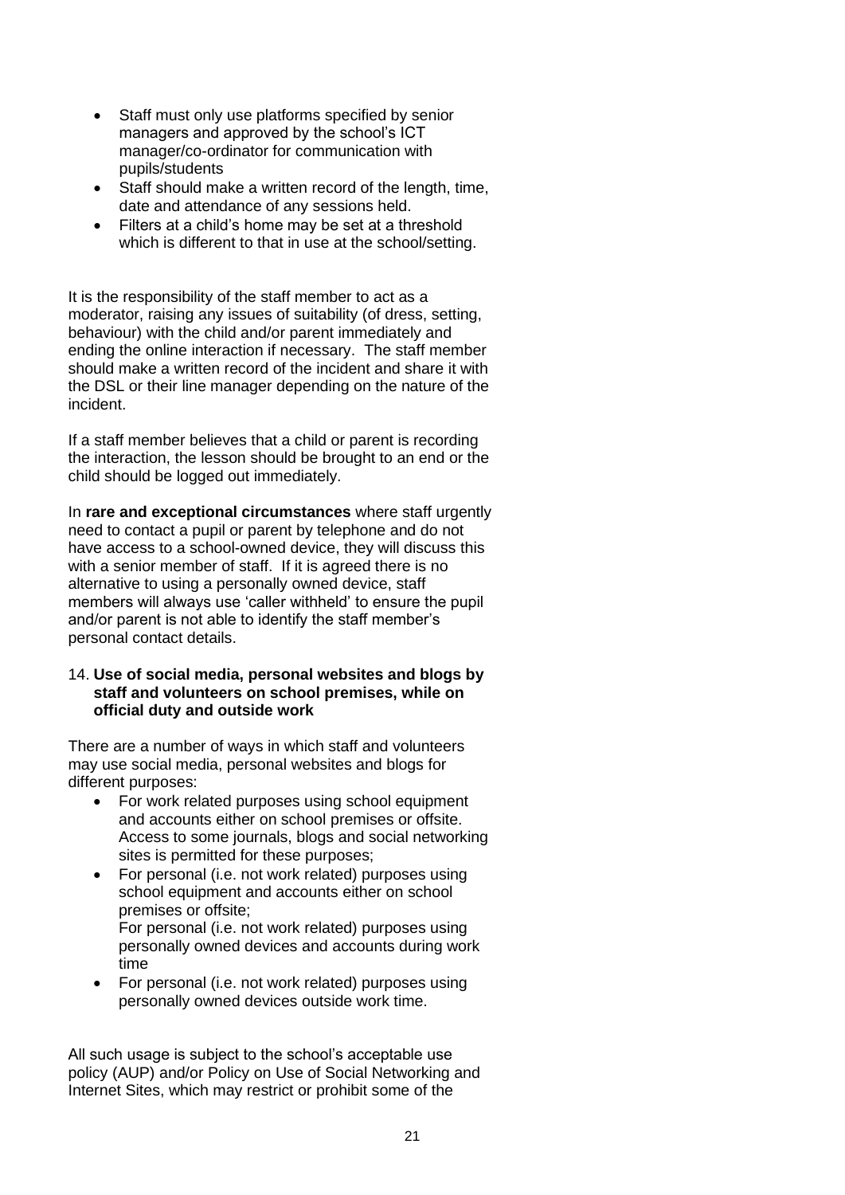- Staff must only use platforms specified by senior managers and approved by the school's ICT manager/co-ordinator for communication with pupils/students
- Staff should make a written record of the length, time, date and attendance of any sessions held.
- Filters at a child's home may be set at a threshold which is different to that in use at the school/setting.

It is the responsibility of the staff member to act as a moderator, raising any issues of suitability (of dress, setting, behaviour) with the child and/or parent immediately and ending the online interaction if necessary. The staff member should make a written record of the incident and share it with the DSL or their line manager depending on the nature of the incident.

If a staff member believes that a child or parent is recording the interaction, the lesson should be brought to an end or the child should be logged out immediately.

In **rare and exceptional circumstances** where staff urgently need to contact a pupil or parent by telephone and do not have access to a school-owned device, they will discuss this with a senior member of staff. If it is agreed there is no alternative to using a personally owned device, staff members will always use 'caller withheld' to ensure the pupil and/or parent is not able to identify the staff member's personal contact details.

14. **Use of social media, personal websites and blogs by staff and volunteers on school premises, while on official duty and outside work**

There are a number of ways in which staff and volunteers may use social media, personal websites and blogs for different purposes:

- For work related purposes using school equipment and accounts either on school premises or offsite. Access to some journals, blogs and social networking sites is permitted for these purposes;
- For personal (i.e. not work related) purposes using school equipment and accounts either on school premises or offsite;
  For personal (i.e. not work related) purposes using personally owned devices and accounts during work time
- For personal (i.e. not work related) purposes using personally owned devices outside work time.

All such usage is subject to the school's acceptable use policy (AUP) and/or Policy on Use of Social Networking and Internet Sites, which may restrict or prohibit some of the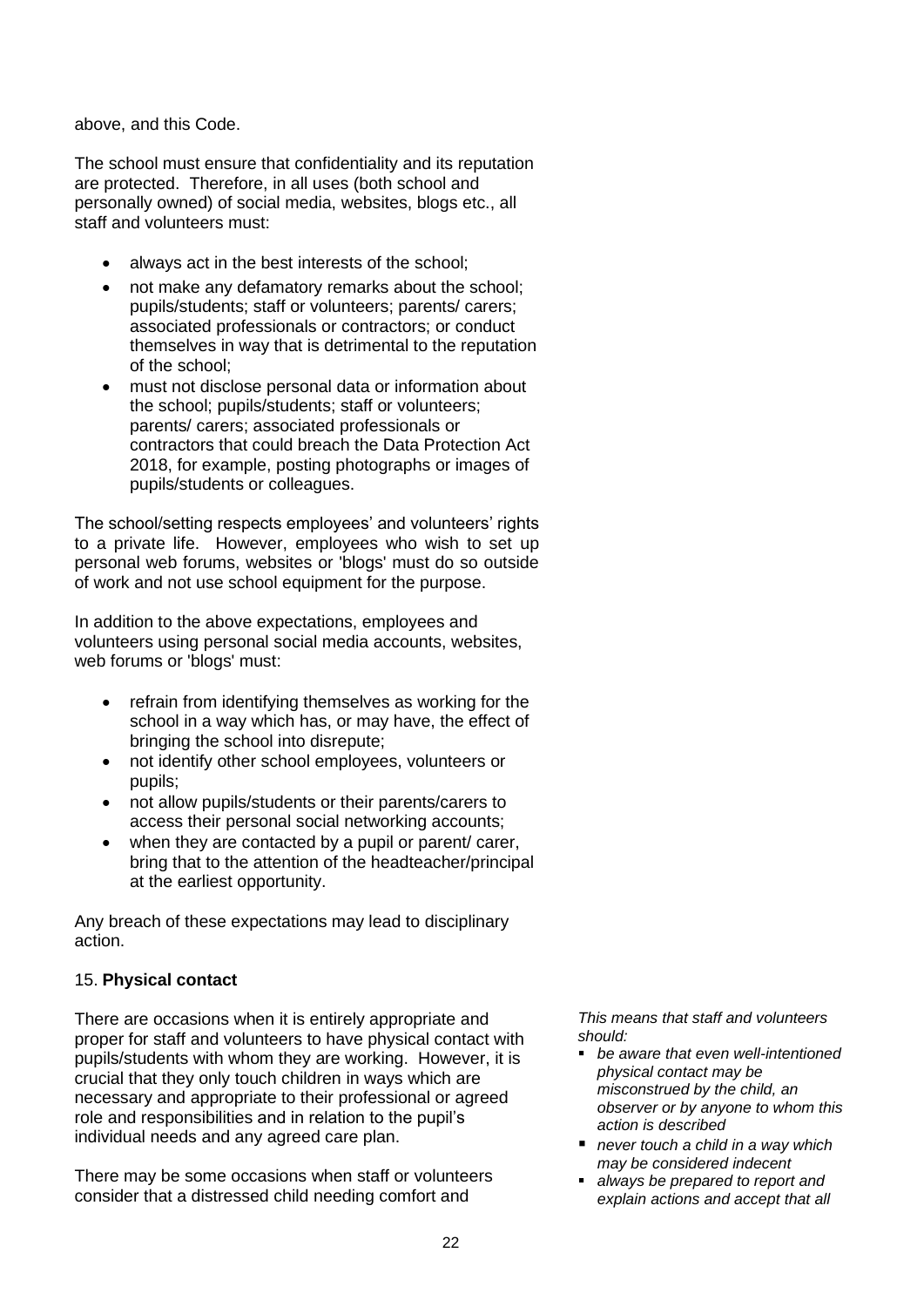above, and this Code.

The school must ensure that confidentiality and its reputation are protected. Therefore, in all uses (both school and personally owned) of social media, websites, blogs etc., all staff and volunteers must:

- always act in the best interests of the school;
- not make any defamatory remarks about the school; pupils/students; staff or volunteers; parents/ carers; associated professionals or contractors; or conduct themselves in way that is detrimental to the reputation of the school;
- must not disclose personal data or information about the school; pupils/students; staff or volunteers; parents/ carers; associated professionals or contractors that could breach the Data Protection Act 2018, for example, posting photographs or images of pupils/students or colleagues.

The school/setting respects employees' and volunteers' rights to a private life. However, employees who wish to set up personal web forums, websites or 'blogs' must do so outside of work and not use school equipment for the purpose.

In addition to the above expectations, employees and volunteers using personal social media accounts, websites, web forums or 'blogs' must:

- refrain from identifying themselves as working for the school in a way which has, or may have, the effect of bringing the school into disrepute;
- not identify other school employees, volunteers or pupils;
- not allow pupils/students or their parents/carers to access their personal social networking accounts;
- when they are contacted by a pupil or parent/ carer, bring that to the attention of the headteacher/principal at the earliest opportunity.

Any breach of these expectations may lead to disciplinary action.

## 15. **Physical contact**

There are occasions when it is entirely appropriate and proper for staff and volunteers to have physical contact with pupils/students with whom they are working. However, it is crucial that they only touch children in ways which are necessary and appropriate to their professional or agreed role and responsibilities and in relation to the pupil's individual needs and any agreed care plan.

There may be some occasions when staff or volunteers consider that a distressed child needing comfort and

*This means that staff and volunteers should:*

- *be aware that even well-intentioned physical contact may be misconstrued by the child, an observer or by anyone to whom this action is described*
- *never touch a child in a way which may be considered indecent*
- *always be prepared to report and explain actions and accept that all*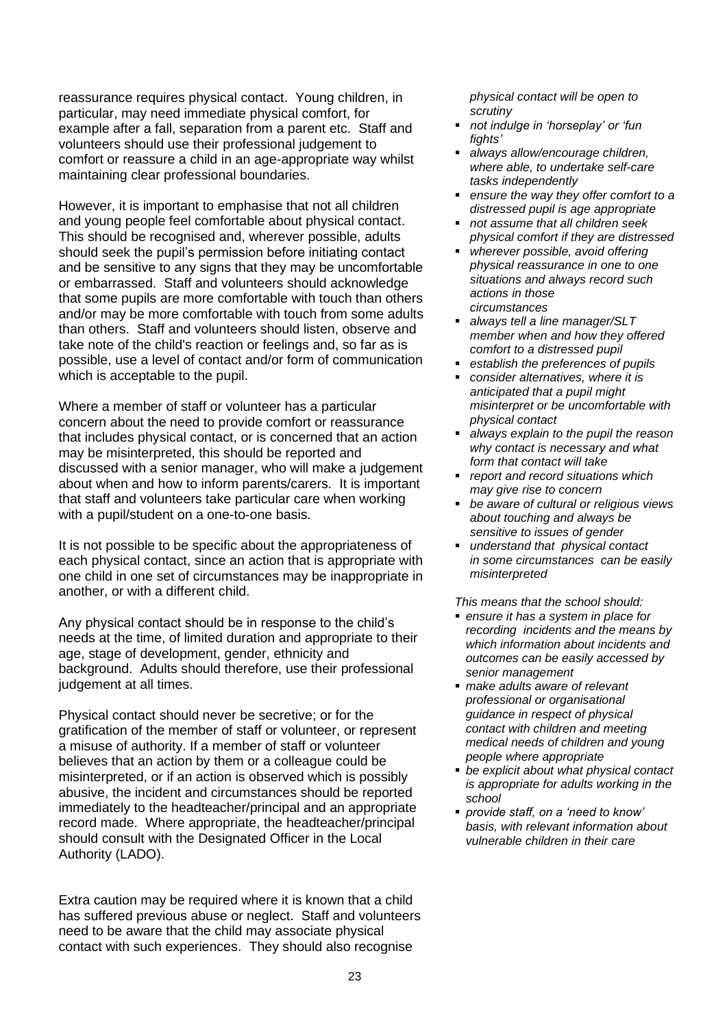reassurance requires physical contact. Young children, in particular, may need immediate physical comfort, for example after a fall, separation from a parent etc. Staff and volunteers should use their professional judgement to comfort or reassure a child in an age-appropriate way whilst maintaining clear professional boundaries.

However, it is important to emphasise that not all children and young people feel comfortable about physical contact. This should be recognised and, wherever possible, adults should seek the pupil's permission before initiating contact and be sensitive to any signs that they may be uncomfortable or embarrassed. Staff and volunteers should acknowledge that some pupils are more comfortable with touch than others and/or may be more comfortable with touch from some adults than others. Staff and volunteers should listen, observe and take note of the child's reaction or feelings and, so far as is possible, use a level of contact and/or form of communication which is acceptable to the pupil.

Where a member of staff or volunteer has a particular concern about the need to provide comfort or reassurance that includes physical contact, or is concerned that an action may be misinterpreted, this should be reported and discussed with a senior manager, who will make a judgement about when and how to inform parents/carers. It is important that staff and volunteers take particular care when working with a pupil/student on a one-to-one basis.

It is not possible to be specific about the appropriateness of each physical contact, since an action that is appropriate with one child in one set of circumstances may be inappropriate in another, or with a different child.

Any physical contact should be in response to the child's needs at the time, of limited duration and appropriate to their age, stage of development, gender, ethnicity and background. Adults should therefore, use their professional judgement at all times.

Physical contact should never be secretive; or for the gratification of the member of staff or volunteer, or represent a misuse of authority. If a member of staff or volunteer believes that an action by them or a colleague could be misinterpreted, or if an action is observed which is possibly abusive, the incident and circumstances should be reported immediately to the headteacher/principal and an appropriate record made. Where appropriate, the headteacher/principal should consult with the Designated Officer in the Local Authority (LADO).

Extra caution may be required where it is known that a child has suffered previous abuse or neglect. Staff and volunteers need to be aware that the child may associate physical contact with such experiences. They should also recognise

*physical contact will be open to scrutiny*

- *not indulge in 'horseplay' or 'fun fights'*
- *always allow/encourage children, where able, to undertake self-care tasks independently*
- *ensure the way they offer comfort to a distressed pupil is age appropriate*
- *not assume that all children seek physical comfort if they are distressed*
- *wherever possible, avoid offering physical reassurance in one to one situations and always record such actions in those circumstances*
- *always tell a line manager/SLT member when and how they offered comfort to a distressed pupil*
- *establish the preferences of pupils*
- *consider alternatives, where it is anticipated that a pupil might misinterpret or be uncomfortable with physical contact*
- *always explain to the pupil the reason why contact is necessary and what form that contact will take*
- *report and record situations which may give rise to concern*
- *be aware of cultural or religious views about touching and always be sensitive to issues of gender*
- *understand that physical contact in some circumstances can be easily misinterpreted*

*This means that the school should:*

- *ensure it has a system in place for recording incidents and the means by which information about incidents and outcomes can be easily accessed by senior management*
- *make adults aware of relevant professional or organisational guidance in respect of physical contact with children and meeting medical needs of children and young people where appropriate*
- *be explicit about what physical contact is appropriate for adults working in the school*
- *provide staff, on a 'need to know' basis, with relevant information about vulnerable children in their care*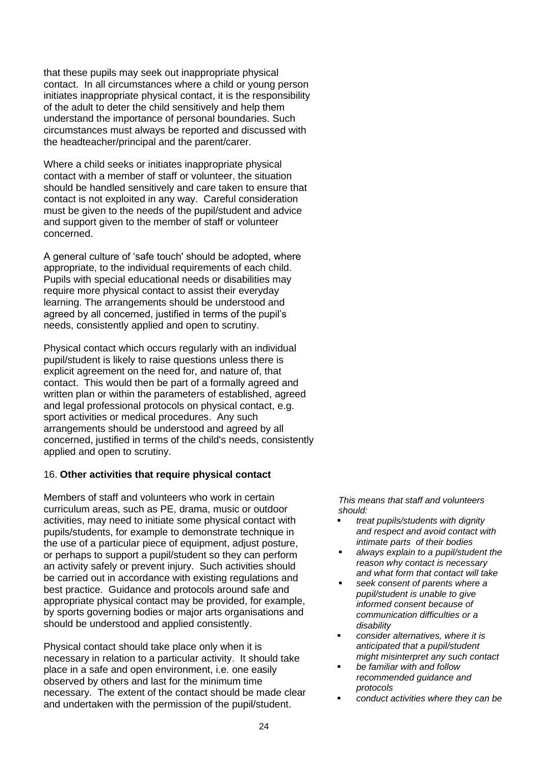that these pupils may seek out inappropriate physical contact. In all circumstances where a child or young person initiates inappropriate physical contact, it is the responsibility of the adult to deter the child sensitively and help them understand the importance of personal boundaries. Such circumstances must always be reported and discussed with the headteacher/principal and the parent/carer.

Where a child seeks or initiates inappropriate physical contact with a member of staff or volunteer, the situation should be handled sensitively and care taken to ensure that contact is not exploited in any way. Careful consideration must be given to the needs of the pupil/student and advice and support given to the member of staff or volunteer concerned.

A general culture of 'safe touch' should be adopted, where appropriate, to the individual requirements of each child. Pupils with special educational needs or disabilities may require more physical contact to assist their everyday learning. The arrangements should be understood and agreed by all concerned, justified in terms of the pupil's needs, consistently applied and open to scrutiny.

Physical contact which occurs regularly with an individual pupil/student is likely to raise questions unless there is explicit agreement on the need for, and nature of, that contact. This would then be part of a formally agreed and written plan or within the parameters of established, agreed and legal professional protocols on physical contact, e.g. sport activities or medical procedures. Any such arrangements should be understood and agreed by all concerned, justified in terms of the child's needs, consistently applied and open to scrutiny.

16. **Other activities that require physical contact**

Members of staff and volunteers who work in certain curriculum areas, such as PE, drama, music or outdoor activities, may need to initiate some physical contact with pupils/students, for example to demonstrate technique in the use of a particular piece of equipment, adjust posture, or perhaps to support a pupil/student so they can perform an activity safely or prevent injury. Such activities should be carried out in accordance with existing regulations and best practice. Guidance and protocols around safe and appropriate physical contact may be provided, for example, by sports governing bodies or major arts organisations and should be understood and applied consistently.

Physical contact should take place only when it is necessary in relation to a particular activity. It should take place in a safe and open environment, i.e. one easily observed by others and last for the minimum time necessary. The extent of the contact should be made clear and undertaken with the permission of the pupil/student.

*This means that staff and volunteers should:*

- *treat pupils/students with dignity and respect and avoid contact with intimate parts of their bodies*
- *always explain to a pupil/student the reason why contact is necessary and what form that contact will take*
- *seek consent of parents where a pupil/student is unable to give informed consent because of communication difficulties or a disability*
- *consider alternatives, where it is anticipated that a pupil/student might misinterpret any such contact*
- *be familiar with and follow recommended guidance and protocols*
- *conduct activities where they can be*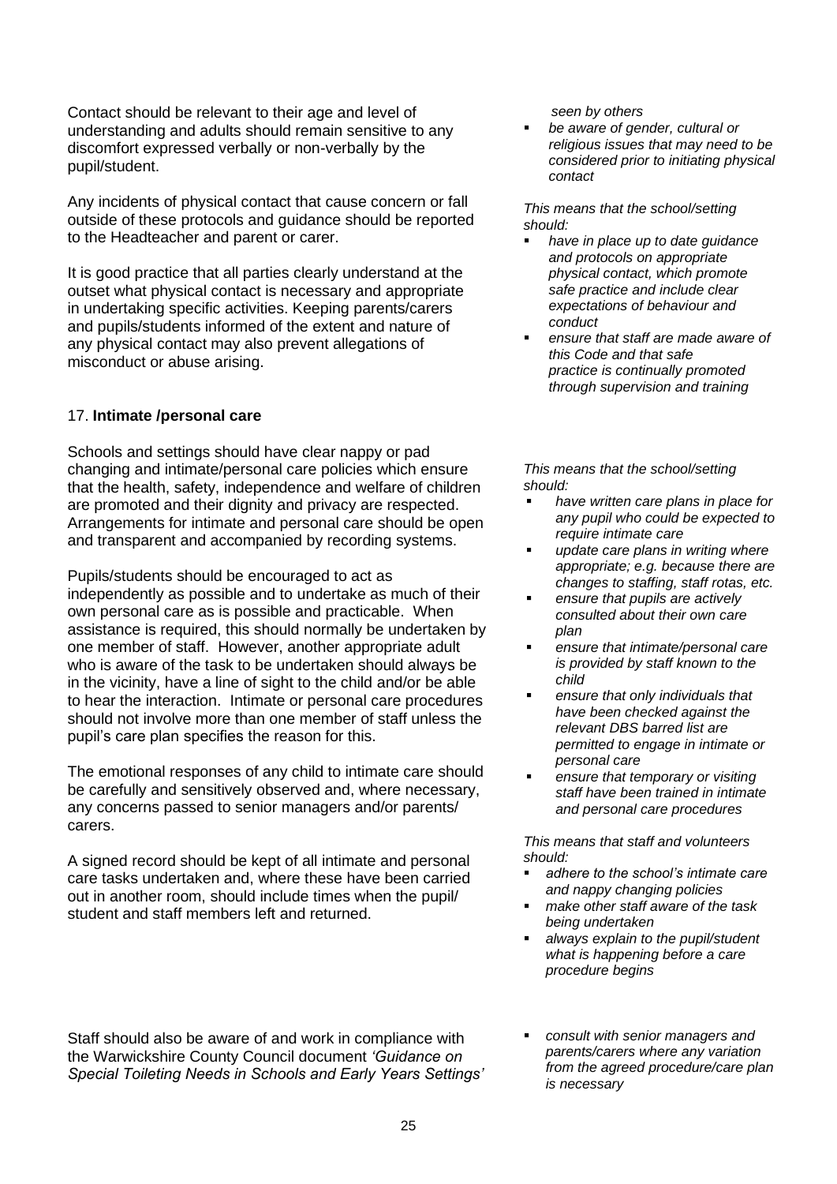Contact should be relevant to their age and level of understanding and adults should remain sensitive to any discomfort expressed verbally or non-verbally by the pupil/student.

Any incidents of physical contact that cause concern or fall outside of these protocols and guidance should be reported to the Headteacher and parent or carer.

It is good practice that all parties clearly understand at the outset what physical contact is necessary and appropriate in undertaking specific activities. Keeping parents/carers and pupils/students informed of the extent and nature of any physical contact may also prevent allegations of misconduct or abuse arising.

*seen by others*

- *be aware of gender, cultural or religious issues that may need to be considered prior to initiating physical contact*

*This means that the school/setting should:*

- *have in place up to date guidance and protocols on appropriate physical contact, which promote safe practice and include clear expectations of behaviour and conduct*
- *ensure that staff are made aware of this Code and that safe practice is continually promoted through supervision and training*

17. **Intimate /personal care**

Schools and settings should have clear nappy or pad changing and intimate/personal care policies which ensure that the health, safety, independence and welfare of children are promoted and their dignity and privacy are respected. Arrangements for intimate and personal care should be open and transparent and accompanied by recording systems.

Pupils/students should be encouraged to act as independently as possible and to undertake as much of their own personal care as is possible and practicable. When assistance is required, this should normally be undertaken by one member of staff. However, another appropriate adult who is aware of the task to be undertaken should always be in the vicinity, have a line of sight to the child and/or be able to hear the interaction. Intimate or personal care procedures should not involve more than one member of staff unless the pupil's care plan specifies the reason for this.

The emotional responses of any child to intimate care should be carefully and sensitively observed and, where necessary, any concerns passed to senior managers and/or parents/ carers.

A signed record should be kept of all intimate and personal care tasks undertaken and, where these have been carried out in another room, should include times when the pupil/ student and staff members left and returned.

Staff should also be aware of and work in compliance with the Warwickshire County Council document *'Guidance on Special Toileting Needs in Schools and Early Years Settings'*

*This means that the school/setting should:*

- *have written care plans in place for any pupil who could be expected to require intimate care*
- *update care plans in writing where appropriate; e.g. because there are changes to staffing, staff rotas, etc.*
- *ensure that pupils are actively consulted about their own care plan*
- *ensure that intimate/personal care is provided by staff known to the child*
- *ensure that only individuals that have been checked against the relevant DBS barred list are permitted to engage in intimate or personal care*
- *ensure that temporary or visiting staff have been trained in intimate and personal care procedures*

*This means that staff and volunteers should:*

- *adhere to the school's intimate care and nappy changing policies*
- *make other staff aware of the task being undertaken*
- *always explain to the pupil/student what is happening before a care procedure begins*
- *consult with senior managers and parents/carers where any variation from the agreed procedure/care plan is necessary*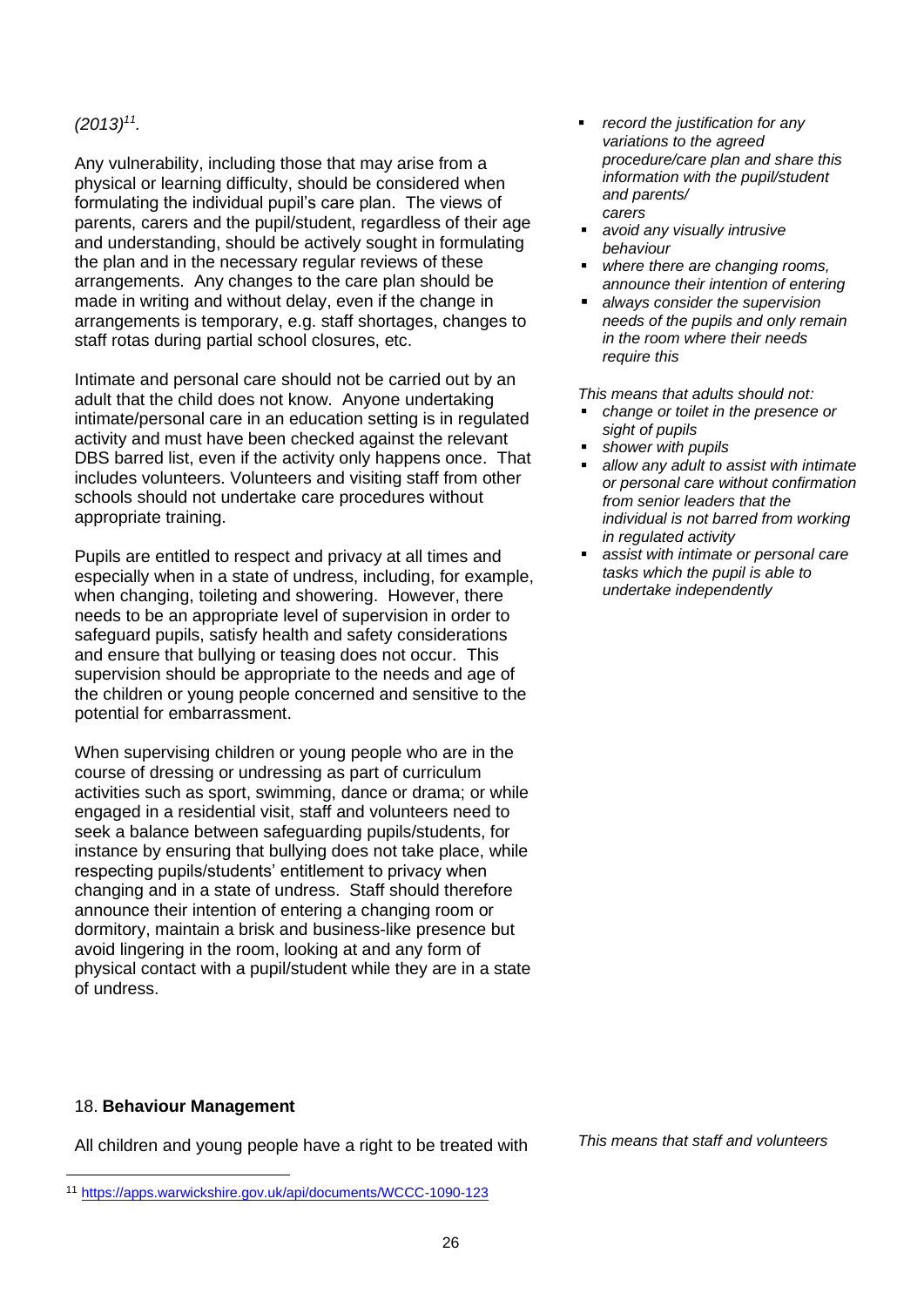*(2013)*[11].

Any vulnerability, including those that may arise from a physical or learning difficulty, should be considered when formulating the individual pupil's care plan. The views of parents, carers and the pupil/student, regardless of their age and understanding, should be actively sought in formulating the plan and in the necessary regular reviews of these arrangements. Any changes to the care plan should be made in writing and without delay, even if the change in arrangements is temporary, e.g. staff shortages, changes to staff rotas during partial school closures, etc.

Intimate and personal care should not be carried out by an adult that the child does not know. Anyone undertaking intimate/personal care in an education setting is in regulated activity and must have been checked against the relevant DBS barred list, even if the activity only happens once. That includes volunteers. Volunteers and visiting staff from other schools should not undertake care procedures without appropriate training.

Pupils are entitled to respect and privacy at all times and especially when in a state of undress, including, for example, when changing, toileting and showering. However, there needs to be an appropriate level of supervision in order to safeguard pupils, satisfy health and safety considerations and ensure that bullying or teasing does not occur. This supervision should be appropriate to the needs and age of the children or young people concerned and sensitive to the potential for embarrassment.

When supervising children or young people who are in the course of dressing or undressing as part of curriculum activities such as sport, swimming, dance or drama; or while engaged in a residential visit, staff and volunteers need to seek a balance between safeguarding pupils/students, for instance by ensuring that bullying does not take place, while respecting pupils/students' entitlement to privacy when changing and in a state of undress. Staff should therefore announce their intention of entering a changing room or dormitory, maintain a brisk and business-like presence but avoid lingering in the room, looking at and any form of physical contact with a pupil/student while they are in a state of undress.

- *record the justification for any variations to the agreed procedure/care plan and share this information with the pupil/student and parents/ carers*
- *avoid any visually intrusive behaviour*
- *where there are changing rooms, announce their intention of entering*
- *always consider the supervision needs of the pupils and only remain in the room where their needs require this*

*This means that adults should not:*

- *change or toilet in the presence or sight of pupils*
- *shower with pupils*
- *allow any adult to assist with intimate or personal care without confirmation from senior leaders that the individual is not barred from working in regulated activity*
- *assist with intimate or personal care tasks which the pupil is able to undertake independently*

## 18. **Behaviour Management**

All children and young people have a right to be treated with

*This means that staff and volunteers*

[11] https://apps.warwickshire.gov.uk/api/documents/WCCC-1090-123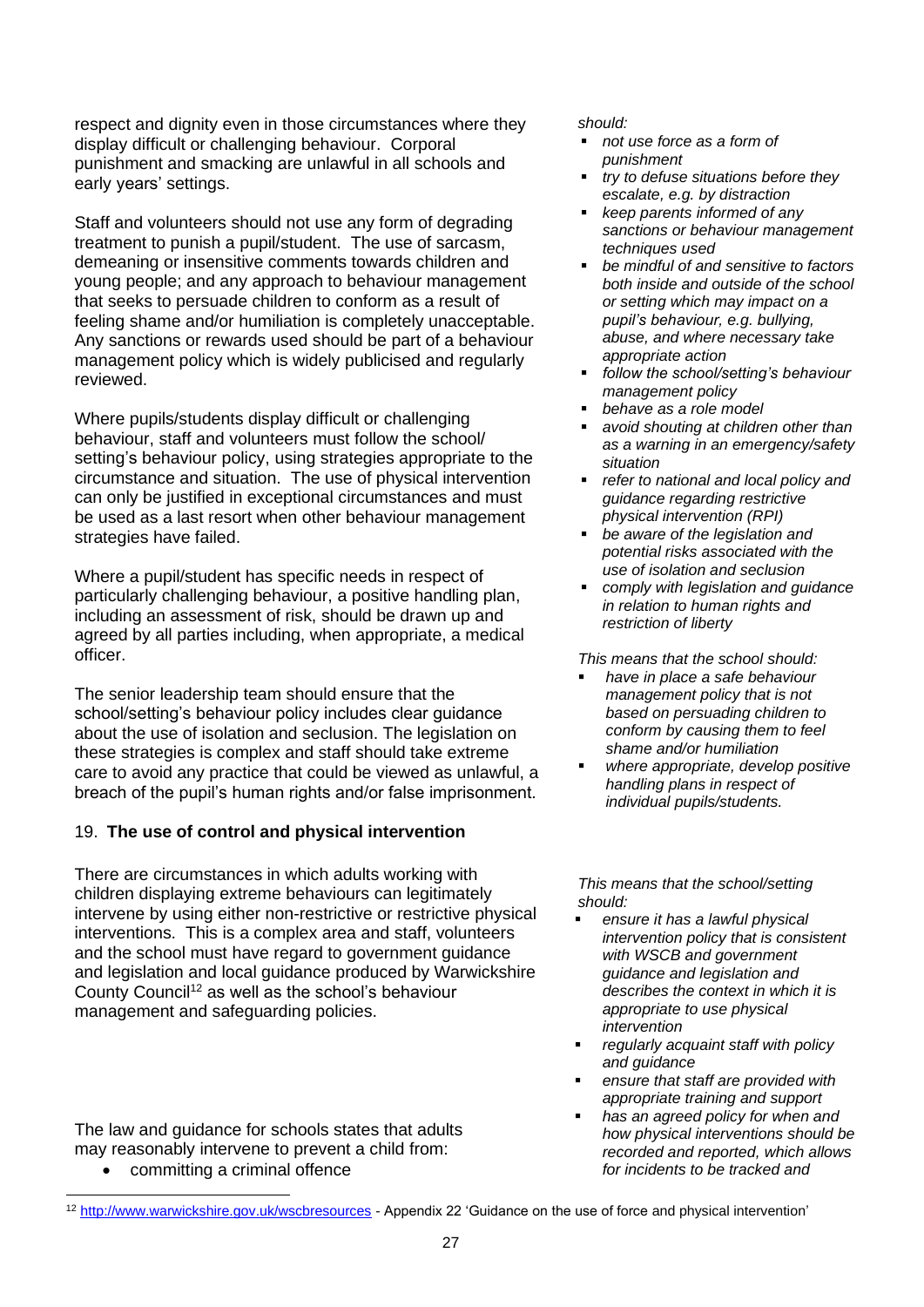respect and dignity even in those circumstances where they display difficult or challenging behaviour. Corporal punishment and smacking are unlawful in all schools and early years' settings.

Staff and volunteers should not use any form of degrading treatment to punish a pupil/student. The use of sarcasm, demeaning or insensitive comments towards children and young people; and any approach to behaviour management that seeks to persuade children to conform as a result of feeling shame and/or humiliation is completely unacceptable. Any sanctions or rewards used should be part of a behaviour management policy which is widely publicised and regularly reviewed.

Where pupils/students display difficult or challenging behaviour, staff and volunteers must follow the school/ setting's behaviour policy, using strategies appropriate to the circumstance and situation. The use of physical intervention can only be justified in exceptional circumstances and must be used as a last resort when other behaviour management strategies have failed.

Where a pupil/student has specific needs in respect of particularly challenging behaviour, a positive handling plan, including an assessment of risk, should be drawn up and agreed by all parties including, when appropriate, a medical officer.

The senior leadership team should ensure that the school/setting's behaviour policy includes clear guidance about the use of isolation and seclusion. The legislation on these strategies is complex and staff should take extreme care to avoid any practice that could be viewed as unlawful, a breach of the pupil's human rights and/or false imprisonment.

*should:*

- *not use force as a form of punishment*
- *try to defuse situations before they escalate, e.g. by distraction*
- *keep parents informed of any sanctions or behaviour management techniques used*
- *be mindful of and sensitive to factors both inside and outside of the school or setting which may impact on a pupil's behaviour, e.g. bullying, abuse, and where necessary take appropriate action*
- *follow the school/setting's behaviour management policy*
- *behave as a role model*
- *avoid shouting at children other than as a warning in an emergency/safety situation*
- *refer to national and local policy and guidance regarding restrictive physical intervention (RPI)*
- *be aware of the legislation and potential risks associated with the use of isolation and seclusion*
- *comply with legislation and guidance in relation to human rights and restriction of liberty*

*This means that the school should:*

- *have in place a safe behaviour management policy that is not based on persuading children to conform by causing them to feel shame and/or humiliation*
- *where appropriate, develop positive handling plans in respect of individual pupils/students.*

## 19. **The use of control and physical intervention**

There are circumstances in which adults working with children displaying extreme behaviours can legitimately intervene by using either non-restrictive or restrictive physical interventions. This is a complex area and staff, volunteers and the school must have regard to government guidance and legislation and local guidance produced by Warwickshire County Council[12] as well as the school's behaviour management and safeguarding policies.

The law and guidance for schools states that adults may reasonably intervene to prevent a child from:

- committing a criminal offence

*This means that the school/setting should:*

- *ensure it has a lawful physical intervention policy that is consistent with WSCB and government guidance and legislation and describes the context in which it is appropriate to use physical intervention*
- *regularly acquaint staff with policy and guidance*
- *ensure that staff are provided with appropriate training and support*
- *has an agreed policy for when and how physical interventions should be recorded and reported, which allows for incidents to be tracked and*

[12] http://www.warwickshire.gov.uk/wscbresources - Appendix 22 'Guidance on the use of force and physical intervention'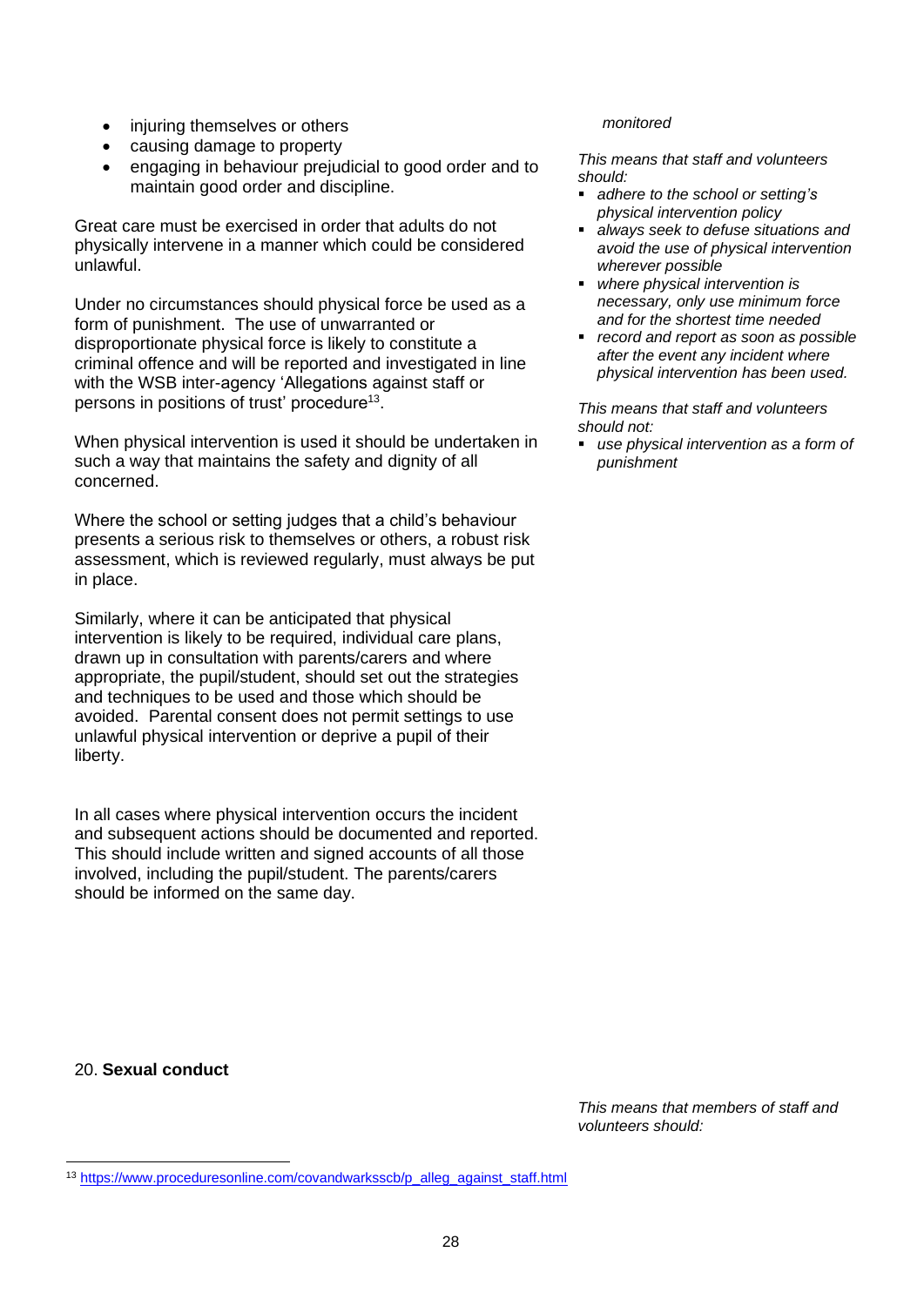- injuring themselves or others
- causing damage to property
- engaging in behaviour prejudicial to good order and to maintain good order and discipline.

Great care must be exercised in order that adults do not physically intervene in a manner which could be considered unlawful.

Under no circumstances should physical force be used as a form of punishment. The use of unwarranted or disproportionate physical force is likely to constitute a criminal offence and will be reported and investigated in line with the WSB inter-agency 'Allegations against staff or persons in positions of trust' procedure[13].

When physical intervention is used it should be undertaken in such a way that maintains the safety and dignity of all concerned.

Where the school or setting judges that a child's behaviour presents a serious risk to themselves or others, a robust risk assessment, which is reviewed regularly, must always be put in place.

Similarly, where it can be anticipated that physical intervention is likely to be required, individual care plans, drawn up in consultation with parents/carers and where appropriate, the pupil/student, should set out the strategies and techniques to be used and those which should be avoided. Parental consent does not permit settings to use unlawful physical intervention or deprive a pupil of their liberty.

In all cases where physical intervention occurs the incident and subsequent actions should be documented and reported. This should include written and signed accounts of all those involved, including the pupil/student. The parents/carers should be informed on the same day.

*monitored*

*This means that staff and volunteers should:*

- *adhere to the school or setting's physical intervention policy*
- *always seek to defuse situations and avoid the use of physical intervention wherever possible*
- *where physical intervention is necessary, only use minimum force and for the shortest time needed*
- *record and report as soon as possible after the event any incident where physical intervention has been used.*

*This means that staff and volunteers should not:*

- *use physical intervention as a form of punishment*

20. **Sexual conduct**

*This means that members of staff and volunteers should:*

[13] https://www.proceduresonline.com/covandwarksscb/p_alleg_against_staff.html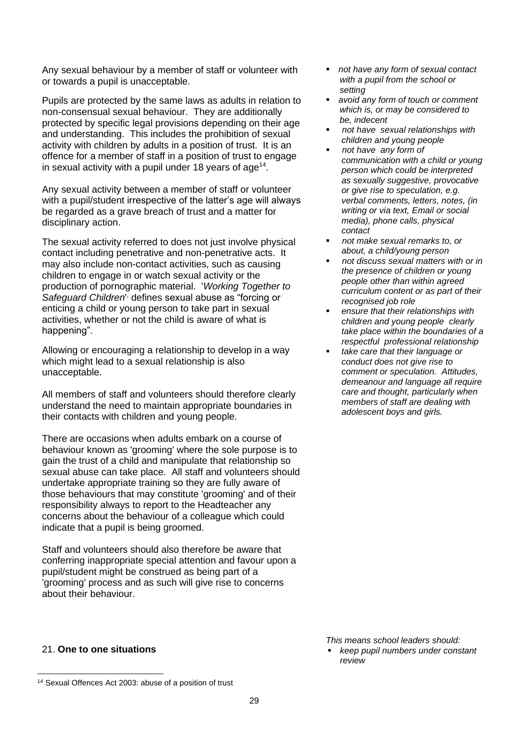Any sexual behaviour by a member of staff or volunteer with or towards a pupil is unacceptable.

Pupils are protected by the same laws as adults in relation to non-consensual sexual behaviour. They are additionally protected by specific legal provisions depending on their age and understanding. This includes the prohibition of sexual activity with children by adults in a position of trust. It is an offence for a member of staff in a position of trust to engage in sexual activity with a pupil under 18 years of age[14].

Any sexual activity between a member of staff or volunteer with a pupil/student irrespective of the latter's age will always be regarded as a grave breach of trust and a matter for disciplinary action.

The sexual activity referred to does not just involve physical contact including penetrative and non-penetrative acts. It may also include non-contact activities, such as causing children to engage in or watch sexual activity or the production of pornographic material. '*Working Together to Safeguard Children*', defines sexual abuse as "forcing or enticing a child or young person to take part in sexual activities, whether or not the child is aware of what is happening".

Allowing or encouraging a relationship to develop in a way which might lead to a sexual relationship is also unacceptable.

All members of staff and volunteers should therefore clearly understand the need to maintain appropriate boundaries in their contacts with children and young people.

There are occasions when adults embark on a course of behaviour known as 'grooming' where the sole purpose is to gain the trust of a child and manipulate that relationship so sexual abuse can take place. All staff and volunteers should undertake appropriate training so they are fully aware of those behaviours that may constitute 'grooming' and of their responsibility always to report to the Headteacher any concerns about the behaviour of a colleague which could indicate that a pupil is being groomed.

Staff and volunteers should also therefore be aware that conferring inappropriate special attention and favour upon a pupil/student might be construed as being part of a 'grooming' process and as such will give rise to concerns about their behaviour.

- *not have any form of sexual contact with a pupil from the school or setting*
- *avoid any form of touch or comment which is, or may be considered to be, indecent*
- *not have sexual relationships with children and young people*
- *not have any form of communication with a child or young person which could be interpreted as sexually suggestive, provocative or give rise to speculation, e.g. verbal comments, letters, notes, (in writing or via text, Email or social media), phone calls, physical contact*
- *not make sexual remarks to, or about, a child/young person*
- *not discuss sexual matters with or in the presence of children or young people other than within agreed curriculum content or as part of their recognised job role*
- *ensure that their relationships with children and young people clearly take place within the boundaries of a respectful professional relationship*
- *take care that their language or conduct does not give rise to comment or speculation. Attitudes, demeanour and language all require care and thought, particularly when members of staff are dealing with adolescent boys and girls.*

## 21. **One to one situations**

*This means school leaders should:*

- *keep pupil numbers under constant review*

[14] Sexual Offences Act 2003: abuse of a position of trust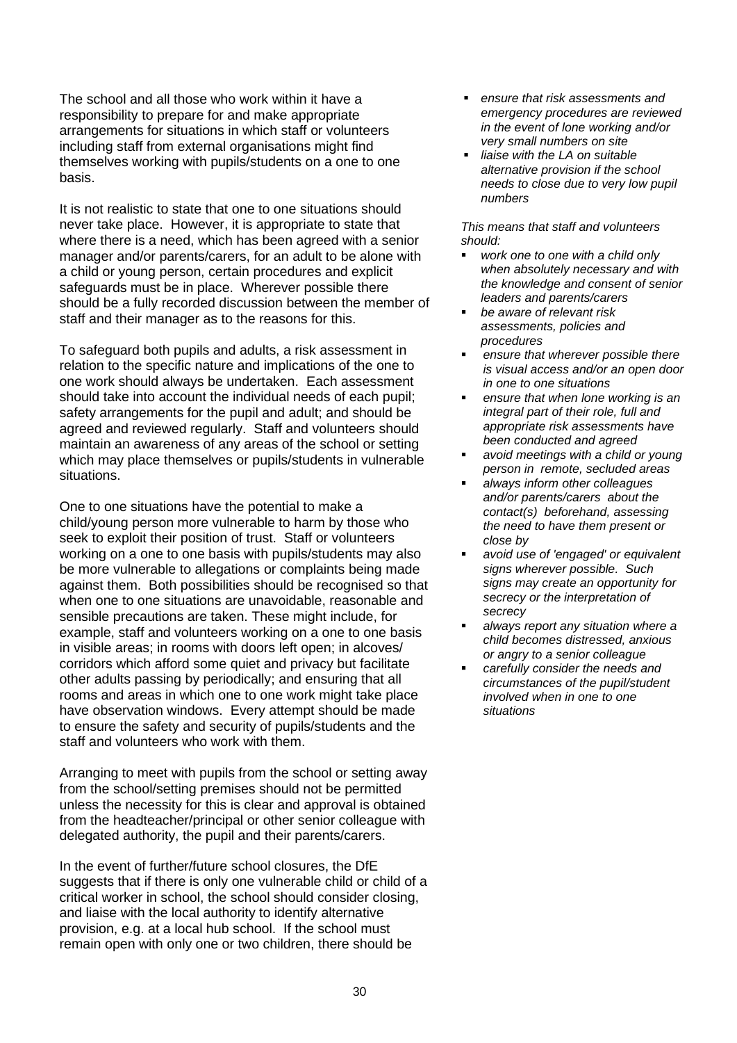The school and all those who work within it have a responsibility to prepare for and make appropriate arrangements for situations in which staff or volunteers including staff from external organisations might find themselves working with pupils/students on a one to one basis.

It is not realistic to state that one to one situations should never take place. However, it is appropriate to state that where there is a need, which has been agreed with a senior manager and/or parents/carers, for an adult to be alone with a child or young person, certain procedures and explicit safeguards must be in place. Wherever possible there should be a fully recorded discussion between the member of staff and their manager as to the reasons for this.

To safeguard both pupils and adults, a risk assessment in relation to the specific nature and implications of the one to one work should always be undertaken. Each assessment should take into account the individual needs of each pupil; safety arrangements for the pupil and adult; and should be agreed and reviewed regularly. Staff and volunteers should maintain an awareness of any areas of the school or setting which may place themselves or pupils/students in vulnerable situations.

One to one situations have the potential to make a child/young person more vulnerable to harm by those who seek to exploit their position of trust. Staff or volunteers working on a one to one basis with pupils/students may also be more vulnerable to allegations or complaints being made against them. Both possibilities should be recognised so that when one to one situations are unavoidable, reasonable and sensible precautions are taken. These might include, for example, staff and volunteers working on a one to one basis in visible areas; in rooms with doors left open; in alcoves/ corridors which afford some quiet and privacy but facilitate other adults passing by periodically; and ensuring that all rooms and areas in which one to one work might take place have observation windows. Every attempt should be made to ensure the safety and security of pupils/students and the staff and volunteers who work with them.

Arranging to meet with pupils from the school or setting away from the school/setting premises should not be permitted unless the necessity for this is clear and approval is obtained from the headteacher/principal or other senior colleague with delegated authority, the pupil and their parents/carers.

In the event of further/future school closures, the DfE suggests that if there is only one vulnerable child or child of a critical worker in school, the school should consider closing, and liaise with the local authority to identify alternative provision, e.g. at a local hub school. If the school must remain open with only one or two children, there should be

- *ensure that risk assessments and emergency procedures are reviewed in the event of lone working and/or very small numbers on site*
- *liaise with the LA on suitable alternative provision if the school needs to close due to very low pupil numbers*

*This means that staff and volunteers should:*

- *work one to one with a child only when absolutely necessary and with the knowledge and consent of senior leaders and parents/carers*
- *be aware of relevant risk assessments, policies and procedures*
- *ensure that wherever possible there is visual access and/or an open door in one to one situations*
- *ensure that when lone working is an integral part of their role, full and appropriate risk assessments have been conducted and agreed*
- *avoid meetings with a child or young person in remote, secluded areas*
- *always inform other colleagues and/or parents/carers about the contact(s) beforehand, assessing the need to have them present or close by*
- *avoid use of 'engaged' or equivalent signs wherever possible. Such signs may create an opportunity for secrecy or the interpretation of secrecy*
- *always report any situation where a child becomes distressed, anxious or angry to a senior colleague*
- *carefully consider the needs and circumstances of the pupil/student involved when in one to one situations*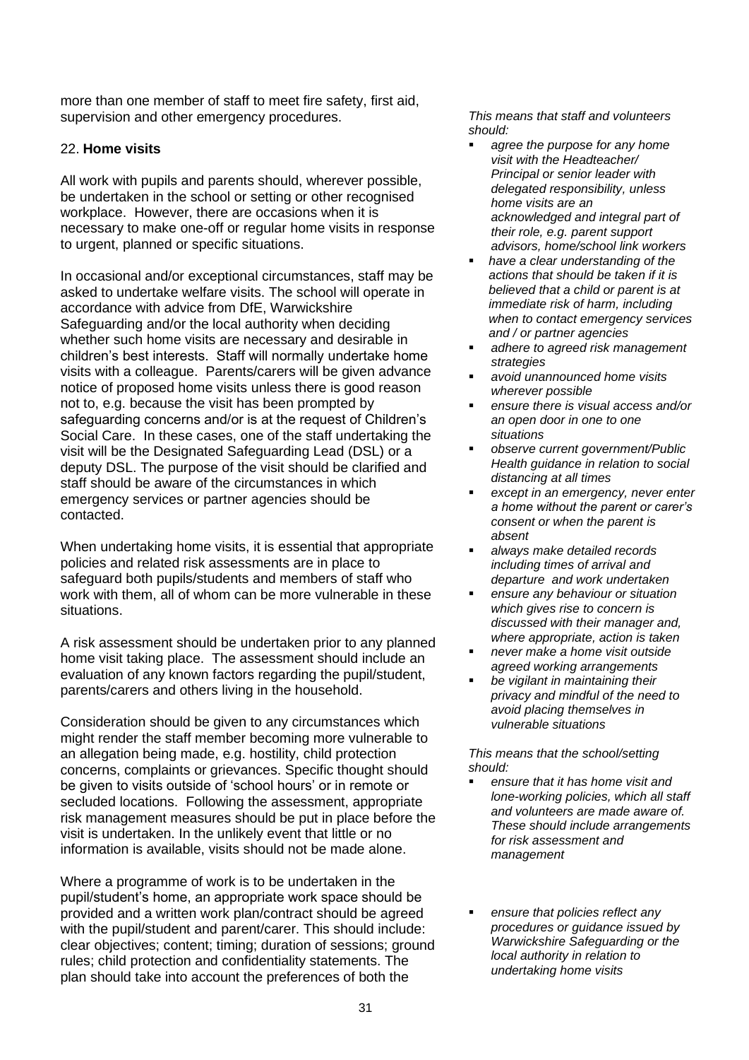more than one member of staff to meet fire safety, first aid, supervision and other emergency procedures.

## 22. **Home visits**

All work with pupils and parents should, wherever possible, be undertaken in the school or setting or other recognised workplace. However, there are occasions when it is necessary to make one-off or regular home visits in response to urgent, planned or specific situations.

In occasional and/or exceptional circumstances, staff may be asked to undertake welfare visits. The school will operate in accordance with advice from DfE, Warwickshire Safeguarding and/or the local authority when deciding whether such home visits are necessary and desirable in children's best interests. Staff will normally undertake home visits with a colleague. Parents/carers will be given advance notice of proposed home visits unless there is good reason not to, e.g. because the visit has been prompted by safeguarding concerns and/or is at the request of Children's Social Care. In these cases, one of the staff undertaking the visit will be the Designated Safeguarding Lead (DSL) or a deputy DSL. The purpose of the visit should be clarified and staff should be aware of the circumstances in which emergency services or partner agencies should be contacted.

When undertaking home visits, it is essential that appropriate policies and related risk assessments are in place to safeguard both pupils/students and members of staff who work with them, all of whom can be more vulnerable in these situations.

A risk assessment should be undertaken prior to any planned home visit taking place. The assessment should include an evaluation of any known factors regarding the pupil/student, parents/carers and others living in the household.

Consideration should be given to any circumstances which might render the staff member becoming more vulnerable to an allegation being made, e.g. hostility, child protection concerns, complaints or grievances. Specific thought should be given to visits outside of 'school hours' or in remote or secluded locations. Following the assessment, appropriate risk management measures should be put in place before the visit is undertaken. In the unlikely event that little or no information is available, visits should not be made alone.

Where a programme of work is to be undertaken in the pupil/student's home, an appropriate work space should be provided and a written work plan/contract should be agreed with the pupil/student and parent/carer. This should include: clear objectives; content; timing; duration of sessions; ground rules; child protection and confidentiality statements. The plan should take into account the preferences of both the

*This means that staff and volunteers should:*

- *agree the purpose for any home visit with the Headteacher/ Principal or senior leader with delegated responsibility, unless home visits are an acknowledged and integral part of their role, e.g. parent support advisors, home/school link workers*
- *have a clear understanding of the actions that should be taken if it is believed that a child or parent is at immediate risk of harm, including when to contact emergency services and / or partner agencies*
- *adhere to agreed risk management strategies*
- *avoid unannounced home visits wherever possible*
- *ensure there is visual access and/or an open door in one to one situations*
- *observe current government/Public Health guidance in relation to social distancing at all times*
- *except in an emergency, never enter a home without the parent or carer's consent or when the parent is absent*
- *always make detailed records including times of arrival and departure and work undertaken*
- *ensure any behaviour or situation which gives rise to concern is discussed with their manager and, where appropriate, action is taken*
- *never make a home visit outside agreed working arrangements*
- *be vigilant in maintaining their privacy and mindful of the need to avoid placing themselves in vulnerable situations*

*This means that the school/setting should:*

- *ensure that it has home visit and lone-working policies, which all staff and volunteers are made aware of. These should include arrangements for risk assessment and management*
- *ensure that policies reflect any procedures or guidance issued by Warwickshire Safeguarding or the local authority in relation to undertaking home visits*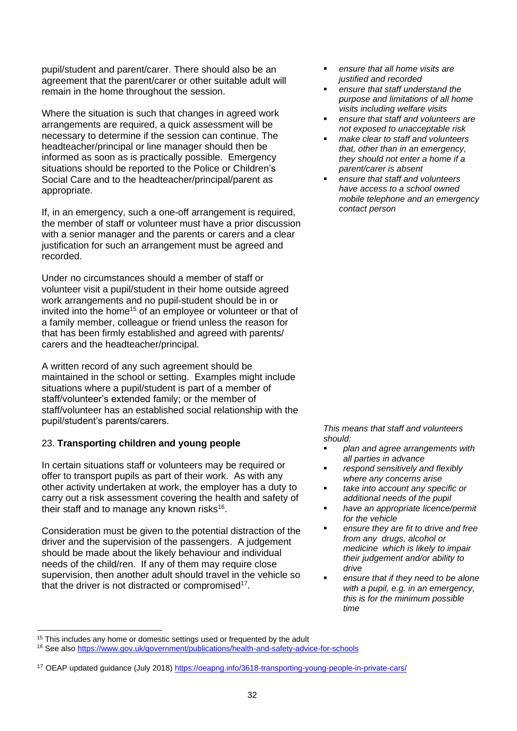pupil/student and parent/carer. There should also be an agreement that the parent/carer or other suitable adult will remain in the home throughout the session.

Where the situation is such that changes in agreed work arrangements are required, a quick assessment will be necessary to determine if the session can continue. The headteacher/principal or line manager should then be informed as soon as is practically possible. Emergency situations should be reported to the Police or Children's Social Care and to the headteacher/principal/parent as appropriate.

If, in an emergency, such a one-off arrangement is required, the member of staff or volunteer must have a prior discussion with a senior manager and the parents or carers and a clear justification for such an arrangement must be agreed and recorded.

Under no circumstances should a member of staff or volunteer visit a pupil/student in their home outside agreed work arrangements and no pupil-student should be in or invited into the home[15] of an employee or volunteer or that of a family member, colleague or friend unless the reason for that has been firmly established and agreed with parents/ carers and the headteacher/principal.

A written record of any such agreement should be maintained in the school or setting. Examples might include situations where a pupil/student is part of a member of staff/volunteer's extended family; or the member of staff/volunteer has an established social relationship with the pupil/student's parents/carers.

- *ensure that all home visits are justified and recorded*
- *ensure that staff understand the purpose and limitations of all home visits including welfare visits*
- *ensure that staff and volunteers are not exposed to unacceptable risk*
- *make clear to staff and volunteers that, other than in an emergency, they should not enter a home if a parent/carer is absent*
- *ensure that staff and volunteers have access to a school owned mobile telephone and an emergency contact person*

## 23. **Transporting children and young people**

In certain situations staff or volunteers may be required or offer to transport pupils as part of their work. As with any other activity undertaken at work, the employer has a duty to carry out a risk assessment covering the health and safety of their staff and to manage any known risks[16].

Consideration must be given to the potential distraction of the driver and the supervision of the passengers. A judgement should be made about the likely behaviour and individual needs of the child/ren. If any of them may require close supervision, then another adult should travel in the vehicle so that the driver is not distracted or compromised[17].

*This means that staff and volunteers should:*

- *plan and agree arrangements with all parties in advance*
- *respond sensitively and flexibly where any concerns arise*
- *take into account any specific or additional needs of the pupil*
- *have an appropriate licence/permit for the vehicle*
- *ensure they are fit to drive and free from any drugs, alcohol or medicine which is likely to impair their judgement and/or ability to drive*
- *ensure that if they need to be alone with a pupil, e.g. in an emergency, this is for the minimum possible time*

---

[15] This includes any home or domestic settings used or frequented by the adult

[16] See also https://www.gov.uk/government/publications/health-and-safety-advice-for-schools

[17] OEAP updated guidance (July 2018) https://oeapng.info/3618-transporting-young-people-in-private-cars/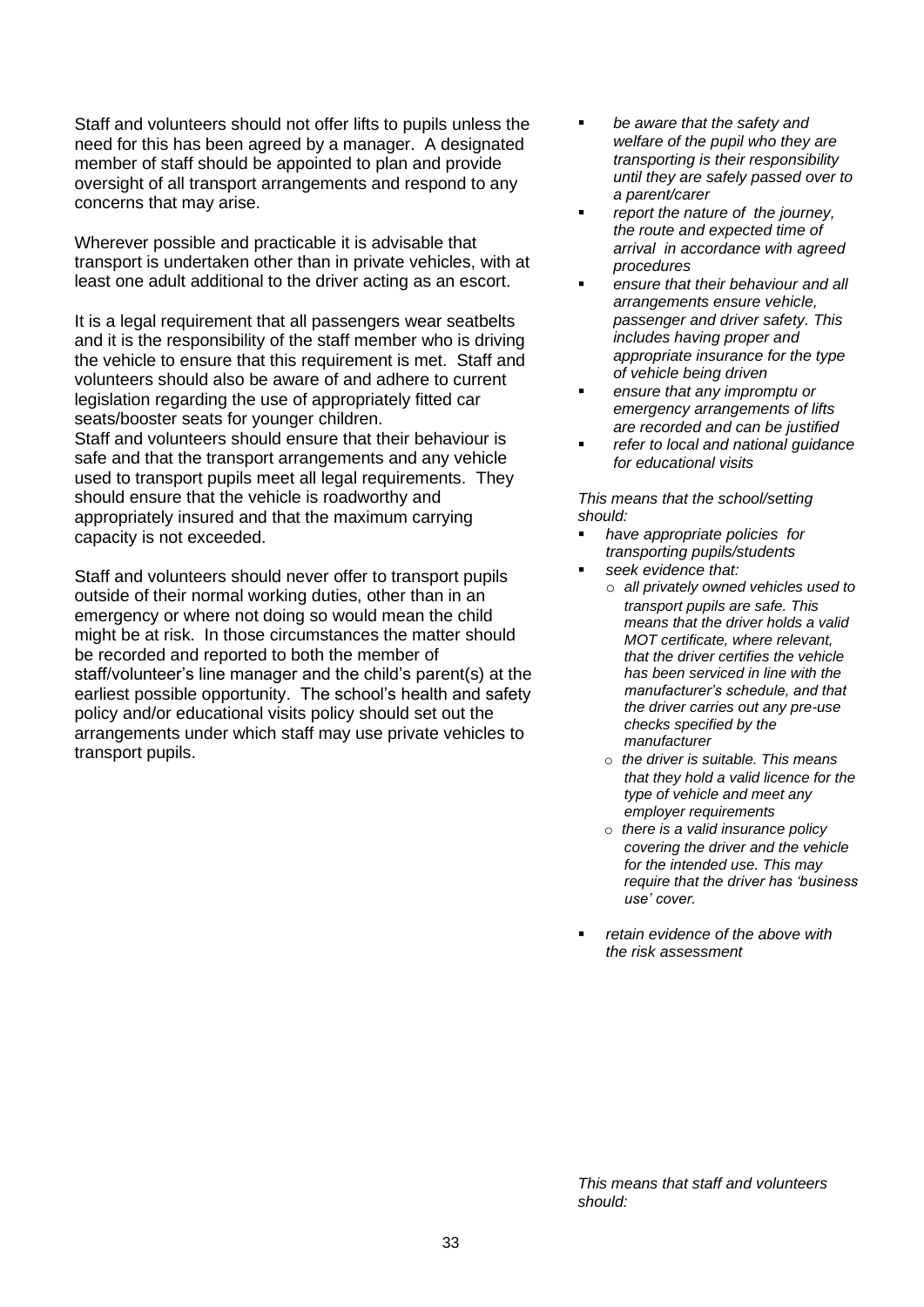Staff and volunteers should not offer lifts to pupils unless the need for this has been agreed by a manager. A designated member of staff should be appointed to plan and provide oversight of all transport arrangements and respond to any concerns that may arise.

Wherever possible and practicable it is advisable that transport is undertaken other than in private vehicles, with at least one adult additional to the driver acting as an escort.

It is a legal requirement that all passengers wear seatbelts and it is the responsibility of the staff member who is driving the vehicle to ensure that this requirement is met. Staff and volunteers should also be aware of and adhere to current legislation regarding the use of appropriately fitted car seats/booster seats for younger children.
Staff and volunteers should ensure that their behaviour is safe and that the transport arrangements and any vehicle used to transport pupils meet all legal requirements. They should ensure that the vehicle is roadworthy and appropriately insured and that the maximum carrying capacity is not exceeded.

Staff and volunteers should never offer to transport pupils outside of their normal working duties, other than in an emergency or where not doing so would mean the child might be at risk. In those circumstances the matter should be recorded and reported to both the member of staff/volunteer's line manager and the child's parent(s) at the earliest possible opportunity. The school's health and safety policy and/or educational visits policy should set out the arrangements under which staff may use private vehicles to transport pupils.

- *be aware that the safety and welfare of the pupil who they are transporting is their responsibility until they are safely passed over to a parent/carer*
- *report the nature of the journey, the route and expected time of arrival in accordance with agreed procedures*
- *ensure that their behaviour and all arrangements ensure vehicle, passenger and driver safety. This includes having proper and appropriate insurance for the type of vehicle being driven*
- *ensure that any impromptu or emergency arrangements of lifts are recorded and can be justified*
- *refer to local and national guidance for educational visits*

*This means that the school/setting should:*

- *have appropriate policies for transporting pupils/students*
- *seek evidence that:*
  - *all privately owned vehicles used to transport pupils are safe. This means that the driver holds a valid MOT certificate, where relevant, that the driver certifies the vehicle has been serviced in line with the manufacturer's schedule, and that the driver carries out any pre-use checks specified by the manufacturer*
  - *the driver is suitable. This means that they hold a valid licence for the type of vehicle and meet any employer requirements*
  - *there is a valid insurance policy covering the driver and the vehicle for the intended use. This may require that the driver has 'business use' cover.*
- *retain evidence of the above with the risk assessment*

*This means that staff and volunteers should:*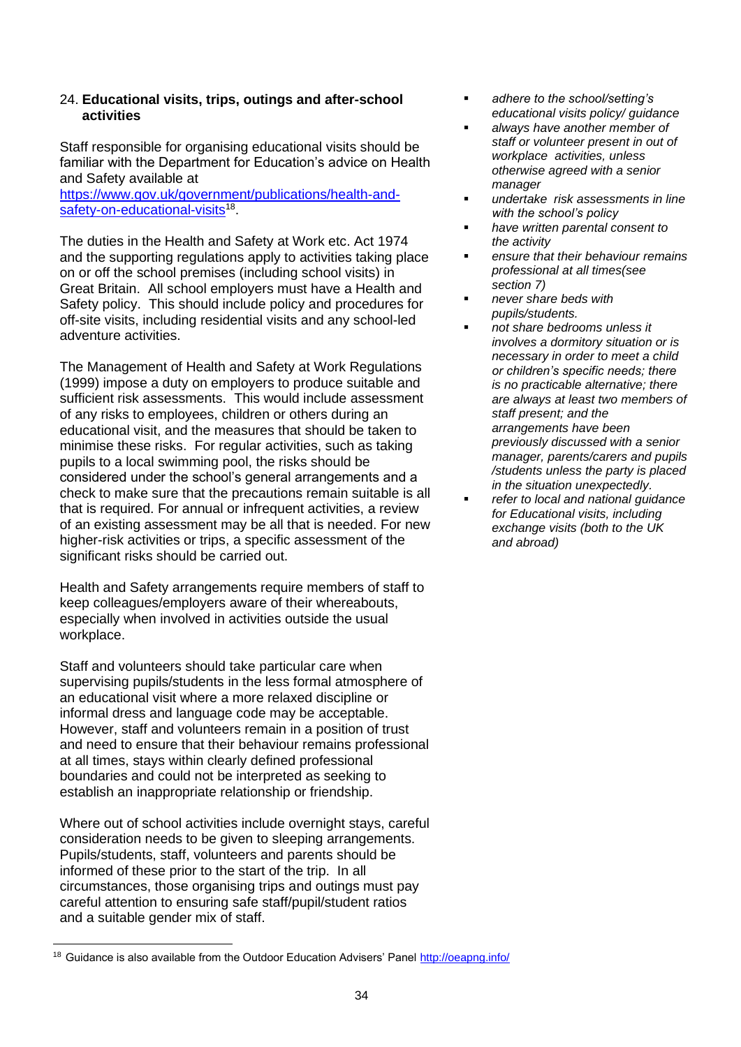## 24. **Educational visits, trips, outings and after-school activities**

Staff responsible for organising educational visits should be familiar with the Department for Education's advice on Health and Safety available at [https://www.gov.uk/government/publications/health-and-safety-on-educational-visits](https://www.gov.uk/government/publications/health-and-safety-on-educational-visits)[18].

The duties in the Health and Safety at Work etc. Act 1974 and the supporting regulations apply to activities taking place on or off the school premises (including school visits) in Great Britain. All school employers must have a Health and Safety policy. This should include policy and procedures for off-site visits, including residential visits and any school-led adventure activities.

The Management of Health and Safety at Work Regulations (1999) impose a duty on employers to produce suitable and sufficient risk assessments. This would include assessment of any risks to employees, children or others during an educational visit, and the measures that should be taken to minimise these risks. For regular activities, such as taking pupils to a local swimming pool, the risks should be considered under the school's general arrangements and a check to make sure that the precautions remain suitable is all that is required. For annual or infrequent activities, a review of an existing assessment may be all that is needed. For new higher-risk activities or trips, a specific assessment of the significant risks should be carried out.

Health and Safety arrangements require members of staff to keep colleagues/employers aware of their whereabouts, especially when involved in activities outside the usual workplace.

Staff and volunteers should take particular care when supervising pupils/students in the less formal atmosphere of an educational visit where a more relaxed discipline or informal dress and language code may be acceptable. However, staff and volunteers remain in a position of trust and need to ensure that their behaviour remains professional at all times, stays within clearly defined professional boundaries and could not be interpreted as seeking to establish an inappropriate relationship or friendship.

Where out of school activities include overnight stays, careful consideration needs to be given to sleeping arrangements. Pupils/students, staff, volunteers and parents should be informed of these prior to the start of the trip. In all circumstances, those organising trips and outings must pay careful attention to ensuring safe staff/pupil/student ratios and a suitable gender mix of staff.

- *adhere to the school/setting's educational visits policy/ guidance*
- *always have another member of staff or volunteer present in out of workplace activities, unless otherwise agreed with a senior manager*
- *undertake risk assessments in line with the school's policy*
- *have written parental consent to the activity*
- *ensure that their behaviour remains professional at all times(see section 7)*
- *never share beds with pupils/students.*
- *not share bedrooms unless it involves a dormitory situation or is necessary in order to meet a child or children's specific needs; there is no practicable alternative; there are always at least two members of staff present; and the arrangements have been previously discussed with a senior manager, parents/carers and pupils /students unless the party is placed in the situation unexpectedly.*
- *refer to local and national guidance for Educational visits, including exchange visits (both to the UK and abroad)*

---

[18] Guidance is also available from the Outdoor Education Advisers' Panel [http://oeapng.info/](http://oeapng.info/)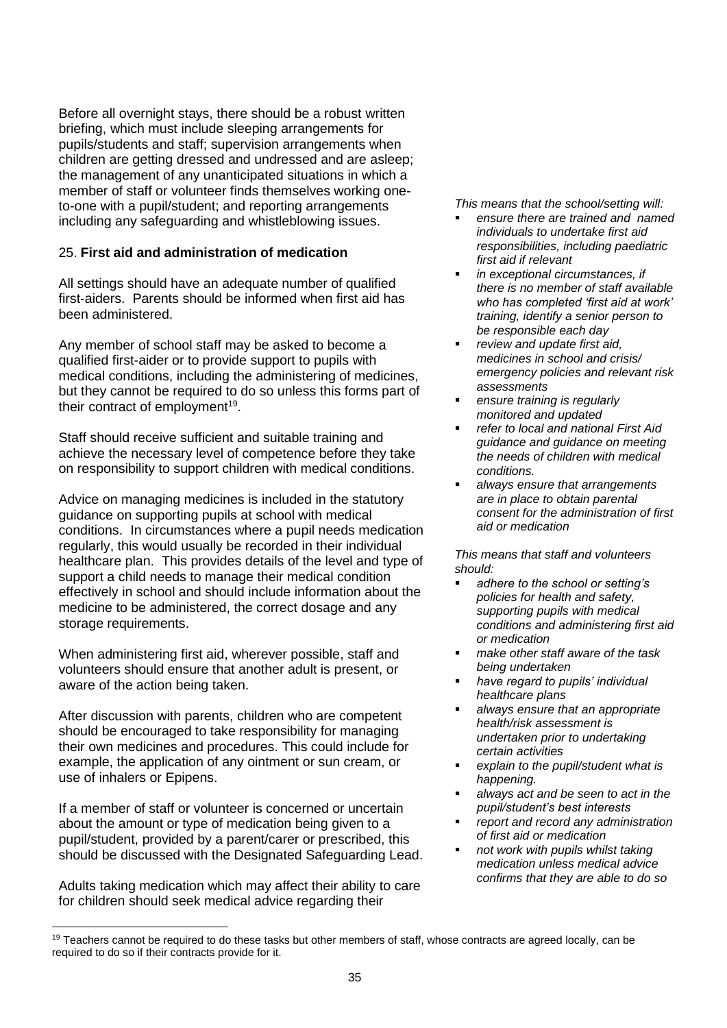Before all overnight stays, there should be a robust written briefing, which must include sleeping arrangements for pupils/students and staff; supervision arrangements when children are getting dressed and undressed and are asleep; the management of any unanticipated situations in which a member of staff or volunteer finds themselves working one-to-one with a pupil/student; and reporting arrangements including any safeguarding and whistleblowing issues.

## 25. **First aid and administration of medication**

All settings should have an adequate number of qualified first-aiders. Parents should be informed when first aid has been administered.

Any member of school staff may be asked to become a qualified first-aider or to provide support to pupils with medical conditions, including the administering of medicines, but they cannot be required to do so unless this forms part of their contract of employment[19].

Staff should receive sufficient and suitable training and achieve the necessary level of competence before they take on responsibility to support children with medical conditions.

Advice on managing medicines is included in the statutory guidance on supporting pupils at school with medical conditions. In circumstances where a pupil needs medication regularly, this would usually be recorded in their individual healthcare plan. This provides details of the level and type of support a child needs to manage their medical condition effectively in school and should include information about the medicine to be administered, the correct dosage and any storage requirements.

When administering first aid, wherever possible, staff and volunteers should ensure that another adult is present, or aware of the action being taken.

After discussion with parents, children who are competent should be encouraged to take responsibility for managing their own medicines and procedures. This could include for example, the application of any ointment or sun cream, or use of inhalers or Epipens.

If a member of staff or volunteer is concerned or uncertain about the amount or type of medication being given to a pupil/student, provided by a parent/carer or prescribed, this should be discussed with the Designated Safeguarding Lead.

Adults taking medication which may affect their ability to care for children should seek medical advice regarding their

*This means that the school/setting will:*

- *ensure there are trained and named individuals to undertake first aid responsibilities, including paediatric first aid if relevant*
- *in exceptional circumstances, if there is no member of staff available who has completed 'first aid at work' training, identify a senior person to be responsible each day*
- *review and update first aid, medicines in school and crisis/ emergency policies and relevant risk assessments*
- *ensure training is regularly monitored and updated*
- *refer to local and national First Aid guidance and guidance on meeting the needs of children with medical conditions.*
- *always ensure that arrangements are in place to obtain parental consent for the administration of first aid or medication*

*This means that staff and volunteers should:*

- *adhere to the school or setting's policies for health and safety, supporting pupils with medical conditions and administering first aid or medication*
- *make other staff aware of the task being undertaken*
- *have regard to pupils' individual healthcare plans*
- *always ensure that an appropriate health/risk assessment is undertaken prior to undertaking certain activities*
- *explain to the pupil/student what is happening.*
- *always act and be seen to act in the pupil/student's best interests*
- *report and record any administration of first aid or medication*
- *not work with pupils whilst taking medication unless medical advice confirms that they are able to do so*

[19] Teachers cannot be required to do these tasks but other members of staff, whose contracts are agreed locally, can be required to do so if their contracts provide for it.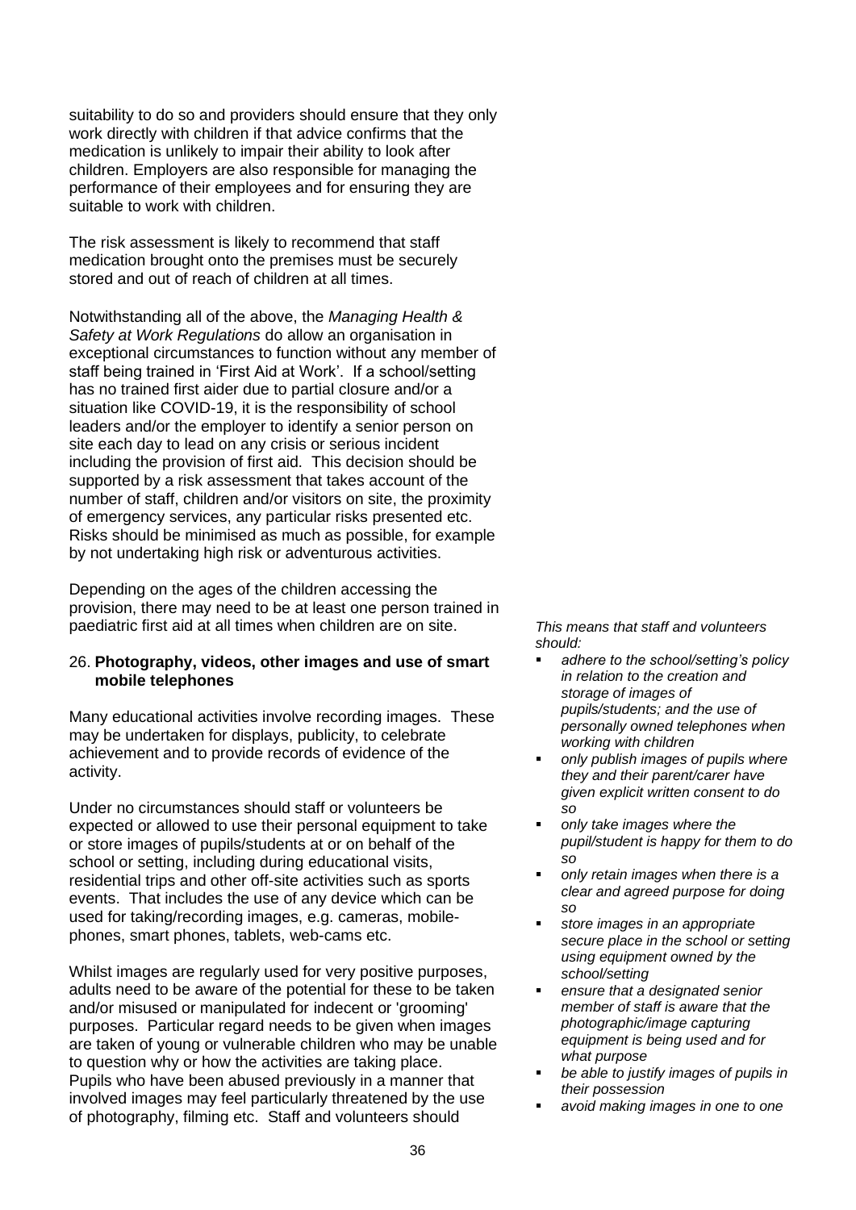suitability to do so and providers should ensure that they only work directly with children if that advice confirms that the medication is unlikely to impair their ability to look after children. Employers are also responsible for managing the performance of their employees and for ensuring they are suitable to work with children.

The risk assessment is likely to recommend that staff medication brought onto the premises must be securely stored and out of reach of children at all times.

Notwithstanding all of the above, the *Managing Health & Safety at Work Regulations* do allow an organisation in exceptional circumstances to function without any member of staff being trained in 'First Aid at Work'. If a school/setting has no trained first aider due to partial closure and/or a situation like COVID-19, it is the responsibility of school leaders and/or the employer to identify a senior person on site each day to lead on any crisis or serious incident including the provision of first aid. This decision should be supported by a risk assessment that takes account of the number of staff, children and/or visitors on site, the proximity of emergency services, any particular risks presented etc. Risks should be minimised as much as possible, for example by not undertaking high risk or adventurous activities.

Depending on the ages of the children accessing the provision, there may need to be at least one person trained in paediatric first aid at all times when children are on site.

## 26. **Photography, videos, other images and use of smart mobile telephones**

Many educational activities involve recording images. These may be undertaken for displays, publicity, to celebrate achievement and to provide records of evidence of the activity.

Under no circumstances should staff or volunteers be expected or allowed to use their personal equipment to take or store images of pupils/students at or on behalf of the school or setting, including during educational visits, residential trips and other off-site activities such as sports events. That includes the use of any device which can be used for taking/recording images, e.g. cameras, mobile-phones, smart phones, tablets, web-cams etc.

Whilst images are regularly used for very positive purposes, adults need to be aware of the potential for these to be taken and/or misused or manipulated for indecent or 'grooming' purposes. Particular regard needs to be given when images are taken of young or vulnerable children who may be unable to question why or how the activities are taking place. Pupils who have been abused previously in a manner that involved images may feel particularly threatened by the use of photography, filming etc. Staff and volunteers should

*This means that staff and volunteers should:*

- *adhere to the school/setting's policy in relation to the creation and storage of images of pupils/students; and the use of personally owned telephones when working with children*
- *only publish images of pupils where they and their parent/carer have given explicit written consent to do so*
- *only take images where the pupil/student is happy for them to do so*
- *only retain images when there is a clear and agreed purpose for doing so*
- *store images in an appropriate secure place in the school or setting using equipment owned by the school/setting*
- *ensure that a designated senior member of staff is aware that the photographic/image capturing equipment is being used and for what purpose*
- *be able to justify images of pupils in their possession*
- *avoid making images in one to one*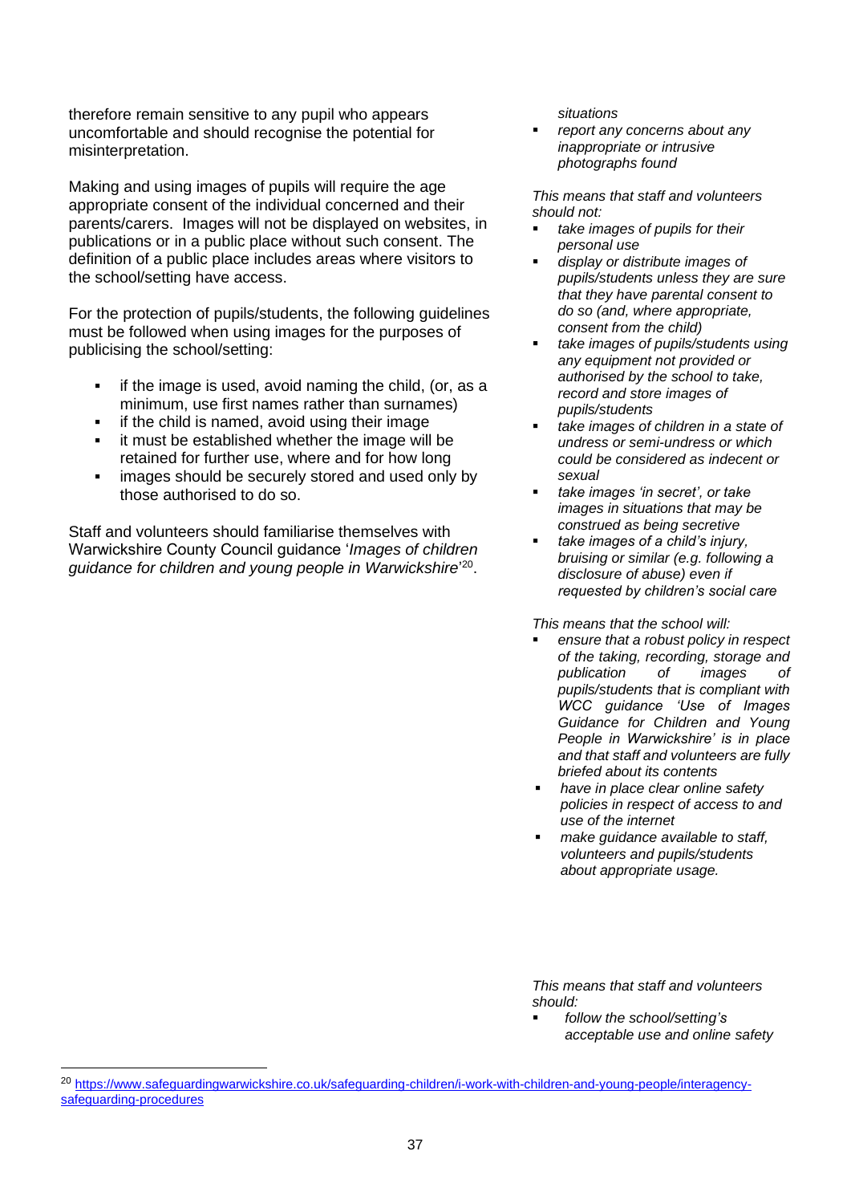therefore remain sensitive to any pupil who appears uncomfortable and should recognise the potential for misinterpretation.

Making and using images of pupils will require the age appropriate consent of the individual concerned and their parents/carers. Images will not be displayed on websites, in publications or in a public place without such consent. The definition of a public place includes areas where visitors to the school/setting have access.

For the protection of pupils/students, the following guidelines must be followed when using images for the purposes of publicising the school/setting:

- if the image is used, avoid naming the child, (or, as a minimum, use first names rather than surnames)
- if the child is named, avoid using their image
- it must be established whether the image will be retained for further use, where and for how long
- images should be securely stored and used only by those authorised to do so.

Staff and volunteers should familiarise themselves with Warwickshire County Council guidance '*Images of children guidance for children and young people in Warwickshire*'[20].

*situations*

- *report any concerns about any inappropriate or intrusive photographs found*

*This means that staff and volunteers should not:*

- *take images of pupils for their personal use*
- *display or distribute images of pupils/students unless they are sure that they have parental consent to do so (and, where appropriate, consent from the child)*
- *take images of pupils/students using any equipment not provided or authorised by the school to take, record and store images of pupils/students*
- *take images of children in a state of undress or semi-undress or which could be considered as indecent or sexual*
- *take images 'in secret', or take images in situations that may be construed as being secretive*
- *take images of a child's injury, bruising or similar (e.g. following a disclosure of abuse) even if requested by children's social care*

*This means that the school will:*

- *ensure that a robust policy in respect of the taking, recording, storage and publication of images of pupils/students that is compliant with WCC guidance 'Use of Images Guidance for Children and Young People in Warwickshire' is in place and that staff and volunteers are fully briefed about its contents*
- *have in place clear online safety policies in respect of access to and use of the internet*
- *make guidance available to staff, volunteers and pupils/students about appropriate usage.*

*This means that staff and volunteers should:*

- *follow the school/setting's acceptable use and online safety*

[20] https://www.safeguardingwarwickshire.co.uk/safeguarding-children/i-work-with-children-and-young-people/interagency-safeguarding-procedures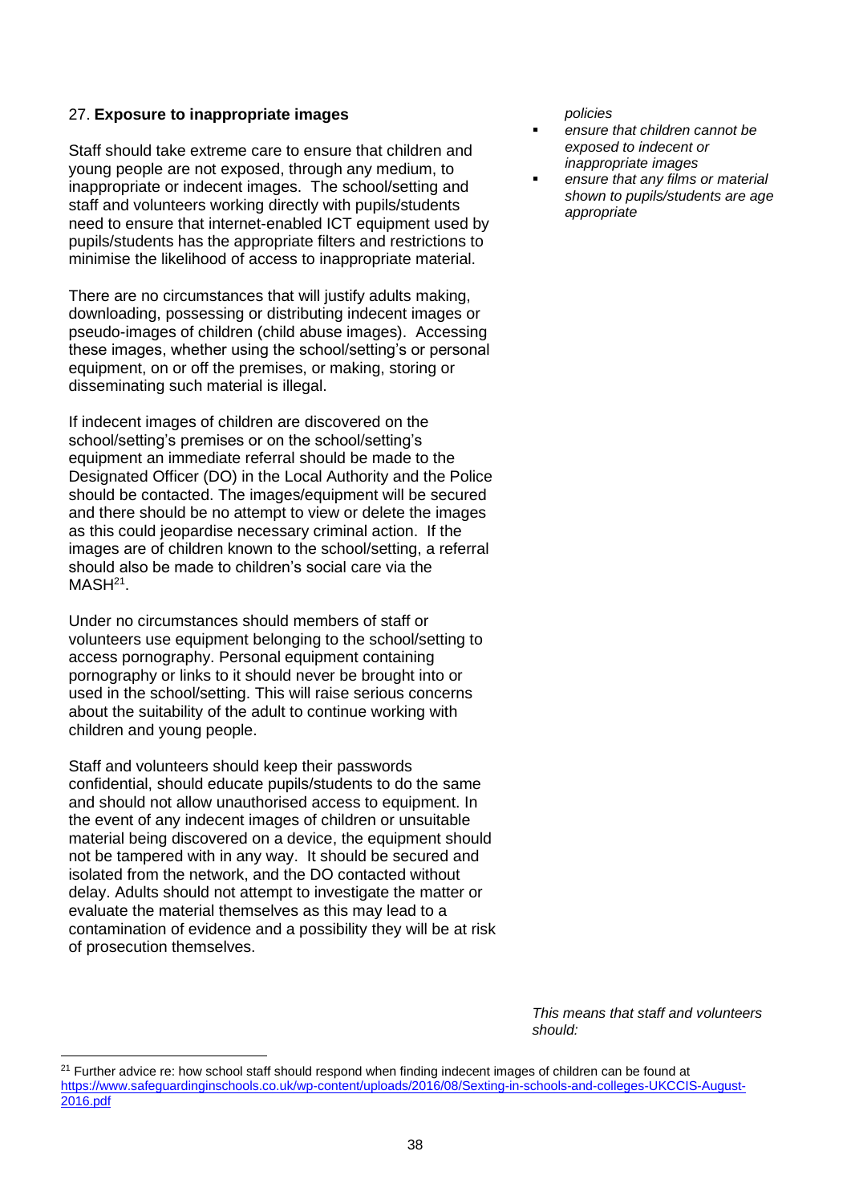27. **Exposure to inappropriate images**

Staff should take extreme care to ensure that children and young people are not exposed, through any medium, to inappropriate or indecent images. The school/setting and staff and volunteers working directly with pupils/students need to ensure that internet-enabled ICT equipment used by pupils/students has the appropriate filters and restrictions to minimise the likelihood of access to inappropriate material.

There are no circumstances that will justify adults making, downloading, possessing or distributing indecent images or pseudo-images of children (child abuse images). Accessing these images, whether using the school/setting's or personal equipment, on or off the premises, or making, storing or disseminating such material is illegal.

If indecent images of children are discovered on the school/setting's premises or on the school/setting's equipment an immediate referral should be made to the Designated Officer (DO) in the Local Authority and the Police should be contacted. The images/equipment will be secured and there should be no attempt to view or delete the images as this could jeopardise necessary criminal action. If the images are of children known to the school/setting, a referral should also be made to children's social care via the MASH[21].

Under no circumstances should members of staff or volunteers use equipment belonging to the school/setting to access pornography. Personal equipment containing pornography or links to it should never be brought into or used in the school/setting. This will raise serious concerns about the suitability of the adult to continue working with children and young people.

Staff and volunteers should keep their passwords confidential, should educate pupils/students to do the same and should not allow unauthorised access to equipment. In the event of any indecent images of children or unsuitable material being discovered on a device, the equipment should not be tampered with in any way. It should be secured and isolated from the network, and the DO contacted without delay. Adults should not attempt to investigate the matter or evaluate the material themselves as this may lead to a contamination of evidence and a possibility they will be at risk of prosecution themselves.

*This means that staff and volunteers should:*

*policies*

- *ensure that children cannot be exposed to indecent or inappropriate images*
- *ensure that any films or material shown to pupils/students are age appropriate*

[21] Further advice re: how school staff should respond when finding indecent images of children can be found at https://www.safeguardinginschools.co.uk/wp-content/uploads/2016/08/Sexting-in-schools-and-colleges-UKCCIS-August-2016.pdf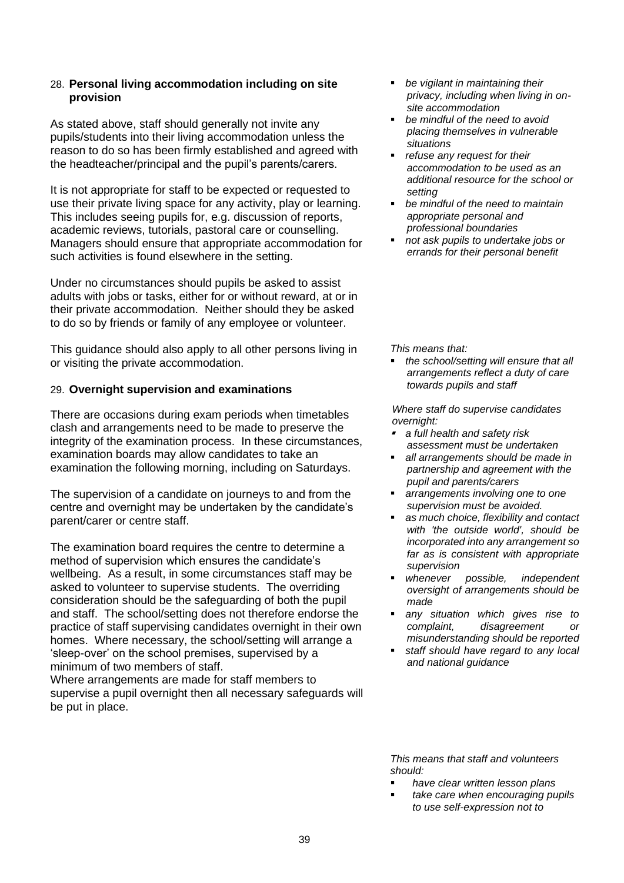## 28. Personal living accommodation including on site provision

As stated above, staff should generally not invite any pupils/students into their living accommodation unless the reason to do so has been firmly established and agreed with the headteacher/principal and the pupil's parents/carers.

It is not appropriate for staff to be expected or requested to use their private living space for any activity, play or learning. This includes seeing pupils for, e.g. discussion of reports, academic reviews, tutorials, pastoral care or counselling. Managers should ensure that appropriate accommodation for such activities is found elsewhere in the setting.

Under no circumstances should pupils be asked to assist adults with jobs or tasks, either for or without reward, at or in their private accommodation. Neither should they be asked to do so by friends or family of any employee or volunteer.

This guidance should also apply to all other persons living in or visiting the private accommodation.

- *be vigilant in maintaining their privacy, including when living in on-site accommodation*
- *be mindful of the need to avoid placing themselves in vulnerable situations*
- *refuse any request for their accommodation to be used as an additional resource for the school or setting*
- *be mindful of the need to maintain appropriate personal and professional boundaries*
- *not ask pupils to undertake jobs or errands for their personal benefit*

## 29. Overnight supervision and examinations

There are occasions during exam periods when timetables clash and arrangements need to be made to preserve the integrity of the examination process. In these circumstances, examination boards may allow candidates to take an examination the following morning, including on Saturdays.

The supervision of a candidate on journeys to and from the centre and overnight may be undertaken by the candidate's parent/carer or centre staff.

The examination board requires the centre to determine a method of supervision which ensures the candidate's wellbeing. As a result, in some circumstances staff may be asked to volunteer to supervise students. The overriding consideration should be the safeguarding of both the pupil and staff. The school/setting does not therefore endorse the practice of staff supervising candidates overnight in their own homes. Where necessary, the school/setting will arrange a 'sleep-over' on the school premises, supervised by a minimum of two members of staff.
Where arrangements are made for staff members to supervise a pupil overnight then all necessary safeguards will be put in place.

*This means that:*

- *the school/setting will ensure that all arrangements reflect a duty of care towards pupils and staff*

*Where staff do supervise candidates overnight:*

- *a full health and safety risk assessment must be undertaken*
- *all arrangements should be made in partnership and agreement with the pupil and parents/carers*
- *arrangements involving one to one supervision must be avoided.*
- *as much choice, flexibility and contact with 'the outside world', should be incorporated into any arrangement so far as is consistent with appropriate supervision*
- *whenever possible, independent oversight of arrangements should be made*
- *any situation which gives rise to complaint, disagreement or misunderstanding should be reported*
- *staff should have regard to any local and national guidance*

*This means that staff and volunteers should:*

- *have clear written lesson plans*
- *take care when encouraging pupils to use self-expression not to*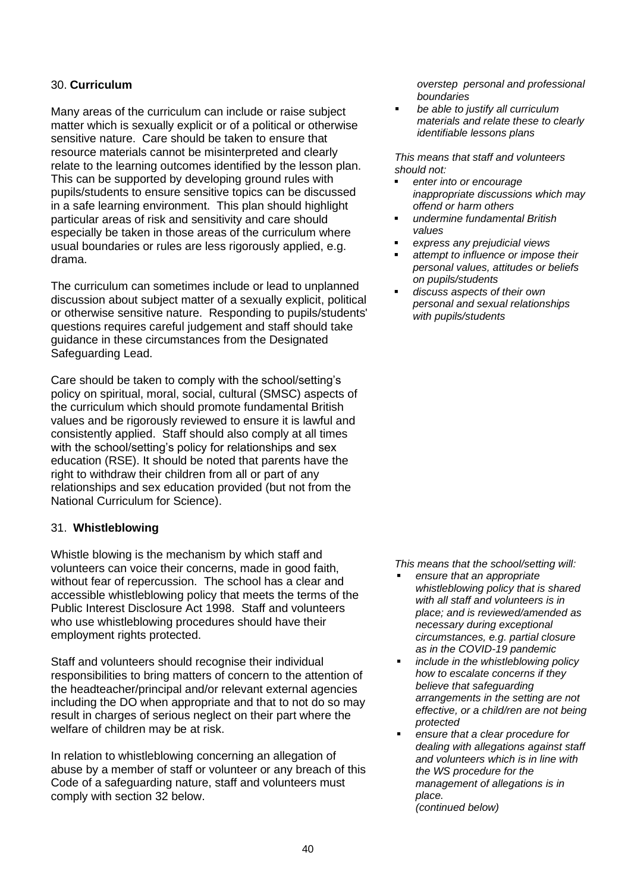## 30. **Curriculum**

Many areas of the curriculum can include or raise subject matter which is sexually explicit or of a political or otherwise sensitive nature. Care should be taken to ensure that resource materials cannot be misinterpreted and clearly relate to the learning outcomes identified by the lesson plan. This can be supported by developing ground rules with pupils/students to ensure sensitive topics can be discussed in a safe learning environment. This plan should highlight particular areas of risk and sensitivity and care should especially be taken in those areas of the curriculum where usual boundaries or rules are less rigorously applied, e.g. drama.

The curriculum can sometimes include or lead to unplanned discussion about subject matter of a sexually explicit, political or otherwise sensitive nature. Responding to pupils/students' questions requires careful judgement and staff should take guidance in these circumstances from the Designated Safeguarding Lead.

Care should be taken to comply with the school/setting's policy on spiritual, moral, social, cultural (SMSC) aspects of the curriculum which should promote fundamental British values and be rigorously reviewed to ensure it is lawful and consistently applied. Staff should also comply at all times with the school/setting's policy for relationships and sex education (RSE). It should be noted that parents have the right to withdraw their children from all or part of any relationships and sex education provided (but not from the National Curriculum for Science).

*overstep personal and professional boundaries*

- *be able to justify all curriculum materials and relate these to clearly identifiable lessons plans*

*This means that staff and volunteers should not:*

- *enter into or encourage inappropriate discussions which may offend or harm others*
- *undermine fundamental British values*
- *express any prejudicial views*
- *attempt to influence or impose their personal values, attitudes or beliefs on pupils/students*
- *discuss aspects of their own personal and sexual relationships with pupils/students*

## 31. **Whistleblowing**

Whistle blowing is the mechanism by which staff and volunteers can voice their concerns, made in good faith, without fear of repercussion. The school has a clear and accessible whistleblowing policy that meets the terms of the Public Interest Disclosure Act 1998. Staff and volunteers who use whistleblowing procedures should have their employment rights protected.

Staff and volunteers should recognise their individual responsibilities to bring matters of concern to the attention of the headteacher/principal and/or relevant external agencies including the DO when appropriate and that to not do so may result in charges of serious neglect on their part where the welfare of children may be at risk.

In relation to whistleblowing concerning an allegation of abuse by a member of staff or volunteer or any breach of this Code of a safeguarding nature, staff and volunteers must comply with section 32 below.

*This means that the school/setting will:*

- *ensure that an appropriate whistleblowing policy that is shared with all staff and volunteers is in place; and is reviewed/amended as necessary during exceptional circumstances, e.g. partial closure as in the COVID-19 pandemic*
- *include in the whistleblowing policy how to escalate concerns if they believe that safeguarding arrangements in the setting are not effective, or a child/ren are not being protected*
- *ensure that a clear procedure for dealing with allegations against staff and volunteers which is in line with the WS procedure for the management of allegations is in place.*
  *(continued below)*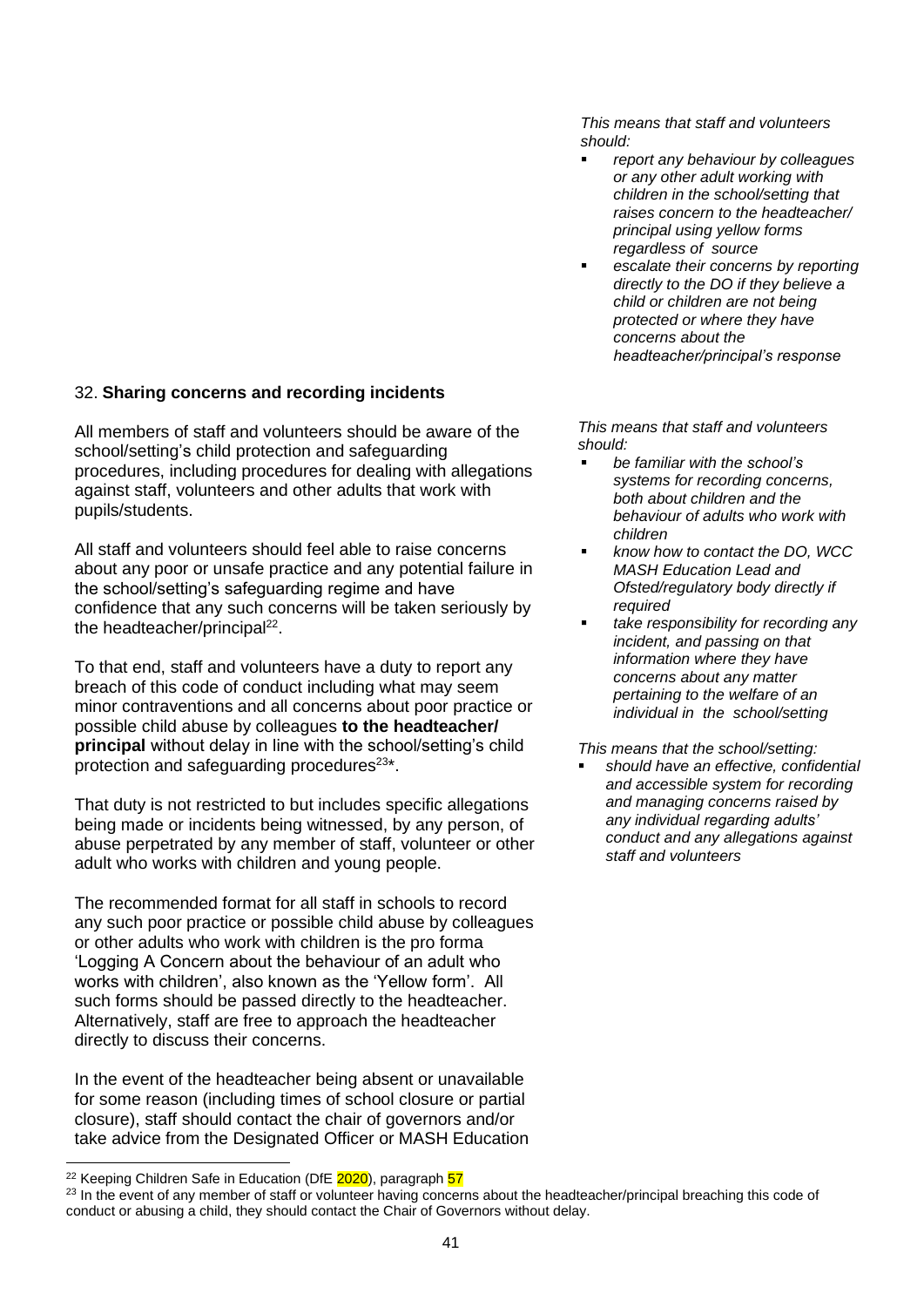*This means that staff and volunteers should:*

- *report any behaviour by colleagues or any other adult working with children in the school/setting that raises concern to the headteacher/ principal using yellow forms regardless of source*
- *escalate their concerns by reporting directly to the DO if they believe a child or children are not being protected or where they have concerns about the headteacher/principal's response*

32. **Sharing concerns and recording incidents**

All members of staff and volunteers should be aware of the school/setting's child protection and safeguarding procedures, including procedures for dealing with allegations against staff, volunteers and other adults that work with pupils/students.

All staff and volunteers should feel able to raise concerns about any poor or unsafe practice and any potential failure in the school/setting's safeguarding regime and have confidence that any such concerns will be taken seriously by the headteacher/principal[22].

To that end, staff and volunteers have a duty to report any breach of this code of conduct including what may seem minor contraventions and all concerns about poor practice or possible child abuse by colleagues **to the headteacher/ principal** without delay in line with the school/setting's child protection and safeguarding procedures[23]*.

That duty is not restricted to but includes specific allegations being made or incidents being witnessed, by any person, of abuse perpetrated by any member of staff, volunteer or other adult who works with children and young people.

The recommended format for all staff in schools to record any such poor practice or possible child abuse by colleagues or other adults who work with children is the pro forma 'Logging A Concern about the behaviour of an adult who works with children', also known as the 'Yellow form'. All such forms should be passed directly to the headteacher. Alternatively, staff are free to approach the headteacher directly to discuss their concerns.

In the event of the headteacher being absent or unavailable for some reason (including times of school closure or partial closure), staff should contact the chair of governors and/or take advice from the Designated Officer or MASH Education

*This means that staff and volunteers should:*

- *be familiar with the school's systems for recording concerns, both about children and the behaviour of adults who work with children*
- *know how to contact the DO, WCC MASH Education Lead and Ofsted/regulatory body directly if required*
- *take responsibility for recording any incident, and passing on that information where they have concerns about any matter pertaining to the welfare of an individual in the school/setting*

*This means that the school/setting:*

- *should have an effective, confidential and accessible system for recording and managing concerns raised by any individual regarding adults' conduct and any allegations against staff and volunteers*

---

[22] Keeping Children Safe in Education (DfE 2020), paragraph 57

[23] In the event of any member of staff or volunteer having concerns about the headteacher/principal breaching this code of conduct or abusing a child, they should contact the Chair of Governors without delay.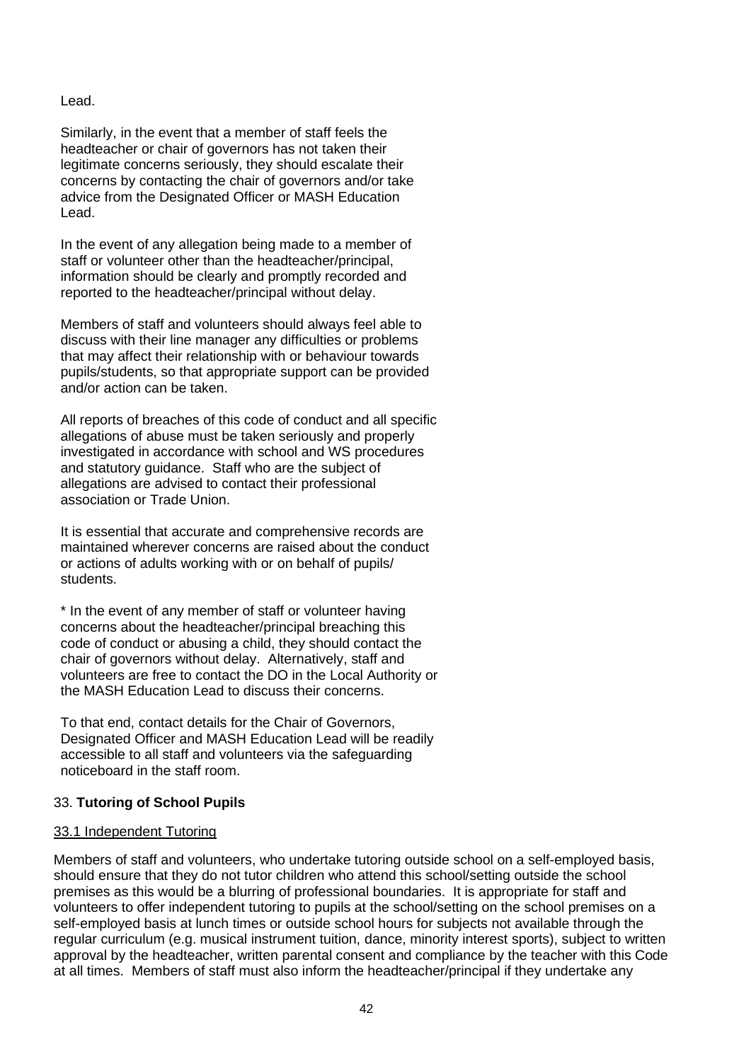Lead.

Similarly, in the event that a member of staff feels the headteacher or chair of governors has not taken their legitimate concerns seriously, they should escalate their concerns by contacting the chair of governors and/or take advice from the Designated Officer or MASH Education Lead.

In the event of any allegation being made to a member of staff or volunteer other than the headteacher/principal, information should be clearly and promptly recorded and reported to the headteacher/principal without delay.

Members of staff and volunteers should always feel able to discuss with their line manager any difficulties or problems that may affect their relationship with or behaviour towards pupils/students, so that appropriate support can be provided and/or action can be taken.

All reports of breaches of this code of conduct and all specific allegations of abuse must be taken seriously and properly investigated in accordance with school and WS procedures and statutory guidance. Staff who are the subject of allegations are advised to contact their professional association or Trade Union.

It is essential that accurate and comprehensive records are maintained wherever concerns are raised about the conduct or actions of adults working with or on behalf of pupils/ students.

* In the event of any member of staff or volunteer having concerns about the headteacher/principal breaching this code of conduct or abusing a child, they should contact the chair of governors without delay. Alternatively, staff and volunteers are free to contact the DO in the Local Authority or the MASH Education Lead to discuss their concerns.

To that end, contact details for the Chair of Governors, Designated Officer and MASH Education Lead will be readily accessible to all staff and volunteers via the safeguarding noticeboard in the staff room.

## 33. **Tutoring of School Pupils**

### 33.1 Independent Tutoring

Members of staff and volunteers, who undertake tutoring outside school on a self-employed basis, should ensure that they do not tutor children who attend this school/setting outside the school premises as this would be a blurring of professional boundaries. It is appropriate for staff and volunteers to offer independent tutoring to pupils at the school/setting on the school premises on a self-employed basis at lunch times or outside school hours for subjects not available through the regular curriculum (e.g. musical instrument tuition, dance, minority interest sports), subject to written approval by the headteacher, written parental consent and compliance by the teacher with this Code at all times. Members of staff must also inform the headteacher/principal if they undertake any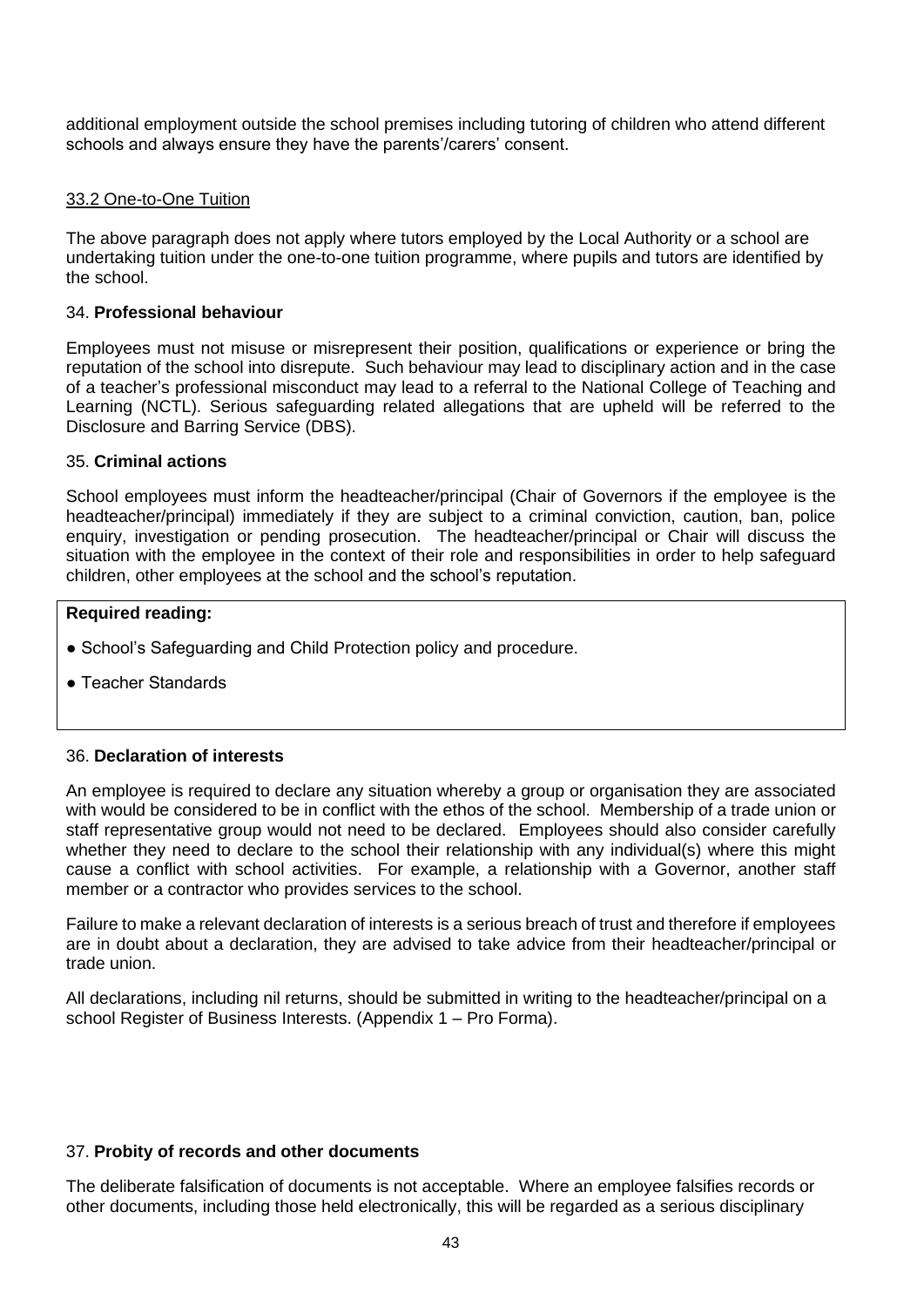additional employment outside the school premises including tutoring of children who attend different schools and always ensure they have the parents'/carers' consent.

33.2 One-to-One Tuition

The above paragraph does not apply where tutors employed by the Local Authority or a school are undertaking tuition under the one-to-one tuition programme, where pupils and tutors are identified by the school.

34. **Professional behaviour**

Employees must not misuse or misrepresent their position, qualifications or experience or bring the reputation of the school into disrepute. Such behaviour may lead to disciplinary action and in the case of a teacher's professional misconduct may lead to a referral to the National College of Teaching and Learning (NCTL). Serious safeguarding related allegations that are upheld will be referred to the Disclosure and Barring Service (DBS).

35. **Criminal actions**

School employees must inform the headteacher/principal (Chair of Governors if the employee is the headteacher/principal) immediately if they are subject to a criminal conviction, caution, ban, police enquiry, investigation or pending prosecution. The headteacher/principal or Chair will discuss the situation with the employee in the context of their role and responsibilities in order to help safeguard children, other employees at the school and the school's reputation.

**Required reading:**

- School's Safeguarding and Child Protection policy and procedure.
- Teacher Standards

36. **Declaration of interests**

An employee is required to declare any situation whereby a group or organisation they are associated with would be considered to be in conflict with the ethos of the school. Membership of a trade union or staff representative group would not need to be declared. Employees should also consider carefully whether they need to declare to the school their relationship with any individual(s) where this might cause a conflict with school activities. For example, a relationship with a Governor, another staff member or a contractor who provides services to the school.

Failure to make a relevant declaration of interests is a serious breach of trust and therefore if employees are in doubt about a declaration, they are advised to take advice from their headteacher/principal or trade union.

All declarations, including nil returns, should be submitted in writing to the headteacher/principal on a school Register of Business Interests. (Appendix 1 – Pro Forma).

37. **Probity of records and other documents**

The deliberate falsification of documents is not acceptable. Where an employee falsifies records or other documents, including those held electronically, this will be regarded as a serious disciplinary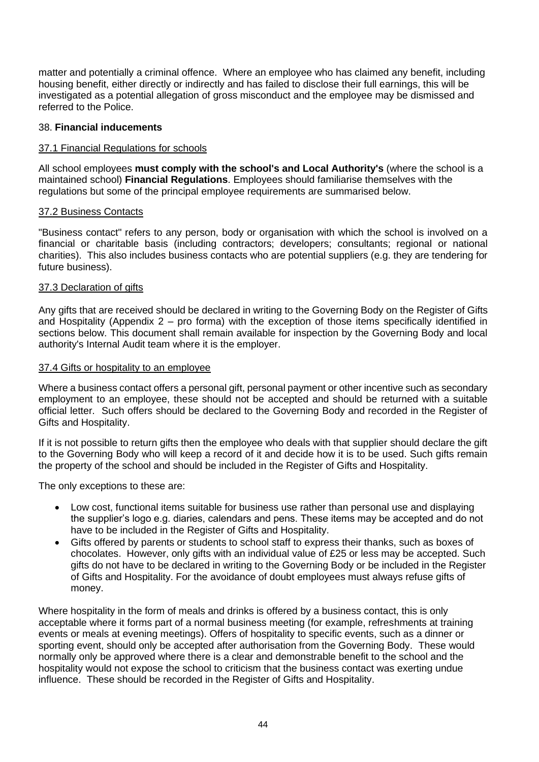matter and potentially a criminal offence. Where an employee who has claimed any benefit, including housing benefit, either directly or indirectly and has failed to disclose their full earnings, this will be investigated as a potential allegation of gross misconduct and the employee may be dismissed and referred to the Police.

## 38. **Financial inducements**

### 37.1 Financial Regulations for schools

All school employees **must comply with the school's and Local Authority's** (where the school is a maintained school) **Financial Regulations**. Employees should familiarise themselves with the regulations but some of the principal employee requirements are summarised below.

### 37.2 Business Contacts

"Business contact" refers to any person, body or organisation with which the school is involved on a financial or charitable basis (including contractors; developers; consultants; regional or national charities). This also includes business contacts who are potential suppliers (e.g. they are tendering for future business).

### 37.3 Declaration of gifts

Any gifts that are received should be declared in writing to the Governing Body on the Register of Gifts and Hospitality (Appendix 2 – pro forma) with the exception of those items specifically identified in sections below. This document shall remain available for inspection by the Governing Body and local authority's Internal Audit team where it is the employer.

### 37.4 Gifts or hospitality to an employee

Where a business contact offers a personal gift, personal payment or other incentive such as secondary employment to an employee, these should not be accepted and should be returned with a suitable official letter. Such offers should be declared to the Governing Body and recorded in the Register of Gifts and Hospitality.

If it is not possible to return gifts then the employee who deals with that supplier should declare the gift to the Governing Body who will keep a record of it and decide how it is to be used. Such gifts remain the property of the school and should be included in the Register of Gifts and Hospitality.

The only exceptions to these are:

- Low cost, functional items suitable for business use rather than personal use and displaying the supplier's logo e.g. diaries, calendars and pens. These items may be accepted and do not have to be included in the Register of Gifts and Hospitality.
- Gifts offered by parents or students to school staff to express their thanks, such as boxes of chocolates. However, only gifts with an individual value of £25 or less may be accepted. Such gifts do not have to be declared in writing to the Governing Body or be included in the Register of Gifts and Hospitality. For the avoidance of doubt employees must always refuse gifts of money.

Where hospitality in the form of meals and drinks is offered by a business contact, this is only acceptable where it forms part of a normal business meeting (for example, refreshments at training events or meals at evening meetings). Offers of hospitality to specific events, such as a dinner or sporting event, should only be accepted after authorisation from the Governing Body. These would normally only be approved where there is a clear and demonstrable benefit to the school and the hospitality would not expose the school to criticism that the business contact was exerting undue influence. These should be recorded in the Register of Gifts and Hospitality.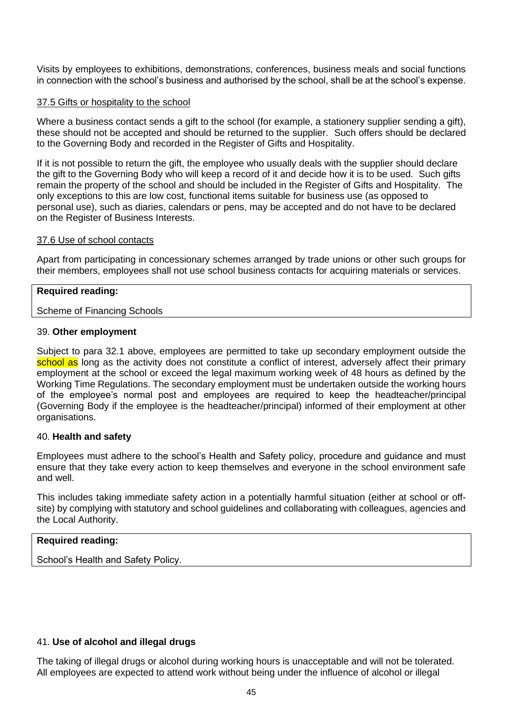Visits by employees to exhibitions, demonstrations, conferences, business meals and social functions in connection with the school's business and authorised by the school, shall be at the school's expense.

37.5 Gifts or hospitality to the school

Where a business contact sends a gift to the school (for example, a stationery supplier sending a gift), these should not be accepted and should be returned to the supplier. Such offers should be declared to the Governing Body and recorded in the Register of Gifts and Hospitality.

If it is not possible to return the gift, the employee who usually deals with the supplier should declare the gift to the Governing Body who will keep a record of it and decide how it is to be used. Such gifts remain the property of the school and should be included in the Register of Gifts and Hospitality. The only exceptions to this are low cost, functional items suitable for business use (as opposed to personal use), such as diaries, calendars or pens, may be accepted and do not have to be declared on the Register of Business Interests.

37.6 Use of school contacts

Apart from participating in concessionary schemes arranged by trade unions or other such groups for their members, employees shall not use school business contacts for acquiring materials or services.

| **Required reading:** |
| --- |
| Scheme of Financing Schools |

39. **Other employment**

Subject to para 32.1 above, employees are permitted to take up secondary employment outside the school as long as the activity does not constitute a conflict of interest, adversely affect their primary employment at the school or exceed the legal maximum working week of 48 hours as defined by the Working Time Regulations. The secondary employment must be undertaken outside the working hours of the employee's normal post and employees are required to keep the headteacher/principal (Governing Body if the employee is the headteacher/principal) informed of their employment at other organisations.

40. **Health and safety**

Employees must adhere to the school's Health and Safety policy, procedure and guidance and must ensure that they take every action to keep themselves and everyone in the school environment safe and well.

This includes taking immediate safety action in a potentially harmful situation (either at school or off-site) by complying with statutory and school guidelines and collaborating with colleagues, agencies and the Local Authority.

| **Required reading:** |
| --- |
| School's Health and Safety Policy. |

41. **Use of alcohol and illegal drugs**

The taking of illegal drugs or alcohol during working hours is unacceptable and will not be tolerated. All employees are expected to attend work without being under the influence of alcohol or illegal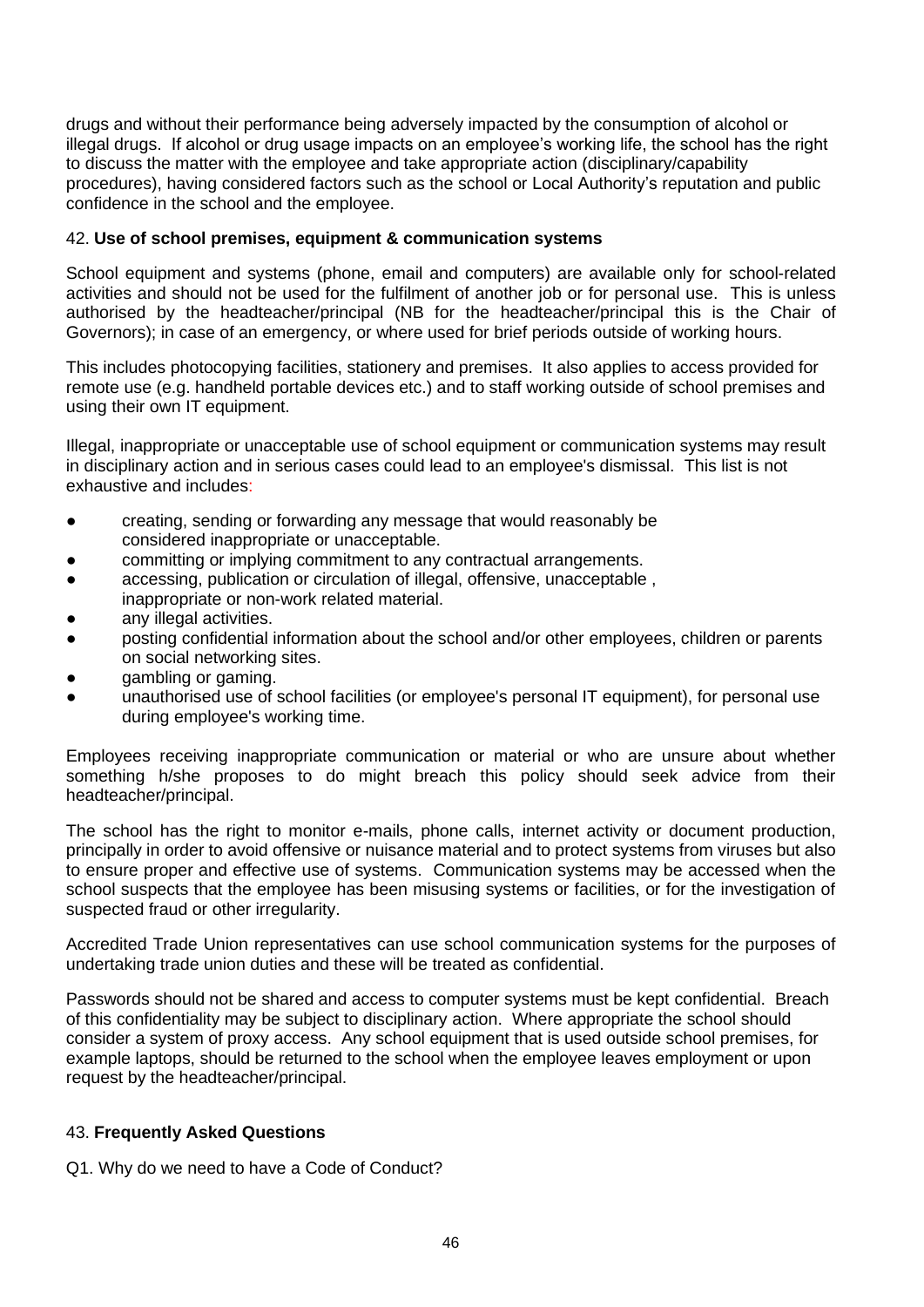drugs and without their performance being adversely impacted by the consumption of alcohol or illegal drugs. If alcohol or drug usage impacts on an employee's working life, the school has the right to discuss the matter with the employee and take appropriate action (disciplinary/capability procedures), having considered factors such as the school or Local Authority's reputation and public confidence in the school and the employee.

### 42. **Use of school premises, equipment & communication systems**

School equipment and systems (phone, email and computers) are available only for school-related activities and should not be used for the fulfilment of another job or for personal use. This is unless authorised by the headteacher/principal (NB for the headteacher/principal this is the Chair of Governors); in case of an emergency, or where used for brief periods outside of working hours.

This includes photocopying facilities, stationery and premises. It also applies to access provided for remote use (e.g. handheld portable devices etc.) and to staff working outside of school premises and using their own IT equipment.

Illegal, inappropriate or unacceptable use of school equipment or communication systems may result in disciplinary action and in serious cases could lead to an employee's dismissal. This list is not exhaustive and includes:

- creating, sending or forwarding any message that would reasonably be considered inappropriate or unacceptable.
- committing or implying commitment to any contractual arrangements.
- accessing, publication or circulation of illegal, offensive, unacceptable , inappropriate or non-work related material.
- any illegal activities.
- posting confidential information about the school and/or other employees, children or parents on social networking sites.
- gambling or gaming.
- unauthorised use of school facilities (or employee's personal IT equipment), for personal use during employee's working time.

Employees receiving inappropriate communication or material or who are unsure about whether something h/she proposes to do might breach this policy should seek advice from their headteacher/principal.

The school has the right to monitor e-mails, phone calls, internet activity or document production, principally in order to avoid offensive or nuisance material and to protect systems from viruses but also to ensure proper and effective use of systems. Communication systems may be accessed when the school suspects that the employee has been misusing systems or facilities, or for the investigation of suspected fraud or other irregularity.

Accredited Trade Union representatives can use school communication systems for the purposes of undertaking trade union duties and these will be treated as confidential.

Passwords should not be shared and access to computer systems must be kept confidential. Breach of this confidentiality may be subject to disciplinary action. Where appropriate the school should consider a system of proxy access. Any school equipment that is used outside school premises, for example laptops, should be returned to the school when the employee leaves employment or upon request by the headteacher/principal.

### 43. **Frequently Asked Questions**

Q1. Why do we need to have a Code of Conduct?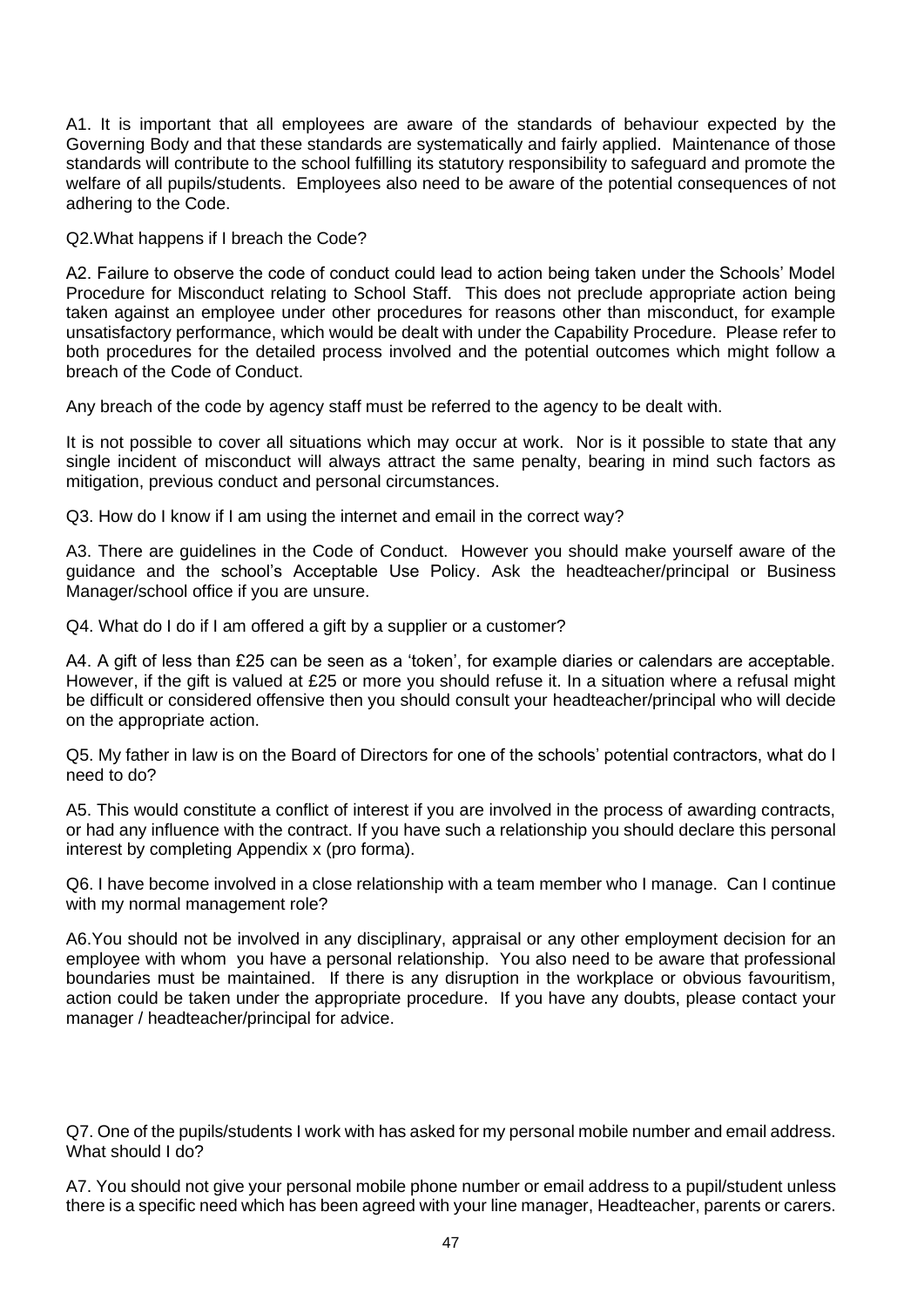A1. It is important that all employees are aware of the standards of behaviour expected by the Governing Body and that these standards are systematically and fairly applied. Maintenance of those standards will contribute to the school fulfilling its statutory responsibility to safeguard and promote the welfare of all pupils/students. Employees also need to be aware of the potential consequences of not adhering to the Code.

Q2.What happens if I breach the Code?

A2. Failure to observe the code of conduct could lead to action being taken under the Schools' Model Procedure for Misconduct relating to School Staff. This does not preclude appropriate action being taken against an employee under other procedures for reasons other than misconduct, for example unsatisfactory performance, which would be dealt with under the Capability Procedure. Please refer to both procedures for the detailed process involved and the potential outcomes which might follow a breach of the Code of Conduct.

Any breach of the code by agency staff must be referred to the agency to be dealt with.

It is not possible to cover all situations which may occur at work. Nor is it possible to state that any single incident of misconduct will always attract the same penalty, bearing in mind such factors as mitigation, previous conduct and personal circumstances.

Q3. How do I know if I am using the internet and email in the correct way?

A3. There are guidelines in the Code of Conduct. However you should make yourself aware of the guidance and the school's Acceptable Use Policy. Ask the headteacher/principal or Business Manager/school office if you are unsure.

Q4. What do I do if I am offered a gift by a supplier or a customer?

A4. A gift of less than £25 can be seen as a 'token', for example diaries or calendars are acceptable. However, if the gift is valued at £25 or more you should refuse it. In a situation where a refusal might be difficult or considered offensive then you should consult your headteacher/principal who will decide on the appropriate action.

Q5. My father in law is on the Board of Directors for one of the schools' potential contractors, what do I need to do?

A5. This would constitute a conflict of interest if you are involved in the process of awarding contracts, or had any influence with the contract. If you have such a relationship you should declare this personal interest by completing Appendix x (pro forma).

Q6. I have become involved in a close relationship with a team member who I manage. Can I continue with my normal management role?

A6.You should not be involved in any disciplinary, appraisal or any other employment decision for an employee with whom you have a personal relationship. You also need to be aware that professional boundaries must be maintained. If there is any disruption in the workplace or obvious favouritism, action could be taken under the appropriate procedure. If you have any doubts, please contact your manager / headteacher/principal for advice.

Q7. One of the pupils/students I work with has asked for my personal mobile number and email address. What should I do?

A7. You should not give your personal mobile phone number or email address to a pupil/student unless there is a specific need which has been agreed with your line manager, Headteacher, parents or carers.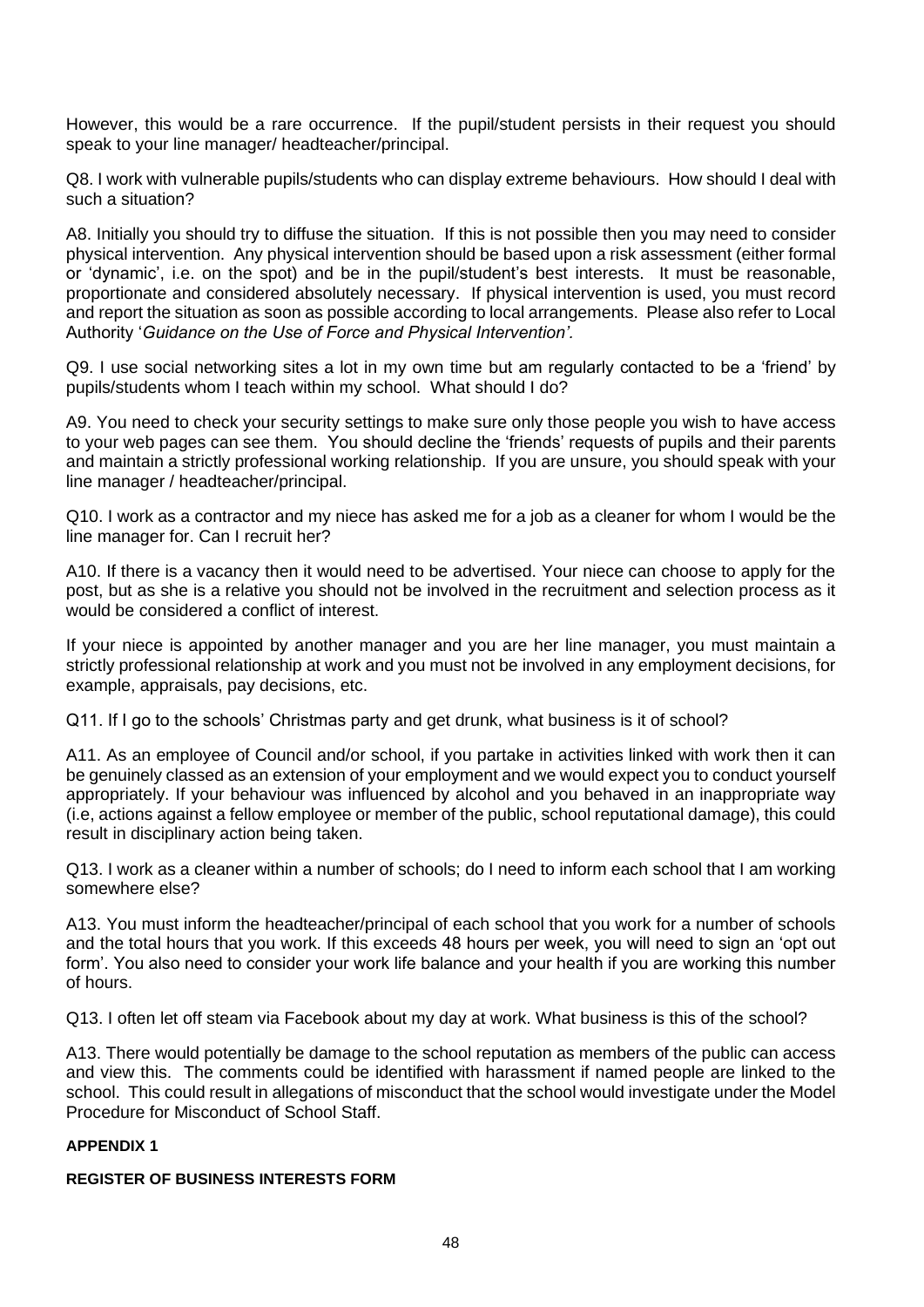However, this would be a rare occurrence. If the pupil/student persists in their request you should speak to your line manager/ headteacher/principal.

Q8. I work with vulnerable pupils/students who can display extreme behaviours. How should I deal with such a situation?

A8. Initially you should try to diffuse the situation. If this is not possible then you may need to consider physical intervention. Any physical intervention should be based upon a risk assessment (either formal or 'dynamic', i.e. on the spot) and be in the pupil/student's best interests. It must be reasonable, proportionate and considered absolutely necessary. If physical intervention is used, you must record and report the situation as soon as possible according to local arrangements. Please also refer to Local Authority '*Guidance on the Use of Force and Physical Intervention'.*

Q9. I use social networking sites a lot in my own time but am regularly contacted to be a 'friend' by pupils/students whom I teach within my school. What should I do?

A9. You need to check your security settings to make sure only those people you wish to have access to your web pages can see them. You should decline the 'friends' requests of pupils and their parents and maintain a strictly professional working relationship. If you are unsure, you should speak with your line manager / headteacher/principal.

Q10. I work as a contractor and my niece has asked me for a job as a cleaner for whom I would be the line manager for. Can I recruit her?

A10. If there is a vacancy then it would need to be advertised. Your niece can choose to apply for the post, but as she is a relative you should not be involved in the recruitment and selection process as it would be considered a conflict of interest.

If your niece is appointed by another manager and you are her line manager, you must maintain a strictly professional relationship at work and you must not be involved in any employment decisions, for example, appraisals, pay decisions, etc.

Q11. If I go to the schools' Christmas party and get drunk, what business is it of school?

A11. As an employee of Council and/or school, if you partake in activities linked with work then it can be genuinely classed as an extension of your employment and we would expect you to conduct yourself appropriately. If your behaviour was influenced by alcohol and you behaved in an inappropriate way (i.e, actions against a fellow employee or member of the public, school reputational damage), this could result in disciplinary action being taken.

Q13. I work as a cleaner within a number of schools; do I need to inform each school that I am working somewhere else?

A13. You must inform the headteacher/principal of each school that you work for a number of schools and the total hours that you work. If this exceeds 48 hours per week, you will need to sign an 'opt out form'. You also need to consider your work life balance and your health if you are working this number of hours.

Q13. I often let off steam via Facebook about my day at work. What business is this of the school?

A13. There would potentially be damage to the school reputation as members of the public can access and view this. The comments could be identified with harassment if named people are linked to the school. This could result in allegations of misconduct that the school would investigate under the Model Procedure for Misconduct of School Staff.

**APPENDIX 1**

**REGISTER OF BUSINESS INTERESTS FORM**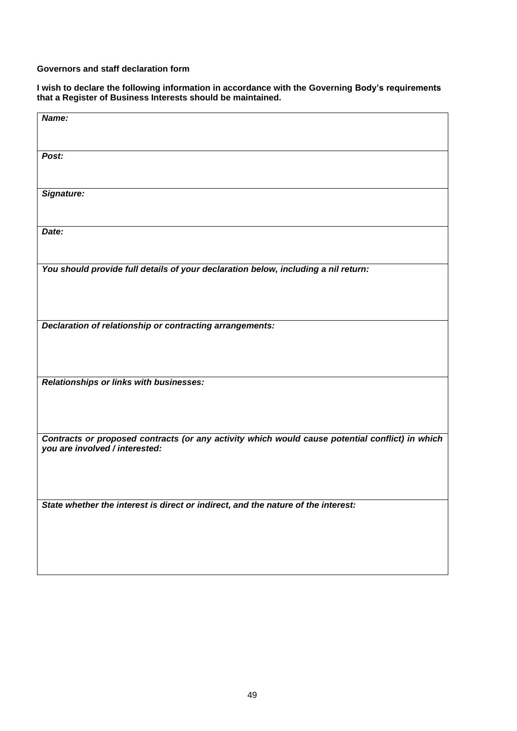**Governors and staff declaration form**

**I wish to declare the following information in accordance with the Governing Body's requirements that a Register of Business Interests should be maintained.**

| ***Name:*** |
|---|
| ***Post:*** |
| ***Signature:*** |
| ***Date:*** |
| ***You should provide full details of your declaration below, including a nil return:*** |
| ***Declaration of relationship or contracting arrangements:*** |
| ***Relationships or links with businesses:*** |
| ***Contracts or proposed contracts (or any activity which would cause potential conflict) in which you are involved / interested:*** |
| ***State whether the interest is direct or indirect, and the nature of the interest:*** |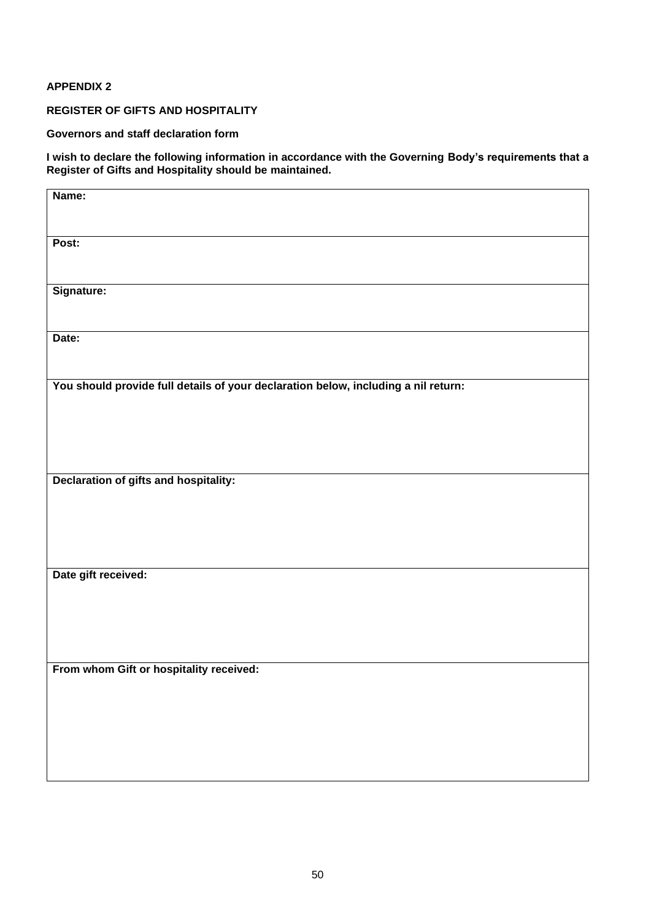**APPENDIX 2**

**REGISTER OF GIFTS AND HOSPITALITY**

**Governors and staff declaration form**

**I wish to declare the following information in accordance with the Governing Body's requirements that a Register of Gifts and Hospitality should be maintained.**

| |
|---|
| **Name:** |
| **Post:** |
| **Signature:** |
| **Date:** |
| **You should provide full details of your declaration below, including a nil return:** |
| **Declaration of gifts and hospitality:** |
| **Date gift received:** |
| **From whom Gift or hospitality received:** |